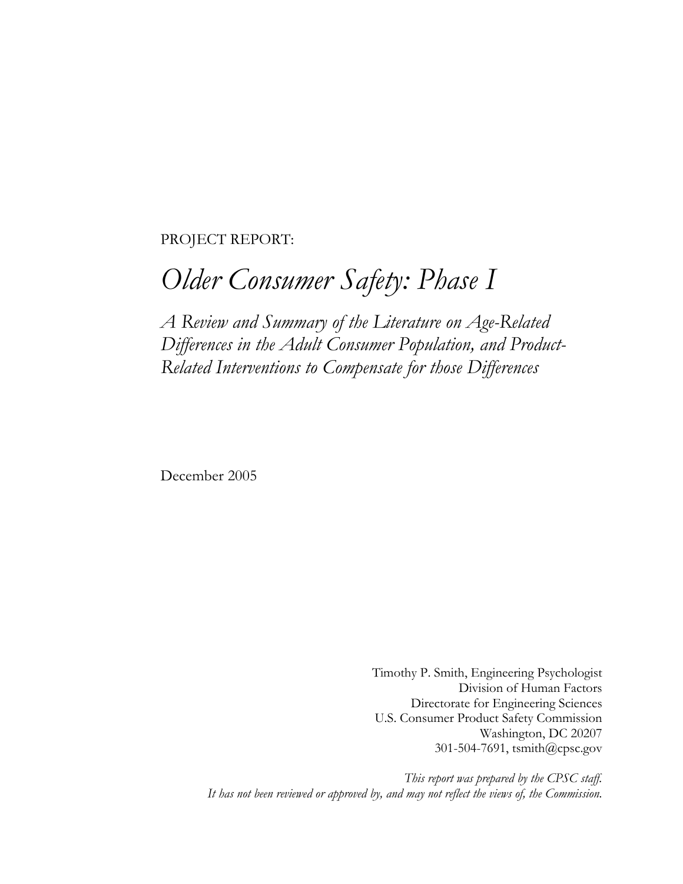PROJECT REPORT:

# *Older Consumer Safety: Phase I*

## *A Review and Summary of the Literature on Age-Related Differences in the Adult Consumer Population, and Product-Related Interventions to Compensate for those Differences*

December 2005

Timothy P. Smith, Engineering Psychologist
Division of Human Factors
Directorate for Engineering Sciences
U.S. Consumer Product Safety Commission
Washington, DC 20207
301-504-7691, tsmith@cpsc.gov

*This report was prepared by the CPSC staff.*
*It has not been reviewed or approved by, and may not reflect the views of, the Commission.*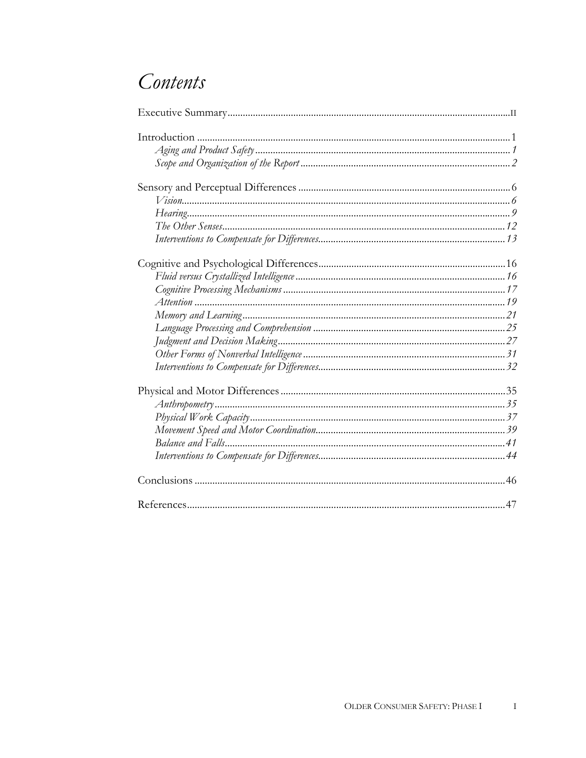# Contents

Executive Summary .......... II

Introduction .......... 1

*Aging and Product Safety* .......... *1*

*Scope and Organization of the Report* .......... *2*

Sensory and Perceptual Differences .......... 6

*Vision* .......... *6*

*Hearing* .......... *9*

*The Other Senses* .......... *12*

*Interventions to Compensate for Differences* .......... *13*

Cognitive and Psychological Differences .......... 16

*Fluid versus Crystallized Intelligence* .......... *16*

*Cognitive Processing Mechanisms* .......... *17*

*Attention* .......... *19*

*Memory and Learning* .......... *21*

*Language Processing and Comprehension* .......... *25*

*Judgment and Decision Making* .......... *27*

*Other Forms of Nonverbal Intelligence* .......... *31*

*Interventions to Compensate for Differences* .......... *32*

Physical and Motor Differences .......... 35

*Anthropometry* .......... *35*

*Physical Work Capacity* .......... *37*

*Movement Speed and Motor Coordination* .......... *39*

*Balance and Falls* .......... *41*

*Interventions to Compensate for Differences* .......... *44*

Conclusions .......... 46

References .......... 47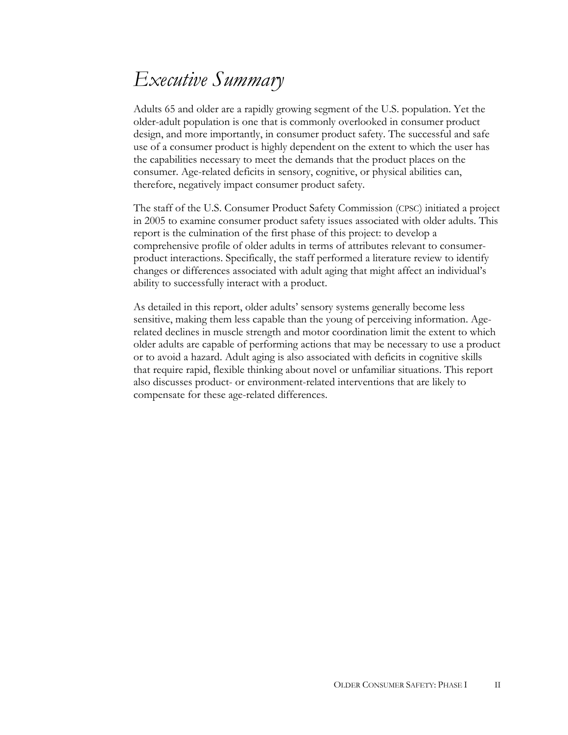# Executive Summary

Adults 65 and older are a rapidly growing segment of the U.S. population. Yet the older-adult population is one that is commonly overlooked in consumer product design, and more importantly, in consumer product safety. The successful and safe use of a consumer product is highly dependent on the extent to which the user has the capabilities necessary to meet the demands that the product places on the consumer. Age-related deficits in sensory, cognitive, or physical abilities can, therefore, negatively impact consumer product safety.

The staff of the U.S. Consumer Product Safety Commission (CPSC) initiated a project in 2005 to examine consumer product safety issues associated with older adults. This report is the culmination of the first phase of this project: to develop a comprehensive profile of older adults in terms of attributes relevant to consumer-product interactions. Specifically, the staff performed a literature review to identify changes or differences associated with adult aging that might affect an individual's ability to successfully interact with a product.

As detailed in this report, older adults' sensory systems generally become less sensitive, making them less capable than the young of perceiving information. Age-related declines in muscle strength and motor coordination limit the extent to which older adults are capable of performing actions that may be necessary to use a product or to avoid a hazard. Adult aging is also associated with deficits in cognitive skills that require rapid, flexible thinking about novel or unfamiliar situations. This report also discusses product- or environment-related interventions that are likely to compensate for these age-related differences.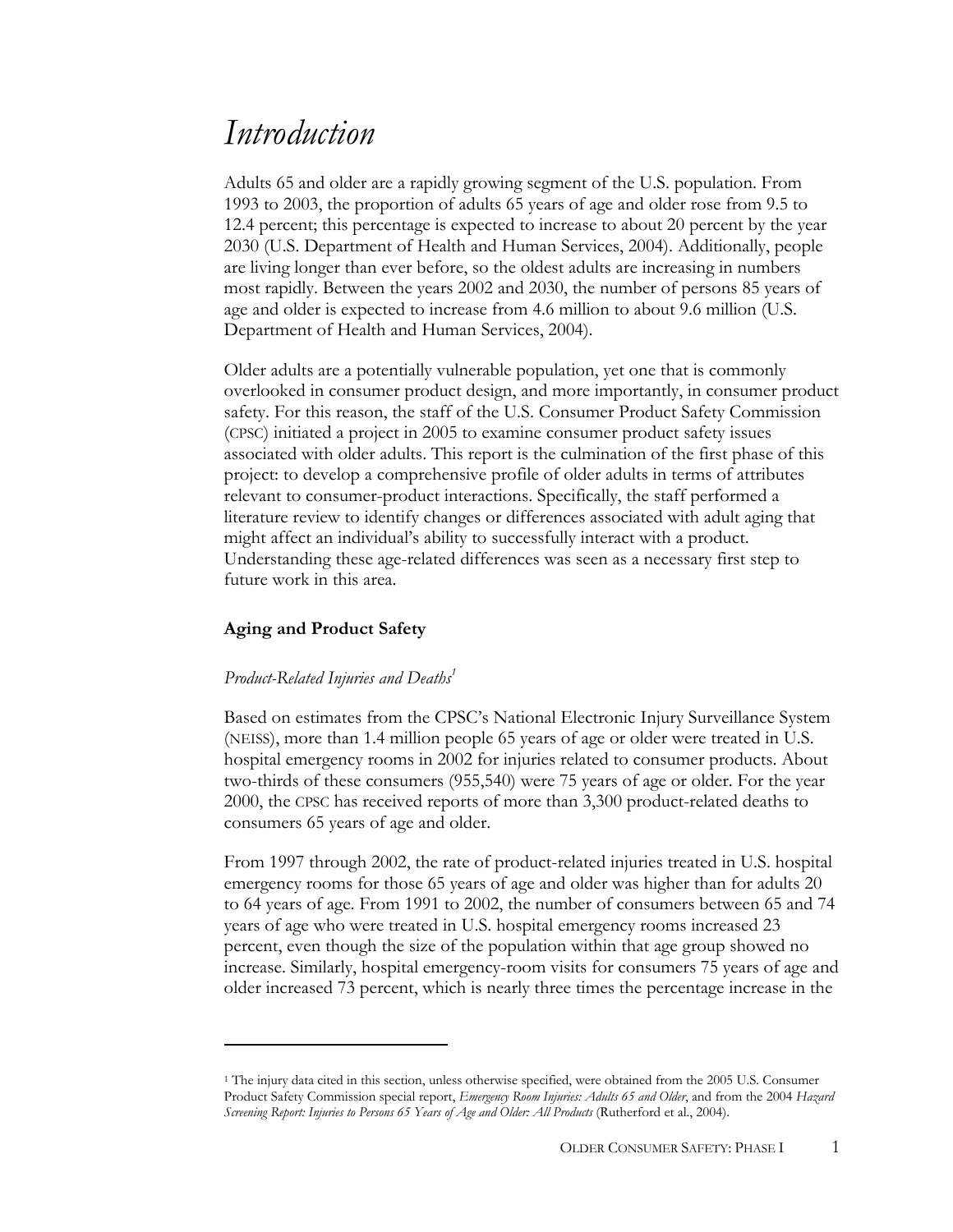# Introduction

Adults 65 and older are a rapidly growing segment of the U.S. population. From 1993 to 2003, the proportion of adults 65 years of age and older rose from 9.5 to 12.4 percent; this percentage is expected to increase to about 20 percent by the year 2030 (U.S. Department of Health and Human Services, 2004). Additionally, people are living longer than ever before, so the oldest adults are increasing in numbers most rapidly. Between the years 2002 and 2030, the number of persons 85 years of age and older is expected to increase from 4.6 million to about 9.6 million (U.S. Department of Health and Human Services, 2004).

Older adults are a potentially vulnerable population, yet one that is commonly overlooked in consumer product design, and more importantly, in consumer product safety. For this reason, the staff of the U.S. Consumer Product Safety Commission (CPSC) initiated a project in 2005 to examine consumer product safety issues associated with older adults. This report is the culmination of the first phase of this project: to develop a comprehensive profile of older adults in terms of attributes relevant to consumer-product interactions. Specifically, the staff performed a literature review to identify changes or differences associated with adult aging that might affect an individual's ability to successfully interact with a product. Understanding these age-related differences was seen as a necessary first step to future work in this area.

## Aging and Product Safety

### *Product-Related Injuries and Deaths*[1]

Based on estimates from the CPSC's National Electronic Injury Surveillance System (NEISS), more than 1.4 million people 65 years of age or older were treated in U.S. hospital emergency rooms in 2002 for injuries related to consumer products. About two-thirds of these consumers (955,540) were 75 years of age or older. For the year 2000, the CPSC has received reports of more than 3,300 product-related deaths to consumers 65 years of age and older.

From 1997 through 2002, the rate of product-related injuries treated in U.S. hospital emergency rooms for those 65 years of age and older was higher than for adults 20 to 64 years of age. From 1991 to 2002, the number of consumers between 65 and 74 years of age who were treated in U.S. hospital emergency rooms increased 23 percent, even though the size of the population within that age group showed no increase. Similarly, hospital emergency-room visits for consumers 75 years of age and older increased 73 percent, which is nearly three times the percentage increase in the

---

[1] The injury data cited in this section, unless otherwise specified, were obtained from the 2005 U.S. Consumer Product Safety Commission special report, *Emergency Room Injuries: Adults 65 and Older*, and from the 2004 *Hazard Screening Report: Injuries to Persons 65 Years of Age and Older: All Products* (Rutherford et al., 2004).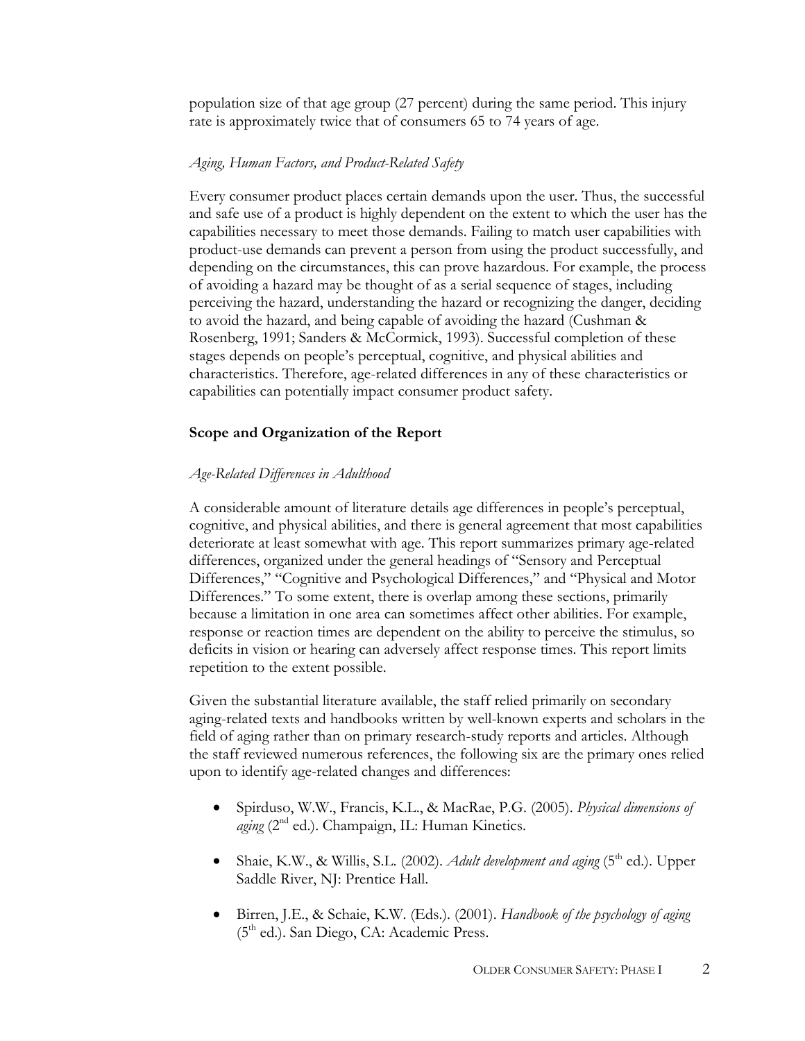population size of that age group (27 percent) during the same period. This injury rate is approximately twice that of consumers 65 to 74 years of age.

*Aging, Human Factors, and Product-Related Safety*

Every consumer product places certain demands upon the user. Thus, the successful and safe use of a product is highly dependent on the extent to which the user has the capabilities necessary to meet those demands. Failing to match user capabilities with product-use demands can prevent a person from using the product successfully, and depending on the circumstances, this can prove hazardous. For example, the process of avoiding a hazard may be thought of as a serial sequence of stages, including perceiving the hazard, understanding the hazard or recognizing the danger, deciding to avoid the hazard, and being capable of avoiding the hazard (Cushman & Rosenberg, 1991; Sanders & McCormick, 1993). Successful completion of these stages depends on people's perceptual, cognitive, and physical abilities and characteristics. Therefore, age-related differences in any of these characteristics or capabilities can potentially impact consumer product safety.

## Scope and Organization of the Report

*Age-Related Differences in Adulthood*

A considerable amount of literature details age differences in people's perceptual, cognitive, and physical abilities, and there is general agreement that most capabilities deteriorate at least somewhat with age. This report summarizes primary age-related differences, organized under the general headings of "Sensory and Perceptual Differences," "Cognitive and Psychological Differences," and "Physical and Motor Differences." To some extent, there is overlap among these sections, primarily because a limitation in one area can sometimes affect other abilities. For example, response or reaction times are dependent on the ability to perceive the stimulus, so deficits in vision or hearing can adversely affect response times. This report limits repetition to the extent possible.

Given the substantial literature available, the staff relied primarily on secondary aging-related texts and handbooks written by well-known experts and scholars in the field of aging rather than on primary research-study reports and articles. Although the staff reviewed numerous references, the following six are the primary ones relied upon to identify age-related changes and differences:

- Spirduso, W.W., Francis, K.L., & MacRae, P.G. (2005). *Physical dimensions of aging* (2nd ed.). Champaign, IL: Human Kinetics.
- Shaie, K.W., & Willis, S.L. (2002). *Adult development and aging* (5th ed.). Upper Saddle River, NJ: Prentice Hall.
- Birren, J.E., & Schaie, K.W. (Eds.). (2001). *Handbook of the psychology of aging* (5th ed.). San Diego, CA: Academic Press.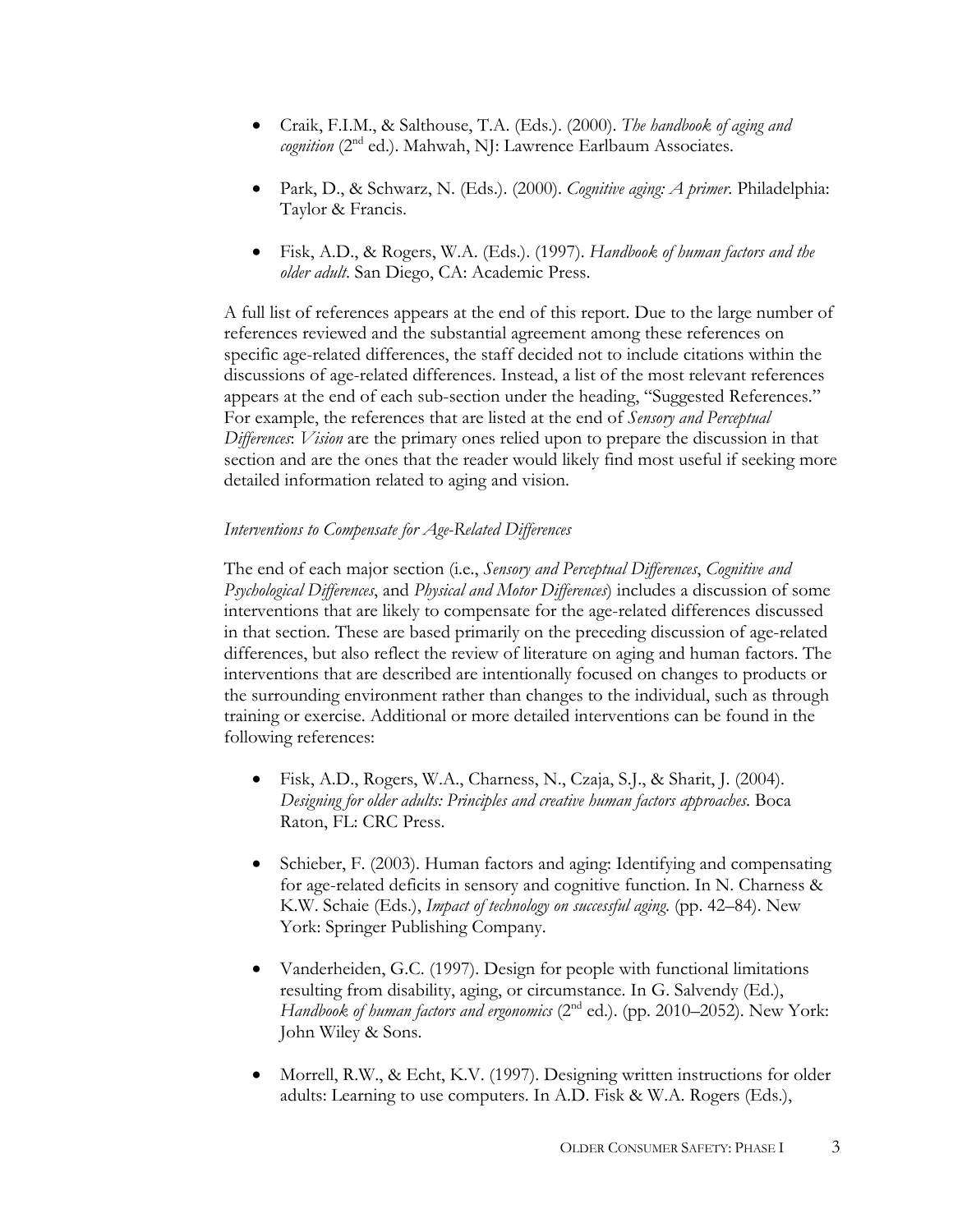- Craik, F.I.M., & Salthouse, T.A. (Eds.). (2000). *The handbook of aging and cognition* (2nd ed.). Mahwah, NJ: Lawrence Earlbaum Associates.

- Park, D., & Schwarz, N. (Eds.). (2000). *Cognitive aging: A primer.* Philadelphia: Taylor & Francis.

- Fisk, A.D., & Rogers, W.A. (Eds.). (1997). *Handbook of human factors and the older adult*. San Diego, CA: Academic Press.

A full list of references appears at the end of this report. Due to the large number of references reviewed and the substantial agreement among these references on specific age-related differences, the staff decided not to include citations within the discussions of age-related differences. Instead, a list of the most relevant references appears at the end of each sub-section under the heading, "Suggested References." For example, the references that are listed at the end of *Sensory and Perceptual Differences*: *Vision* are the primary ones relied upon to prepare the discussion in that section and are the ones that the reader would likely find most useful if seeking more detailed information related to aging and vision.

*Interventions to Compensate for Age-Related Differences*

The end of each major section (i.e., *Sensory and Perceptual Differences*, *Cognitive and Psychological Differences*, and *Physical and Motor Differences*) includes a discussion of some interventions that are likely to compensate for the age-related differences discussed in that section. These are based primarily on the preceding discussion of age-related differences, but also reflect the review of literature on aging and human factors. The interventions that are described are intentionally focused on changes to products or the surrounding environment rather than changes to the individual, such as through training or exercise. Additional or more detailed interventions can be found in the following references:

- Fisk, A.D., Rogers, W.A., Charness, N., Czaja, S.J., & Sharit, J. (2004). *Designing for older adults: Principles and creative human factors approaches.* Boca Raton, FL: CRC Press.

- Schieber, F. (2003). Human factors and aging: Identifying and compensating for age-related deficits in sensory and cognitive function. In N. Charness & K.W. Schaie (Eds.), *Impact of technology on successful aging.* (pp. 42–84). New York: Springer Publishing Company.

- Vanderheiden, G.C. (1997). Design for people with functional limitations resulting from disability, aging, or circumstance. In G. Salvendy (Ed.), *Handbook of human factors and ergonomics* (2nd ed.). (pp. 2010–2052). New York: John Wiley & Sons.

- Morrell, R.W., & Echt, K.V. (1997). Designing written instructions for older adults: Learning to use computers. In A.D. Fisk & W.A. Rogers (Eds.),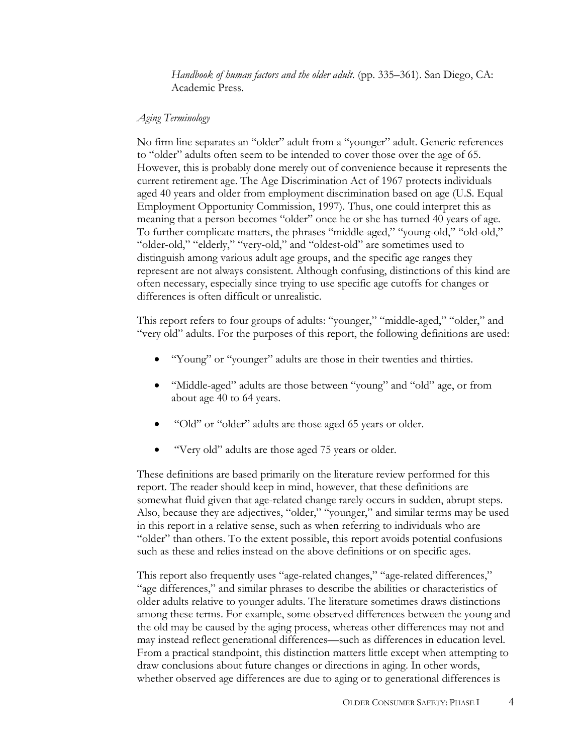*Handbook of human factors and the older adult.* (pp. 335–361). San Diego, CA: Academic Press.

### *Aging Terminology*

No firm line separates an "older" adult from a "younger" adult. Generic references to "older" adults often seem to be intended to cover those over the age of 65. However, this is probably done merely out of convenience because it represents the current retirement age. The Age Discrimination Act of 1967 protects individuals aged 40 years and older from employment discrimination based on age (U.S. Equal Employment Opportunity Commission, 1997). Thus, one could interpret this as meaning that a person becomes "older" once he or she has turned 40 years of age. To further complicate matters, the phrases "middle-aged," "young-old," "old-old," "older-old," "elderly," "very-old," and "oldest-old" are sometimes used to distinguish among various adult age groups, and the specific age ranges they represent are not always consistent. Although confusing, distinctions of this kind are often necessary, especially since trying to use specific age cutoffs for changes or differences is often difficult or unrealistic.

This report refers to four groups of adults: "younger," "middle-aged," "older," and "very old" adults. For the purposes of this report, the following definitions are used:

- "Young" or "younger" adults are those in their twenties and thirties.
- "Middle-aged" adults are those between "young" and "old" age, or from about age 40 to 64 years.
- "Old" or "older" adults are those aged 65 years or older.
- "Very old" adults are those aged 75 years or older.

These definitions are based primarily on the literature review performed for this report. The reader should keep in mind, however, that these definitions are somewhat fluid given that age-related change rarely occurs in sudden, abrupt steps. Also, because they are adjectives, "older," "younger," and similar terms may be used in this report in a relative sense, such as when referring to individuals who are "older" than others. To the extent possible, this report avoids potential confusions such as these and relies instead on the above definitions or on specific ages.

This report also frequently uses "age-related changes," "age-related differences," "age differences," and similar phrases to describe the abilities or characteristics of older adults relative to younger adults. The literature sometimes draws distinctions among these terms. For example, some observed differences between the young and the old may be caused by the aging process, whereas other differences may not and may instead reflect generational differences—such as differences in education level. From a practical standpoint, this distinction matters little except when attempting to draw conclusions about future changes or directions in aging. In other words, whether observed age differences are due to aging or to generational differences is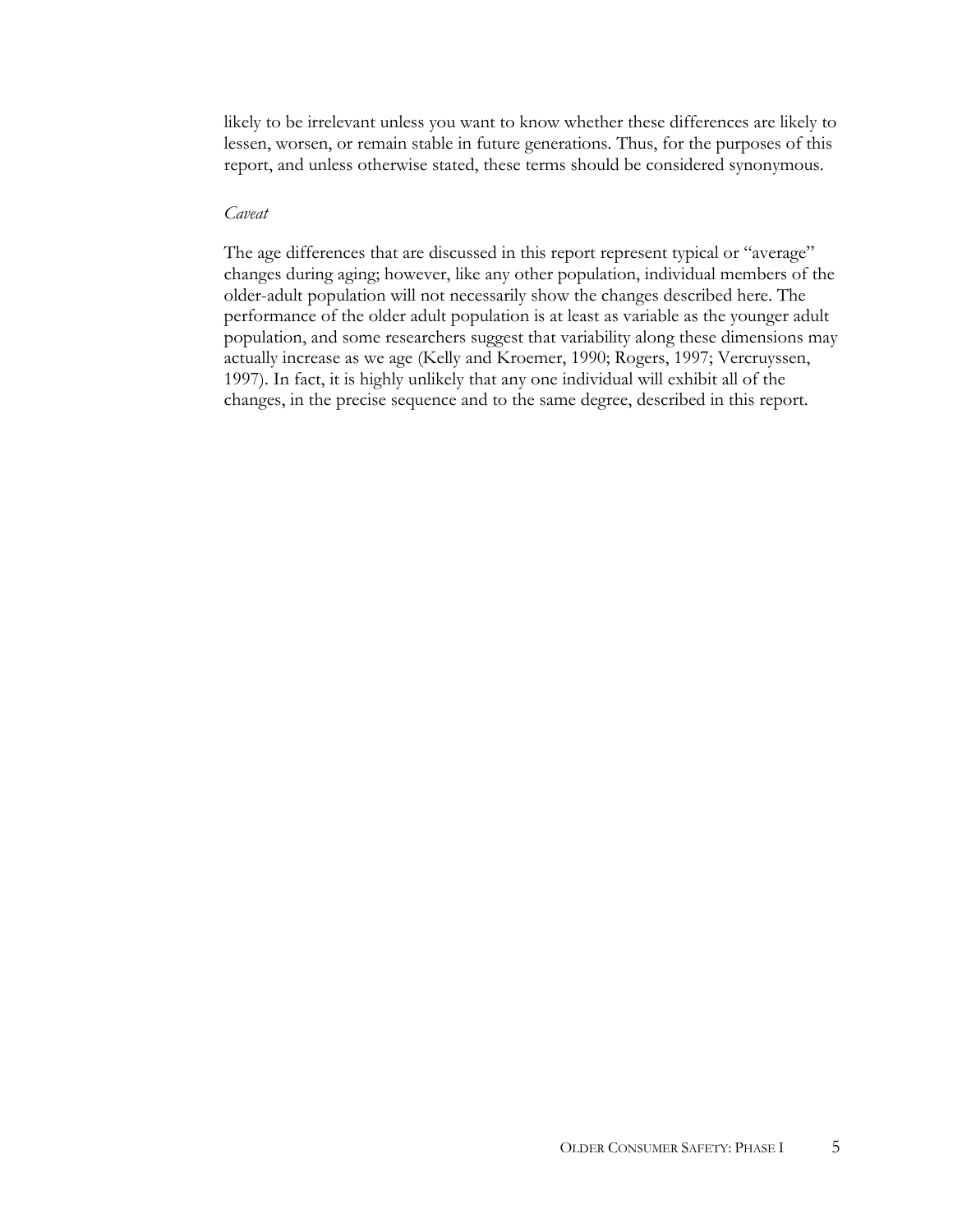likely to be irrelevant unless you want to know whether these differences are likely to lessen, worsen, or remain stable in future generations. Thus, for the purposes of this report, and unless otherwise stated, these terms should be considered synonymous.

*Caveat*

The age differences that are discussed in this report represent typical or "average" changes during aging; however, like any other population, individual members of the older-adult population will not necessarily show the changes described here. The performance of the older adult population is at least as variable as the younger adult population, and some researchers suggest that variability along these dimensions may actually increase as we age (Kelly and Kroemer, 1990; Rogers, 1997; Vercruyssen, 1997). In fact, it is highly unlikely that any one individual will exhibit all of the changes, in the precise sequence and to the same degree, described in this report.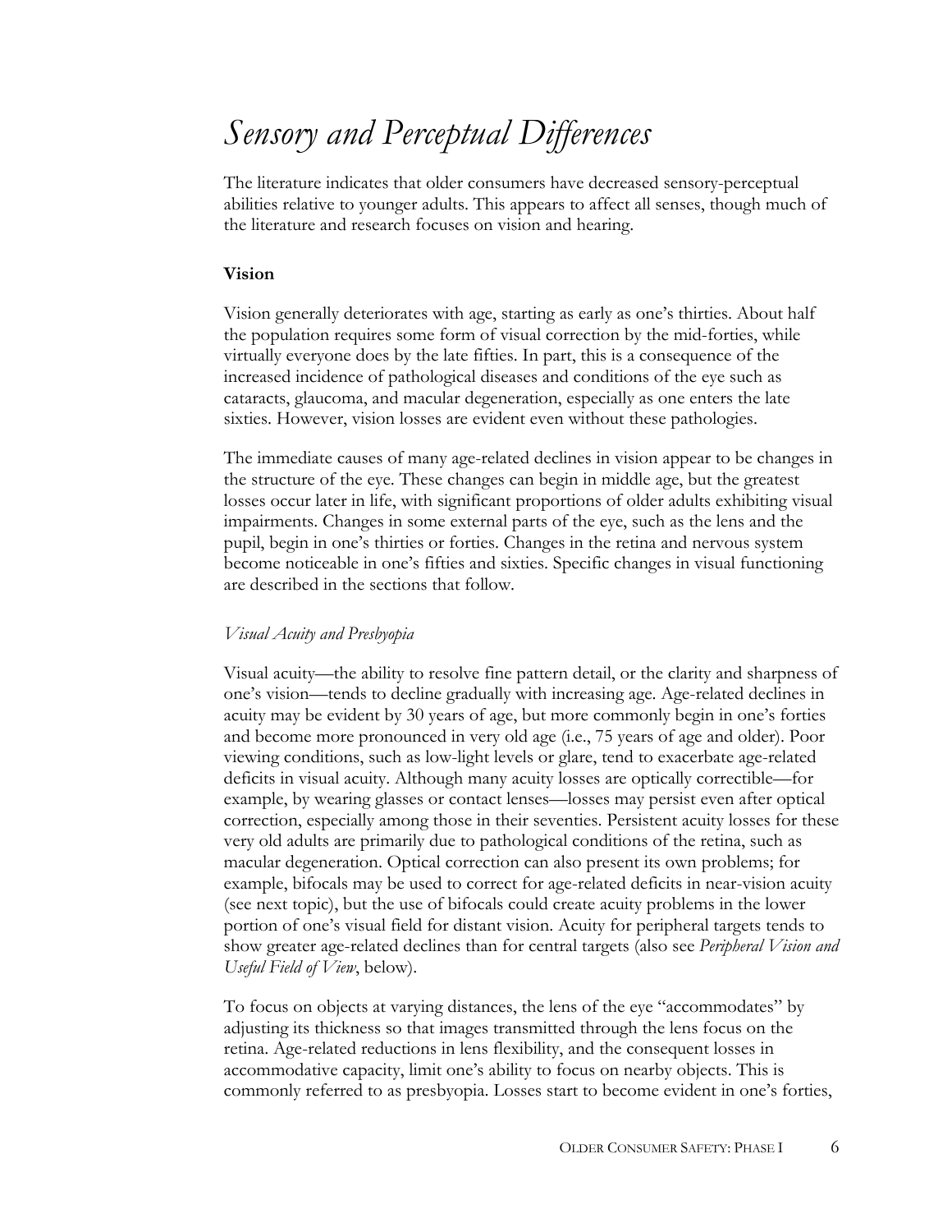# *Sensory and Perceptual Differences*

The literature indicates that older consumers have decreased sensory-perceptual abilities relative to younger adults. This appears to affect all senses, though much of the literature and research focuses on vision and hearing.

### Vision

Vision generally deteriorates with age, starting as early as one's thirties. About half the population requires some form of visual correction by the mid-forties, while virtually everyone does by the late fifties. In part, this is a consequence of the increased incidence of pathological diseases and conditions of the eye such as cataracts, glaucoma, and macular degeneration, especially as one enters the late sixties. However, vision losses are evident even without these pathologies.

The immediate causes of many age-related declines in vision appear to be changes in the structure of the eye. These changes can begin in middle age, but the greatest losses occur later in life, with significant proportions of older adults exhibiting visual impairments. Changes in some external parts of the eye, such as the lens and the pupil, begin in one's thirties or forties. Changes in the retina and nervous system become noticeable in one's fifties and sixties. Specific changes in visual functioning are described in the sections that follow.

#### *Visual Acuity and Presbyopia*

Visual acuity—the ability to resolve fine pattern detail, or the clarity and sharpness of one's vision—tends to decline gradually with increasing age. Age-related declines in acuity may be evident by 30 years of age, but more commonly begin in one's forties and become more pronounced in very old age (i.e., 75 years of age and older). Poor viewing conditions, such as low-light levels or glare, tend to exacerbate age-related deficits in visual acuity. Although many acuity losses are optically correctible—for example, by wearing glasses or contact lenses—losses may persist even after optical correction, especially among those in their seventies. Persistent acuity losses for these very old adults are primarily due to pathological conditions of the retina, such as macular degeneration. Optical correction can also present its own problems; for example, bifocals may be used to correct for age-related deficits in near-vision acuity (see next topic), but the use of bifocals could create acuity problems in the lower portion of one's visual field for distant vision. Acuity for peripheral targets tends to show greater age-related declines than for central targets (also see *Peripheral Vision and Useful Field of View*, below).

To focus on objects at varying distances, the lens of the eye "accommodates" by adjusting its thickness so that images transmitted through the lens focus on the retina. Age-related reductions in lens flexibility, and the consequent losses in accommodative capacity, limit one's ability to focus on nearby objects. This is commonly referred to as presbyopia. Losses start to become evident in one's forties,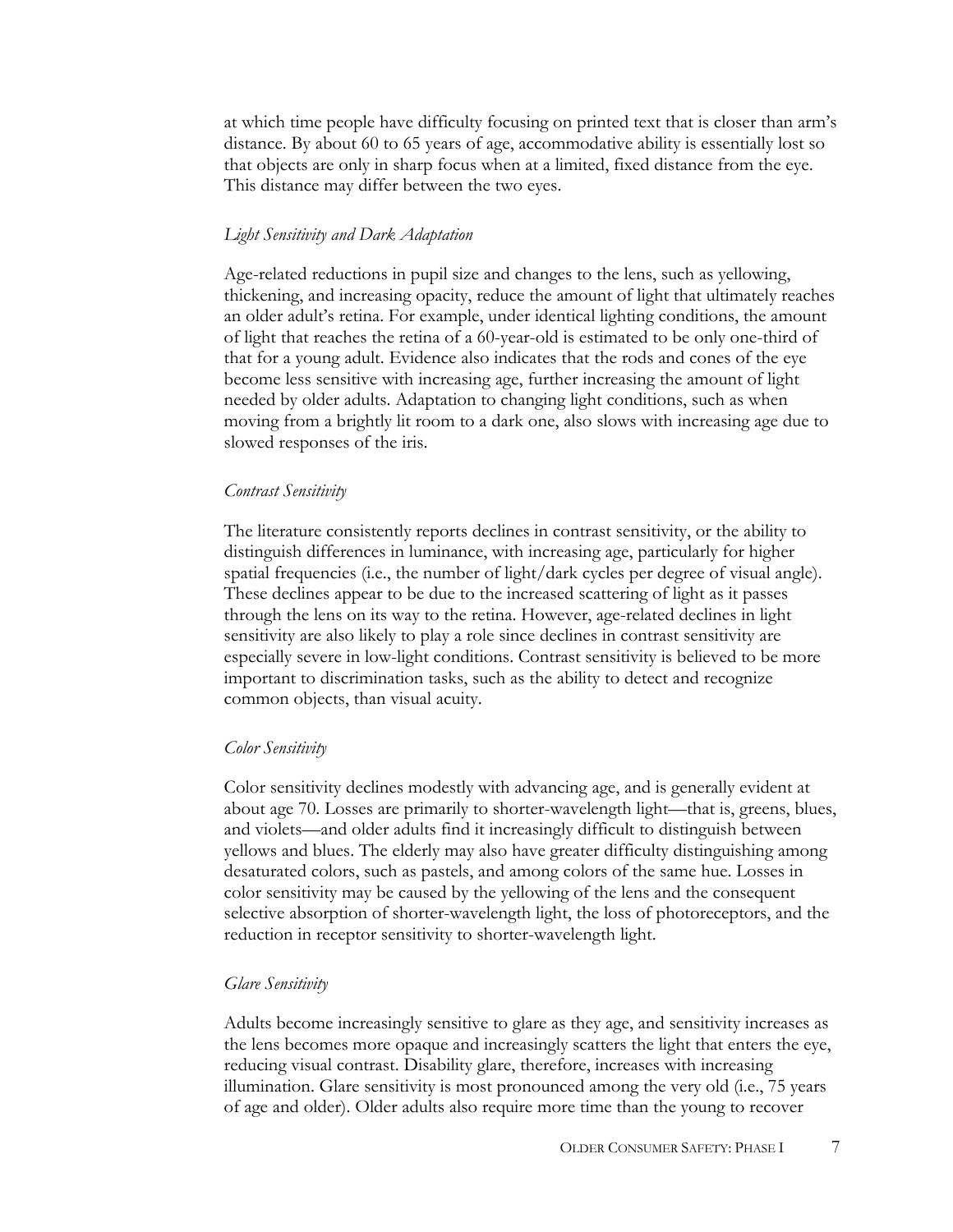at which time people have difficulty focusing on printed text that is closer than arm's distance. By about 60 to 65 years of age, accommodative ability is essentially lost so that objects are only in sharp focus when at a limited, fixed distance from the eye. This distance may differ between the two eyes.

*Light Sensitivity and Dark Adaptation*

Age-related reductions in pupil size and changes to the lens, such as yellowing, thickening, and increasing opacity, reduce the amount of light that ultimately reaches an older adult's retina. For example, under identical lighting conditions, the amount of light that reaches the retina of a 60-year-old is estimated to be only one-third of that for a young adult. Evidence also indicates that the rods and cones of the eye become less sensitive with increasing age, further increasing the amount of light needed by older adults. Adaptation to changing light conditions, such as when moving from a brightly lit room to a dark one, also slows with increasing age due to slowed responses of the iris.

*Contrast Sensitivity*

The literature consistently reports declines in contrast sensitivity, or the ability to distinguish differences in luminance, with increasing age, particularly for higher spatial frequencies (i.e., the number of light/dark cycles per degree of visual angle). These declines appear to be due to the increased scattering of light as it passes through the lens on its way to the retina. However, age-related declines in light sensitivity are also likely to play a role since declines in contrast sensitivity are especially severe in low-light conditions. Contrast sensitivity is believed to be more important to discrimination tasks, such as the ability to detect and recognize common objects, than visual acuity.

*Color Sensitivity*

Color sensitivity declines modestly with advancing age, and is generally evident at about age 70. Losses are primarily to shorter-wavelength light—that is, greens, blues, and violets—and older adults find it increasingly difficult to distinguish between yellows and blues. The elderly may also have greater difficulty distinguishing among desaturated colors, such as pastels, and among colors of the same hue. Losses in color sensitivity may be caused by the yellowing of the lens and the consequent selective absorption of shorter-wavelength light, the loss of photoreceptors, and the reduction in receptor sensitivity to shorter-wavelength light.

*Glare Sensitivity*

Adults become increasingly sensitive to glare as they age, and sensitivity increases as the lens becomes more opaque and increasingly scatters the light that enters the eye, reducing visual contrast. Disability glare, therefore, increases with increasing illumination. Glare sensitivity is most pronounced among the very old (i.e., 75 years of age and older). Older adults also require more time than the young to recover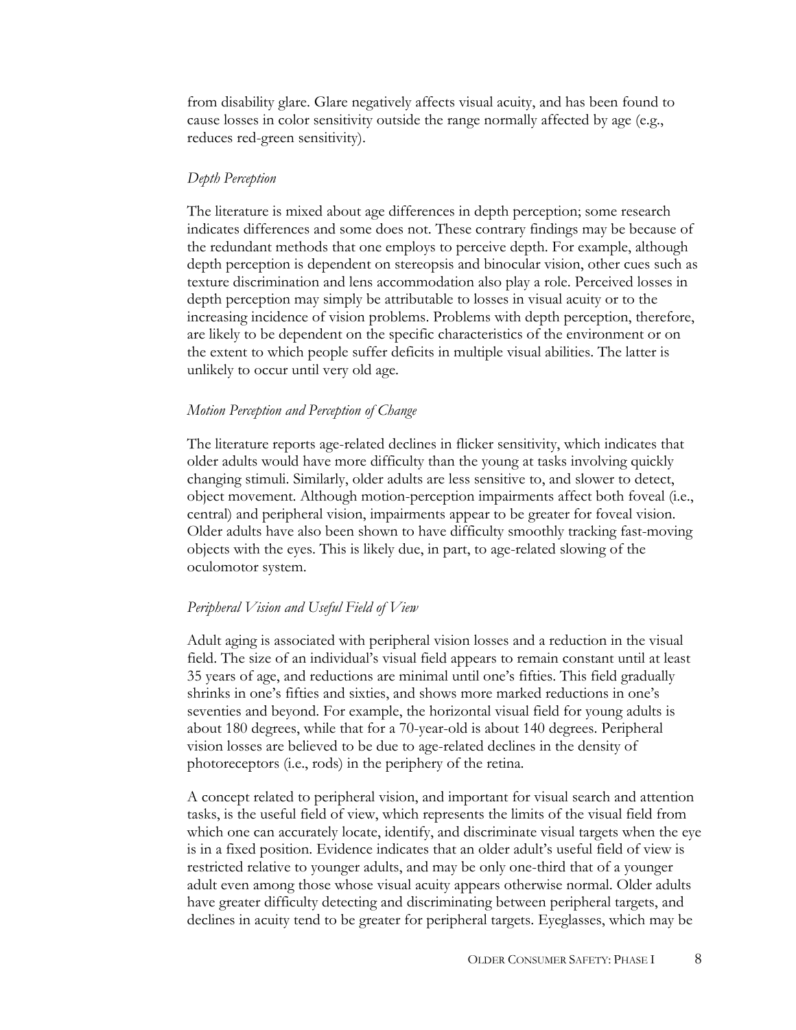from disability glare. Glare negatively affects visual acuity, and has been found to cause losses in color sensitivity outside the range normally affected by age (e.g., reduces red-green sensitivity).

*Depth Perception*

The literature is mixed about age differences in depth perception; some research indicates differences and some does not. These contrary findings may be because of the redundant methods that one employs to perceive depth. For example, although depth perception is dependent on stereopsis and binocular vision, other cues such as texture discrimination and lens accommodation also play a role. Perceived losses in depth perception may simply be attributable to losses in visual acuity or to the increasing incidence of vision problems. Problems with depth perception, therefore, are likely to be dependent on the specific characteristics of the environment or on the extent to which people suffer deficits in multiple visual abilities. The latter is unlikely to occur until very old age.

*Motion Perception and Perception of Change*

The literature reports age-related declines in flicker sensitivity, which indicates that older adults would have more difficulty than the young at tasks involving quickly changing stimuli. Similarly, older adults are less sensitive to, and slower to detect, object movement. Although motion-perception impairments affect both foveal (i.e., central) and peripheral vision, impairments appear to be greater for foveal vision. Older adults have also been shown to have difficulty smoothly tracking fast-moving objects with the eyes. This is likely due, in part, to age-related slowing of the oculomotor system.

*Peripheral Vision and Useful Field of View*

Adult aging is associated with peripheral vision losses and a reduction in the visual field. The size of an individual's visual field appears to remain constant until at least 35 years of age, and reductions are minimal until one's fifties. This field gradually shrinks in one's fifties and sixties, and shows more marked reductions in one's seventies and beyond. For example, the horizontal visual field for young adults is about 180 degrees, while that for a 70-year-old is about 140 degrees. Peripheral vision losses are believed to be due to age-related declines in the density of photoreceptors (i.e., rods) in the periphery of the retina.

A concept related to peripheral vision, and important for visual search and attention tasks, is the useful field of view, which represents the limits of the visual field from which one can accurately locate, identify, and discriminate visual targets when the eye is in a fixed position. Evidence indicates that an older adult's useful field of view is restricted relative to younger adults, and may be only one-third that of a younger adult even among those whose visual acuity appears otherwise normal. Older adults have greater difficulty detecting and discriminating between peripheral targets, and declines in acuity tend to be greater for peripheral targets. Eyeglasses, which may be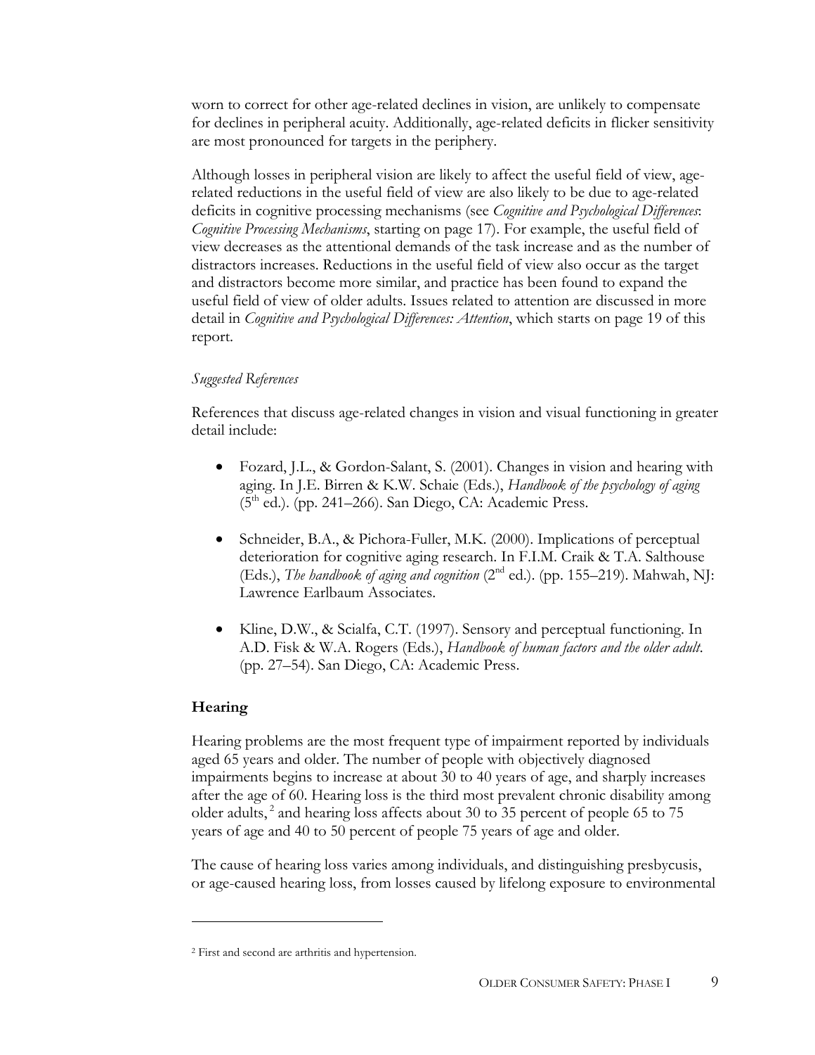worn to correct for other age-related declines in vision, are unlikely to compensate for declines in peripheral acuity. Additionally, age-related deficits in flicker sensitivity are most pronounced for targets in the periphery.

Although losses in peripheral vision are likely to affect the useful field of view, age-related reductions in the useful field of view are also likely to be due to age-related deficits in cognitive processing mechanisms (see *Cognitive and Psychological Differences*: *Cognitive Processing Mechanisms*, starting on page 17). For example, the useful field of view decreases as the attentional demands of the task increase and as the number of distractors increases. Reductions in the useful field of view also occur as the target and distractors become more similar, and practice has been found to expand the useful field of view of older adults. Issues related to attention are discussed in more detail in *Cognitive and Psychological Differences: Attention*, which starts on page 19 of this report.

*Suggested References*

References that discuss age-related changes in vision and visual functioning in greater detail include:

- Fozard, J.L., & Gordon-Salant, S. (2001). Changes in vision and hearing with aging. In J.E. Birren & K.W. Schaie (Eds.), *Handbook of the psychology of aging* (5th ed.). (pp. 241–266). San Diego, CA: Academic Press.

- Schneider, B.A., & Pichora-Fuller, M.K. (2000). Implications of perceptual deterioration for cognitive aging research. In F.I.M. Craik & T.A. Salthouse (Eds.), *The handbook of aging and cognition* (2nd ed.). (pp. 155–219). Mahwah, NJ: Lawrence Earlbaum Associates.

- Kline, D.W., & Scialfa, C.T. (1997). Sensory and perceptual functioning. In A.D. Fisk & W.A. Rogers (Eds.), *Handbook of human factors and the older adult*. (pp. 27–54). San Diego, CA: Academic Press.

## Hearing

Hearing problems are the most frequent type of impairment reported by individuals aged 65 years and older. The number of people with objectively diagnosed impairments begins to increase at about 30 to 40 years of age, and sharply increases after the age of 60. Hearing loss is the third most prevalent chronic disability among older adults,[2] and hearing loss affects about 30 to 35 percent of people 65 to 75 years of age and 40 to 50 percent of people 75 years of age and older.

The cause of hearing loss varies among individuals, and distinguishing presbycusis, or age-caused hearing loss, from losses caused by lifelong exposure to environmental

[2] First and second are arthritis and hypertension.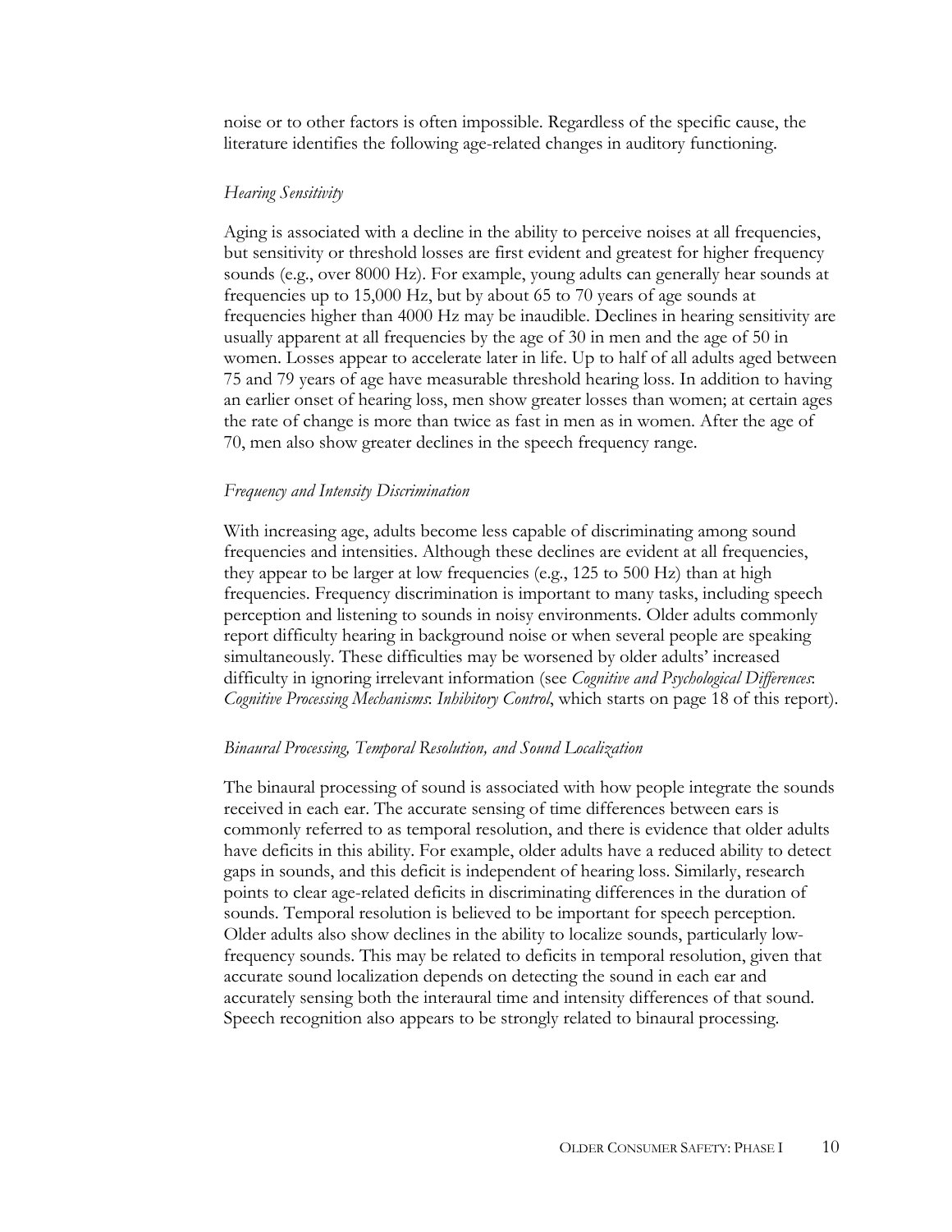noise or to other factors is often impossible. Regardless of the specific cause, the literature identifies the following age-related changes in auditory functioning.

*Hearing Sensitivity*

Aging is associated with a decline in the ability to perceive noises at all frequencies, but sensitivity or threshold losses are first evident and greatest for higher frequency sounds (e.g., over 8000 Hz). For example, young adults can generally hear sounds at frequencies up to 15,000 Hz, but by about 65 to 70 years of age sounds at frequencies higher than 4000 Hz may be inaudible. Declines in hearing sensitivity are usually apparent at all frequencies by the age of 30 in men and the age of 50 in women. Losses appear to accelerate later in life. Up to half of all adults aged between 75 and 79 years of age have measurable threshold hearing loss. In addition to having an earlier onset of hearing loss, men show greater losses than women; at certain ages the rate of change is more than twice as fast in men as in women. After the age of 70, men also show greater declines in the speech frequency range.

*Frequency and Intensity Discrimination*

With increasing age, adults become less capable of discriminating among sound frequencies and intensities. Although these declines are evident at all frequencies, they appear to be larger at low frequencies (e.g., 125 to 500 Hz) than at high frequencies. Frequency discrimination is important to many tasks, including speech perception and listening to sounds in noisy environments. Older adults commonly report difficulty hearing in background noise or when several people are speaking simultaneously. These difficulties may be worsened by older adults' increased difficulty in ignoring irrelevant information (see *Cognitive and Psychological Differences*: *Cognitive Processing Mechanisms*: *Inhibitory Control*, which starts on page 18 of this report).

*Binaural Processing, Temporal Resolution, and Sound Localization*

The binaural processing of sound is associated with how people integrate the sounds received in each ear. The accurate sensing of time differences between ears is commonly referred to as temporal resolution, and there is evidence that older adults have deficits in this ability. For example, older adults have a reduced ability to detect gaps in sounds, and this deficit is independent of hearing loss. Similarly, research points to clear age-related deficits in discriminating differences in the duration of sounds. Temporal resolution is believed to be important for speech perception. Older adults also show declines in the ability to localize sounds, particularly low-frequency sounds. This may be related to deficits in temporal resolution, given that accurate sound localization depends on detecting the sound in each ear and accurately sensing both the interaural time and intensity differences of that sound. Speech recognition also appears to be strongly related to binaural processing.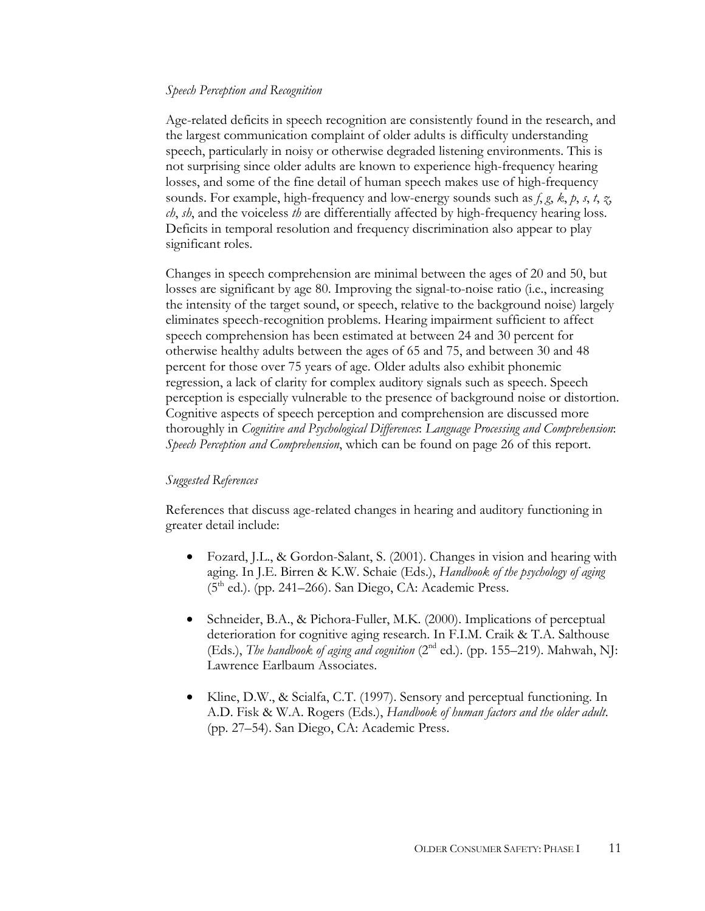*Speech Perception and Recognition*

Age-related deficits in speech recognition are consistently found in the research, and the largest communication complaint of older adults is difficulty understanding speech, particularly in noisy or otherwise degraded listening environments. This is not surprising since older adults are known to experience high-frequency hearing losses, and some of the fine detail of human speech makes use of high-frequency sounds. For example, high-frequency and low-energy sounds such as *f*, *g*, *k*, *p*, *s*, *t*, *z*, *ch*, *sh*, and the voiceless *th* are differentially affected by high-frequency hearing loss. Deficits in temporal resolution and frequency discrimination also appear to play significant roles.

Changes in speech comprehension are minimal between the ages of 20 and 50, but losses are significant by age 80. Improving the signal-to-noise ratio (i.e., increasing the intensity of the target sound, or speech, relative to the background noise) largely eliminates speech-recognition problems. Hearing impairment sufficient to affect speech comprehension has been estimated at between 24 and 30 percent for otherwise healthy adults between the ages of 65 and 75, and between 30 and 48 percent for those over 75 years of age. Older adults also exhibit phonemic regression, a lack of clarity for complex auditory signals such as speech. Speech perception is especially vulnerable to the presence of background noise or distortion. Cognitive aspects of speech perception and comprehension are discussed more thoroughly in *Cognitive and Psychological Differences*: *Language Processing and Comprehension*: *Speech Perception and Comprehension*, which can be found on page 26 of this report.

*Suggested References*

References that discuss age-related changes in hearing and auditory functioning in greater detail include:

- Fozard, J.L., & Gordon-Salant, S. (2001). Changes in vision and hearing with aging. In J.E. Birren & K.W. Schaie (Eds.), *Handbook of the psychology of aging* (5th ed.). (pp. 241–266). San Diego, CA: Academic Press.

- Schneider, B.A., & Pichora-Fuller, M.K. (2000). Implications of perceptual deterioration for cognitive aging research. In F.I.M. Craik & T.A. Salthouse (Eds.), *The handbook of aging and cognition* (2nd ed.). (pp. 155–219). Mahwah, NJ: Lawrence Earlbaum Associates.

- Kline, D.W., & Scialfa, C.T. (1997). Sensory and perceptual functioning. In A.D. Fisk & W.A. Rogers (Eds.), *Handbook of human factors and the older adult*. (pp. 27–54). San Diego, CA: Academic Press.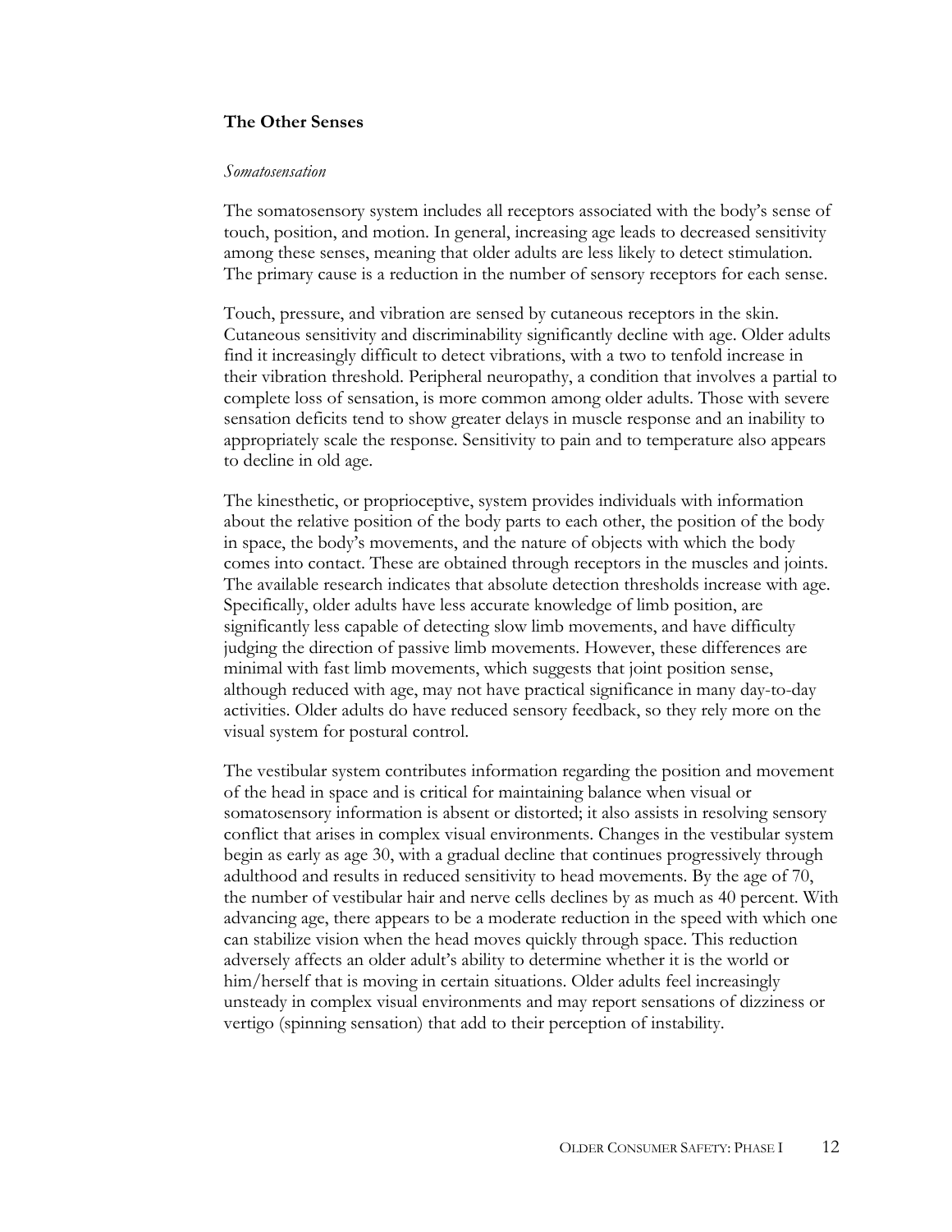### The Other Senses

*Somatosensation*

The somatosensory system includes all receptors associated with the body's sense of touch, position, and motion. In general, increasing age leads to decreased sensitivity among these senses, meaning that older adults are less likely to detect stimulation. The primary cause is a reduction in the number of sensory receptors for each sense.

Touch, pressure, and vibration are sensed by cutaneous receptors in the skin. Cutaneous sensitivity and discriminability significantly decline with age. Older adults find it increasingly difficult to detect vibrations, with a two to tenfold increase in their vibration threshold. Peripheral neuropathy, a condition that involves a partial to complete loss of sensation, is more common among older adults. Those with severe sensation deficits tend to show greater delays in muscle response and an inability to appropriately scale the response. Sensitivity to pain and to temperature also appears to decline in old age.

The kinesthetic, or proprioceptive, system provides individuals with information about the relative position of the body parts to each other, the position of the body in space, the body's movements, and the nature of objects with which the body comes into contact. These are obtained through receptors in the muscles and joints. The available research indicates that absolute detection thresholds increase with age. Specifically, older adults have less accurate knowledge of limb position, are significantly less capable of detecting slow limb movements, and have difficulty judging the direction of passive limb movements. However, these differences are minimal with fast limb movements, which suggests that joint position sense, although reduced with age, may not have practical significance in many day-to-day activities. Older adults do have reduced sensory feedback, so they rely more on the visual system for postural control.

The vestibular system contributes information regarding the position and movement of the head in space and is critical for maintaining balance when visual or somatosensory information is absent or distorted; it also assists in resolving sensory conflict that arises in complex visual environments. Changes in the vestibular system begin as early as age 30, with a gradual decline that continues progressively through adulthood and results in reduced sensitivity to head movements. By the age of 70, the number of vestibular hair and nerve cells declines by as much as 40 percent. With advancing age, there appears to be a moderate reduction in the speed with which one can stabilize vision when the head moves quickly through space. This reduction adversely affects an older adult's ability to determine whether it is the world or him/herself that is moving in certain situations. Older adults feel increasingly unsteady in complex visual environments and may report sensations of dizziness or vertigo (spinning sensation) that add to their perception of instability.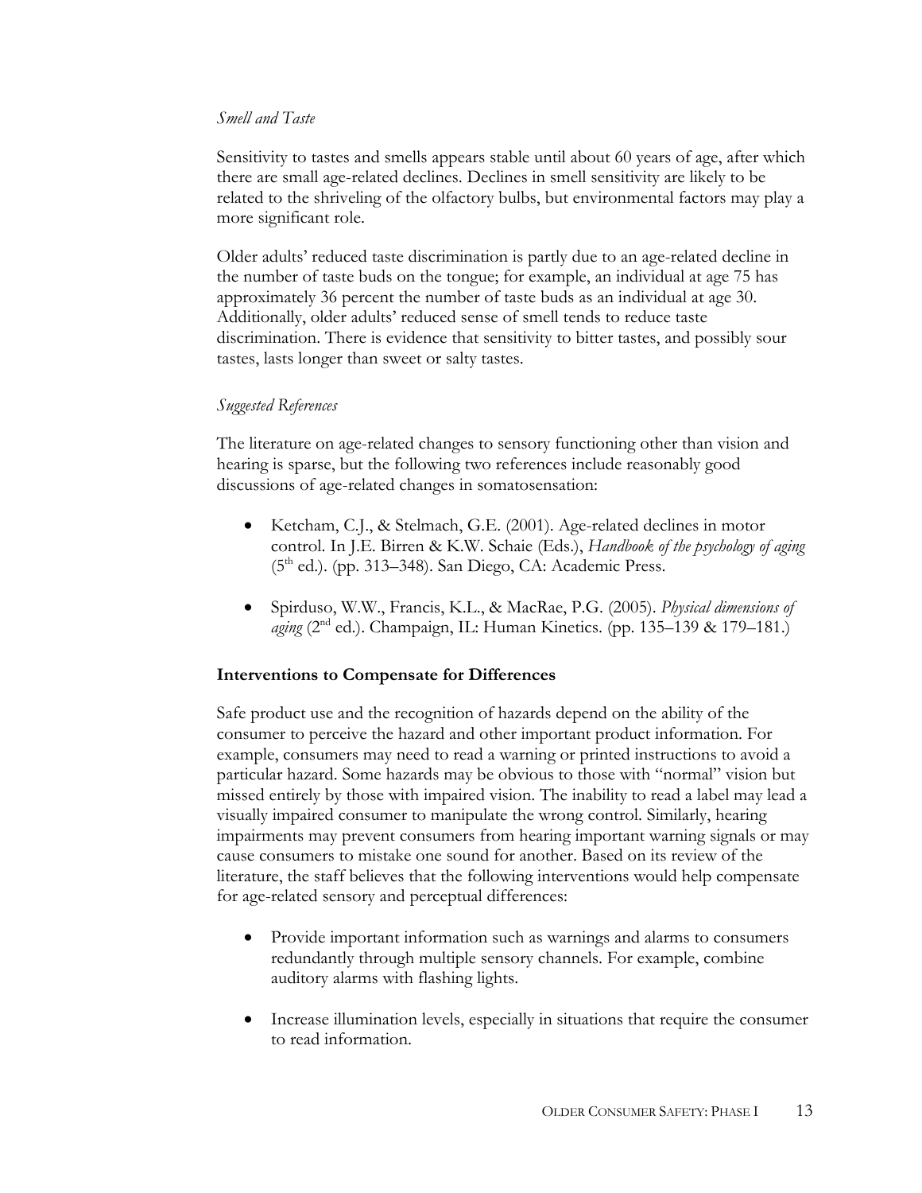*Smell and Taste*

Sensitivity to tastes and smells appears stable until about 60 years of age, after which there are small age-related declines. Declines in smell sensitivity are likely to be related to the shriveling of the olfactory bulbs, but environmental factors may play a more significant role.

Older adults' reduced taste discrimination is partly due to an age-related decline in the number of taste buds on the tongue; for example, an individual at age 75 has approximately 36 percent the number of taste buds as an individual at age 30. Additionally, older adults' reduced sense of smell tends to reduce taste discrimination. There is evidence that sensitivity to bitter tastes, and possibly sour tastes, lasts longer than sweet or salty tastes.

*Suggested References*

The literature on age-related changes to sensory functioning other than vision and hearing is sparse, but the following two references include reasonably good discussions of age-related changes in somatosensation:

- Ketcham, C.J., & Stelmach, G.E. (2001). Age-related declines in motor control. In J.E. Birren & K.W. Schaie (Eds.), *Handbook of the psychology of aging* (5th ed.). (pp. 313–348). San Diego, CA: Academic Press.

- Spirduso, W.W., Francis, K.L., & MacRae, P.G. (2005). *Physical dimensions of aging* (2nd ed.). Champaign, IL: Human Kinetics. (pp. 135–139 & 179–181.)

**Interventions to Compensate for Differences**

Safe product use and the recognition of hazards depend on the ability of the consumer to perceive the hazard and other important product information. For example, consumers may need to read a warning or printed instructions to avoid a particular hazard. Some hazards may be obvious to those with "normal" vision but missed entirely by those with impaired vision. The inability to read a label may lead a visually impaired consumer to manipulate the wrong control. Similarly, hearing impairments may prevent consumers from hearing important warning signals or may cause consumers to mistake one sound for another. Based on its review of the literature, the staff believes that the following interventions would help compensate for age-related sensory and perceptual differences:

- Provide important information such as warnings and alarms to consumers redundantly through multiple sensory channels. For example, combine auditory alarms with flashing lights.

- Increase illumination levels, especially in situations that require the consumer to read information.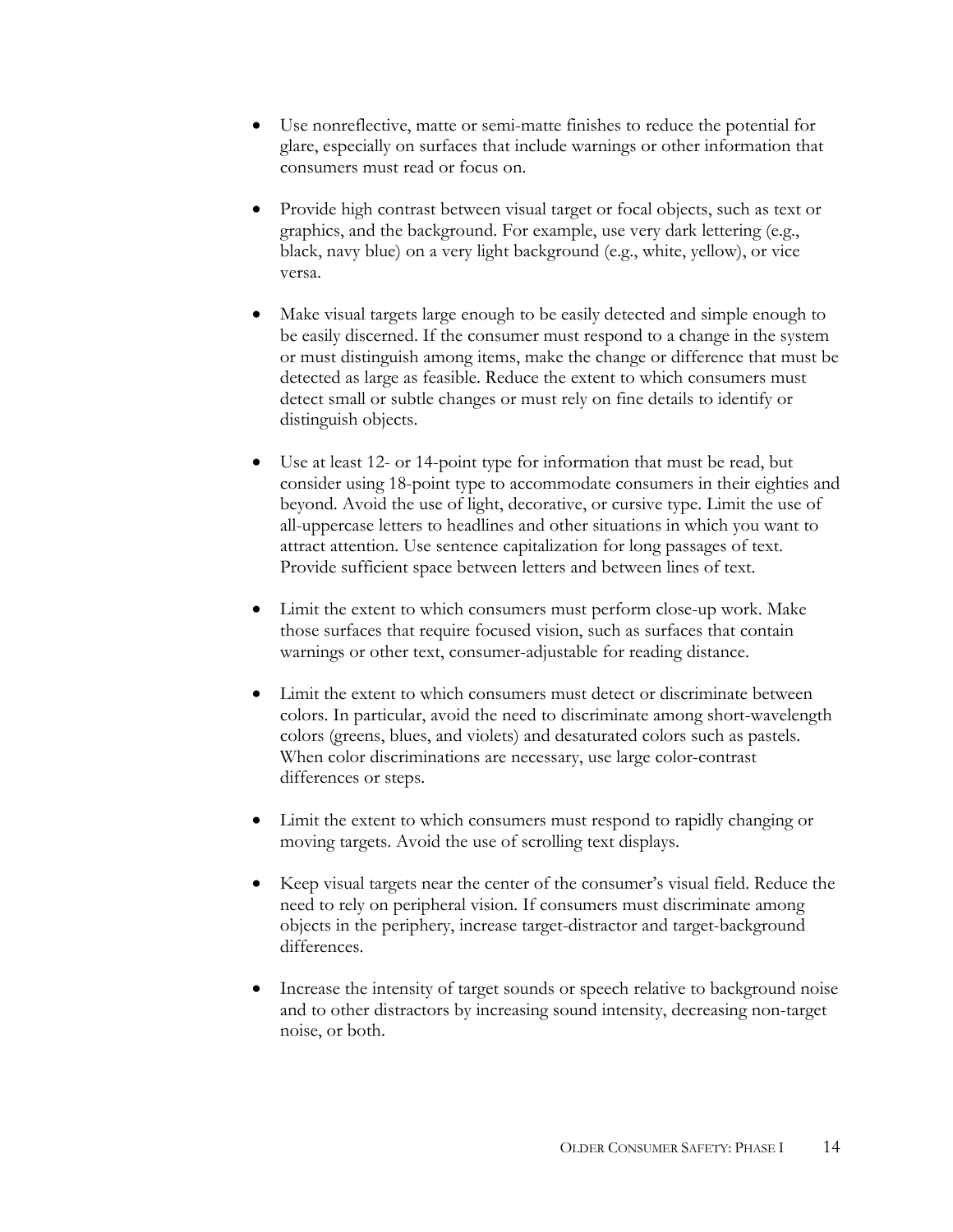- Use nonreflective, matte or semi-matte finishes to reduce the potential for glare, especially on surfaces that include warnings or other information that consumers must read or focus on.

- Provide high contrast between visual target or focal objects, such as text or graphics, and the background. For example, use very dark lettering (e.g., black, navy blue) on a very light background (e.g., white, yellow), or vice versa.

- Make visual targets large enough to be easily detected and simple enough to be easily discerned. If the consumer must respond to a change in the system or must distinguish among items, make the change or difference that must be detected as large as feasible. Reduce the extent to which consumers must detect small or subtle changes or must rely on fine details to identify or distinguish objects.

- Use at least 12- or 14-point type for information that must be read, but consider using 18-point type to accommodate consumers in their eighties and beyond. Avoid the use of light, decorative, or cursive type. Limit the use of all-uppercase letters to headlines and other situations in which you want to attract attention. Use sentence capitalization for long passages of text. Provide sufficient space between letters and between lines of text.

- Limit the extent to which consumers must perform close-up work. Make those surfaces that require focused vision, such as surfaces that contain warnings or other text, consumer-adjustable for reading distance.

- Limit the extent to which consumers must detect or discriminate between colors. In particular, avoid the need to discriminate among short-wavelength colors (greens, blues, and violets) and desaturated colors such as pastels. When color discriminations are necessary, use large color-contrast differences or steps.

- Limit the extent to which consumers must respond to rapidly changing or moving targets. Avoid the use of scrolling text displays.

- Keep visual targets near the center of the consumer's visual field. Reduce the need to rely on peripheral vision. If consumers must discriminate among objects in the periphery, increase target-distractor and target-background differences.

- Increase the intensity of target sounds or speech relative to background noise and to other distractors by increasing sound intensity, decreasing non-target noise, or both.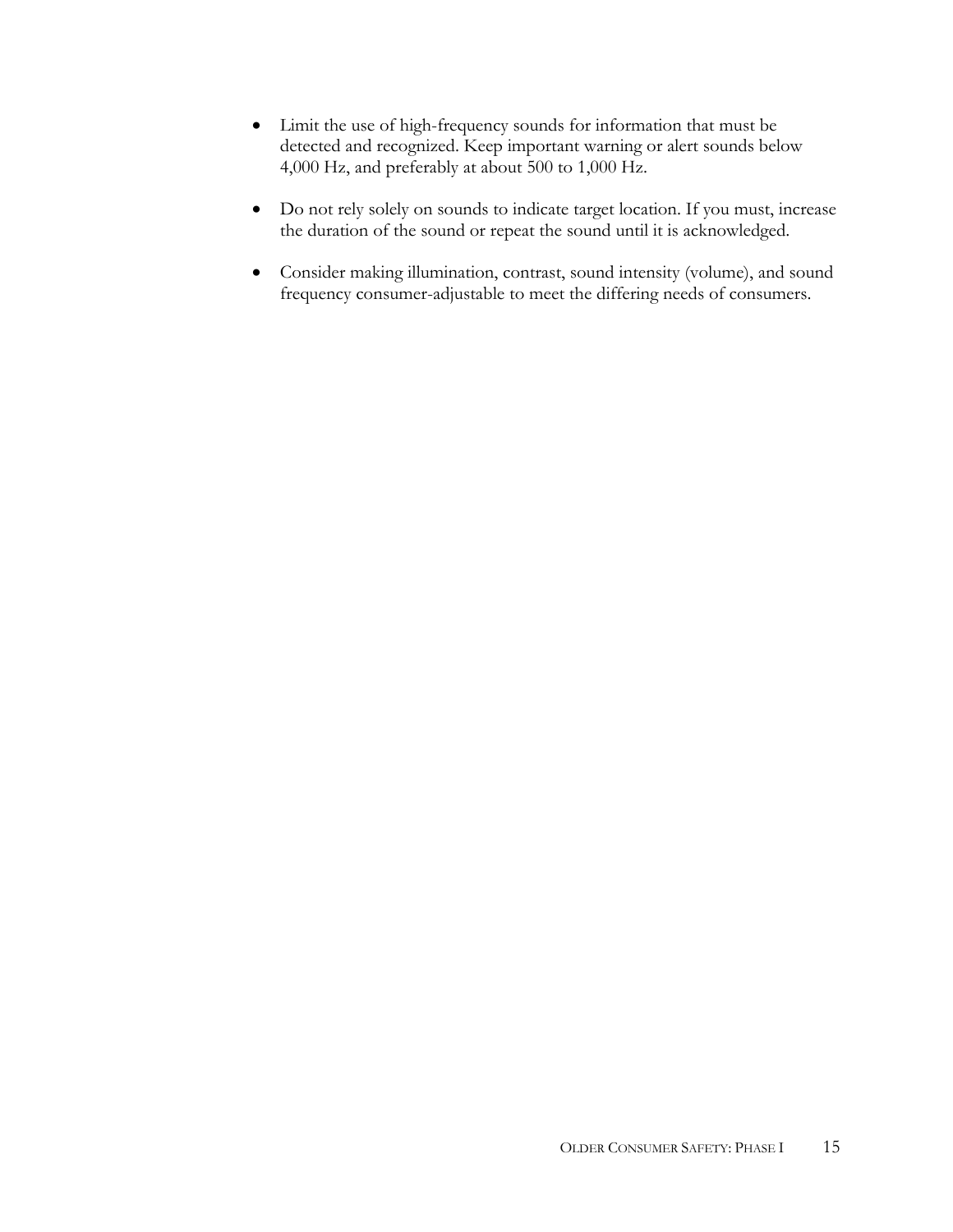- Limit the use of high-frequency sounds for information that must be detected and recognized. Keep important warning or alert sounds below 4,000 Hz, and preferably at about 500 to 1,000 Hz.

- Do not rely solely on sounds to indicate target location. If you must, increase the duration of the sound or repeat the sound until it is acknowledged.

- Consider making illumination, contrast, sound intensity (volume), and sound frequency consumer-adjustable to meet the differing needs of consumers.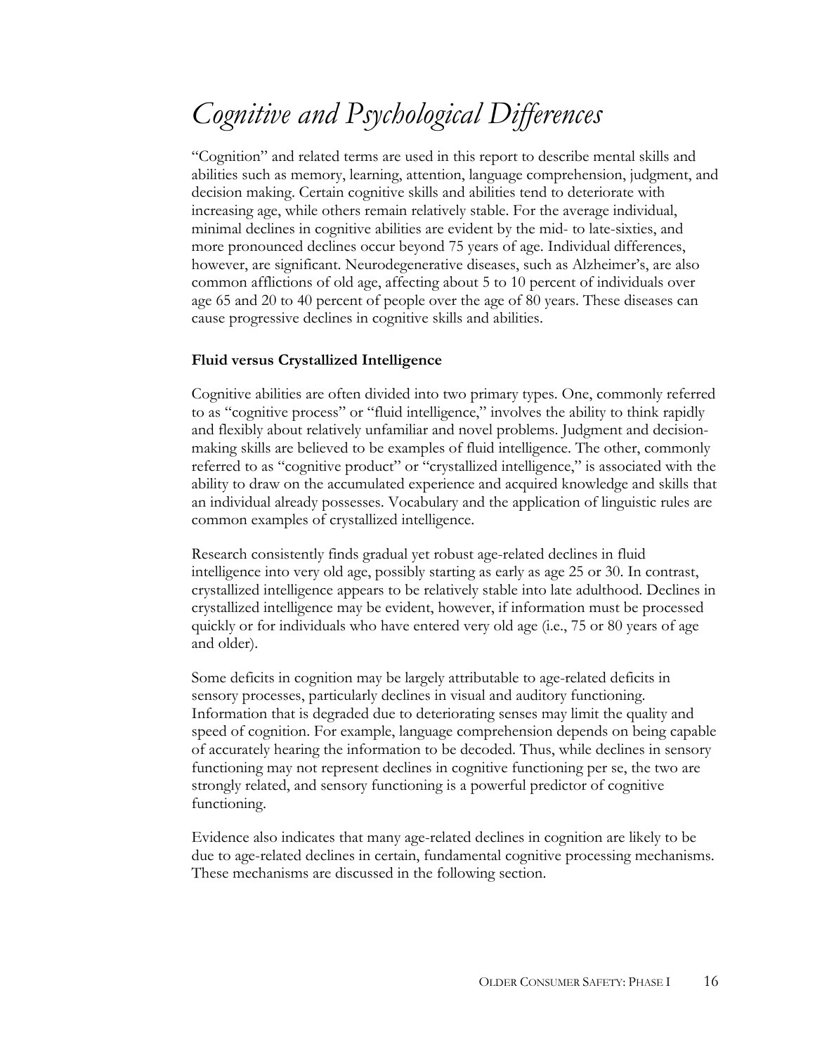# *Cognitive and Psychological Differences*

"Cognition" and related terms are used in this report to describe mental skills and abilities such as memory, learning, attention, language comprehension, judgment, and decision making. Certain cognitive skills and abilities tend to deteriorate with increasing age, while others remain relatively stable. For the average individual, minimal declines in cognitive abilities are evident by the mid- to late-sixties, and more pronounced declines occur beyond 75 years of age. Individual differences, however, are significant. Neurodegenerative diseases, such as Alzheimer's, are also common afflictions of old age, affecting about 5 to 10 percent of individuals over age 65 and 20 to 40 percent of people over the age of 80 years. These diseases can cause progressive declines in cognitive skills and abilities.

**Fluid versus Crystallized Intelligence**

Cognitive abilities are often divided into two primary types. One, commonly referred to as "cognitive process" or "fluid intelligence," involves the ability to think rapidly and flexibly about relatively unfamiliar and novel problems. Judgment and decision-making skills are believed to be examples of fluid intelligence. The other, commonly referred to as "cognitive product" or "crystallized intelligence," is associated with the ability to draw on the accumulated experience and acquired knowledge and skills that an individual already possesses. Vocabulary and the application of linguistic rules are common examples of crystallized intelligence.

Research consistently finds gradual yet robust age-related declines in fluid intelligence into very old age, possibly starting as early as age 25 or 30. In contrast, crystallized intelligence appears to be relatively stable into late adulthood. Declines in crystallized intelligence may be evident, however, if information must be processed quickly or for individuals who have entered very old age (i.e., 75 or 80 years of age and older).

Some deficits in cognition may be largely attributable to age-related deficits in sensory processes, particularly declines in visual and auditory functioning. Information that is degraded due to deteriorating senses may limit the quality and speed of cognition. For example, language comprehension depends on being capable of accurately hearing the information to be decoded. Thus, while declines in sensory functioning may not represent declines in cognitive functioning per se, the two are strongly related, and sensory functioning is a powerful predictor of cognitive functioning.

Evidence also indicates that many age-related declines in cognition are likely to be due to age-related declines in certain, fundamental cognitive processing mechanisms. These mechanisms are discussed in the following section.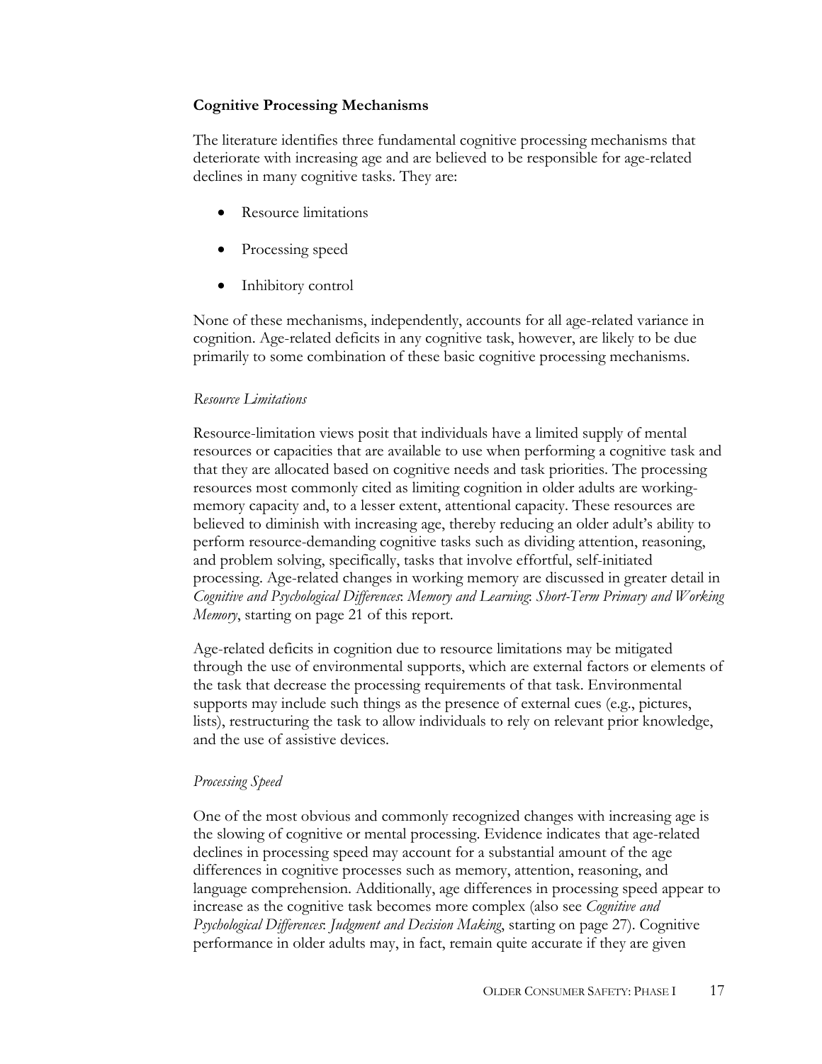### Cognitive Processing Mechanisms

The literature identifies three fundamental cognitive processing mechanisms that deteriorate with increasing age and are believed to be responsible for age-related declines in many cognitive tasks. They are:

- Resource limitations
- Processing speed
- Inhibitory control

None of these mechanisms, independently, accounts for all age-related variance in cognition. Age-related deficits in any cognitive task, however, are likely to be due primarily to some combination of these basic cognitive processing mechanisms.

*Resource Limitations*

Resource-limitation views posit that individuals have a limited supply of mental resources or capacities that are available to use when performing a cognitive task and that they are allocated based on cognitive needs and task priorities. The processing resources most commonly cited as limiting cognition in older adults are working-memory capacity and, to a lesser extent, attentional capacity. These resources are believed to diminish with increasing age, thereby reducing an older adult's ability to perform resource-demanding cognitive tasks such as dividing attention, reasoning, and problem solving, specifically, tasks that involve effortful, self-initiated processing. Age-related changes in working memory are discussed in greater detail in *Cognitive and Psychological Differences*: *Memory and Learning*: *Short-Term Primary and Working Memory*, starting on page 21 of this report.

Age-related deficits in cognition due to resource limitations may be mitigated through the use of environmental supports, which are external factors or elements of the task that decrease the processing requirements of that task. Environmental supports may include such things as the presence of external cues (e.g., pictures, lists), restructuring the task to allow individuals to rely on relevant prior knowledge, and the use of assistive devices.

*Processing Speed*

One of the most obvious and commonly recognized changes with increasing age is the slowing of cognitive or mental processing. Evidence indicates that age-related declines in processing speed may account for a substantial amount of the age differences in cognitive processes such as memory, attention, reasoning, and language comprehension. Additionally, age differences in processing speed appear to increase as the cognitive task becomes more complex (also see *Cognitive and Psychological Differences*: *Judgment and Decision Making*, starting on page 27). Cognitive performance in older adults may, in fact, remain quite accurate if they are given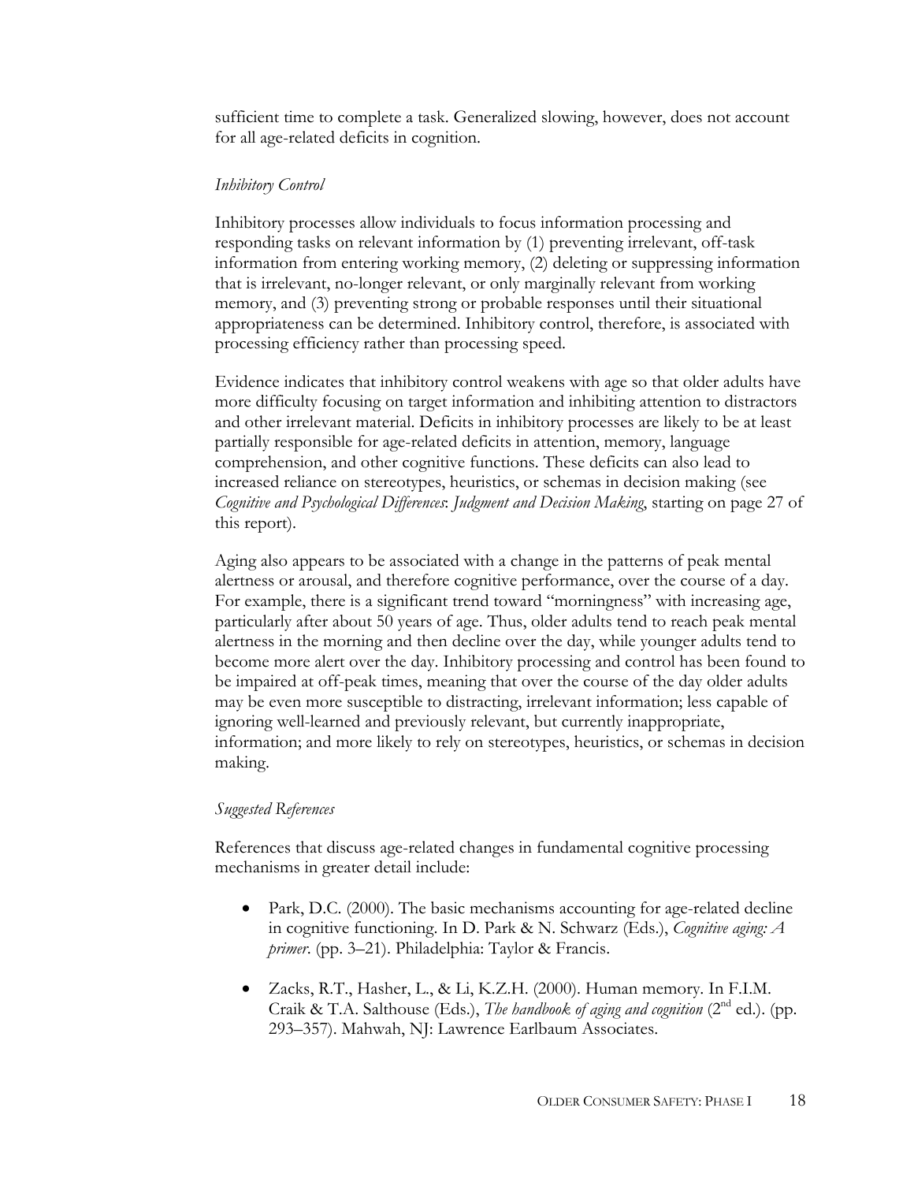sufficient time to complete a task. Generalized slowing, however, does not account for all age-related deficits in cognition.

*Inhibitory Control*

Inhibitory processes allow individuals to focus information processing and responding tasks on relevant information by (1) preventing irrelevant, off-task information from entering working memory, (2) deleting or suppressing information that is irrelevant, no-longer relevant, or only marginally relevant from working memory, and (3) preventing strong or probable responses until their situational appropriateness can be determined. Inhibitory control, therefore, is associated with processing efficiency rather than processing speed.

Evidence indicates that inhibitory control weakens with age so that older adults have more difficulty focusing on target information and inhibiting attention to distractors and other irrelevant material. Deficits in inhibitory processes are likely to be at least partially responsible for age-related deficits in attention, memory, language comprehension, and other cognitive functions. These deficits can also lead to increased reliance on stereotypes, heuristics, or schemas in decision making (see *Cognitive and Psychological Differences*: *Judgment and Decision Making*, starting on page 27 of this report).

Aging also appears to be associated with a change in the patterns of peak mental alertness or arousal, and therefore cognitive performance, over the course of a day. For example, there is a significant trend toward "morningness" with increasing age, particularly after about 50 years of age. Thus, older adults tend to reach peak mental alertness in the morning and then decline over the day, while younger adults tend to become more alert over the day. Inhibitory processing and control has been found to be impaired at off-peak times, meaning that over the course of the day older adults may be even more susceptible to distracting, irrelevant information; less capable of ignoring well-learned and previously relevant, but currently inappropriate, information; and more likely to rely on stereotypes, heuristics, or schemas in decision making.

*Suggested References*

References that discuss age-related changes in fundamental cognitive processing mechanisms in greater detail include:

- Park, D.C. (2000). The basic mechanisms accounting for age-related decline in cognitive functioning. In D. Park & N. Schwarz (Eds.), *Cognitive aging: A primer.* (pp. 3–21). Philadelphia: Taylor & Francis.
- Zacks, R.T., Hasher, L., & Li, K.Z.H. (2000). Human memory. In F.I.M. Craik & T.A. Salthouse (Eds.), *The handbook of aging and cognition* (2nd ed.). (pp. 293–357). Mahwah, NJ: Lawrence Earlbaum Associates.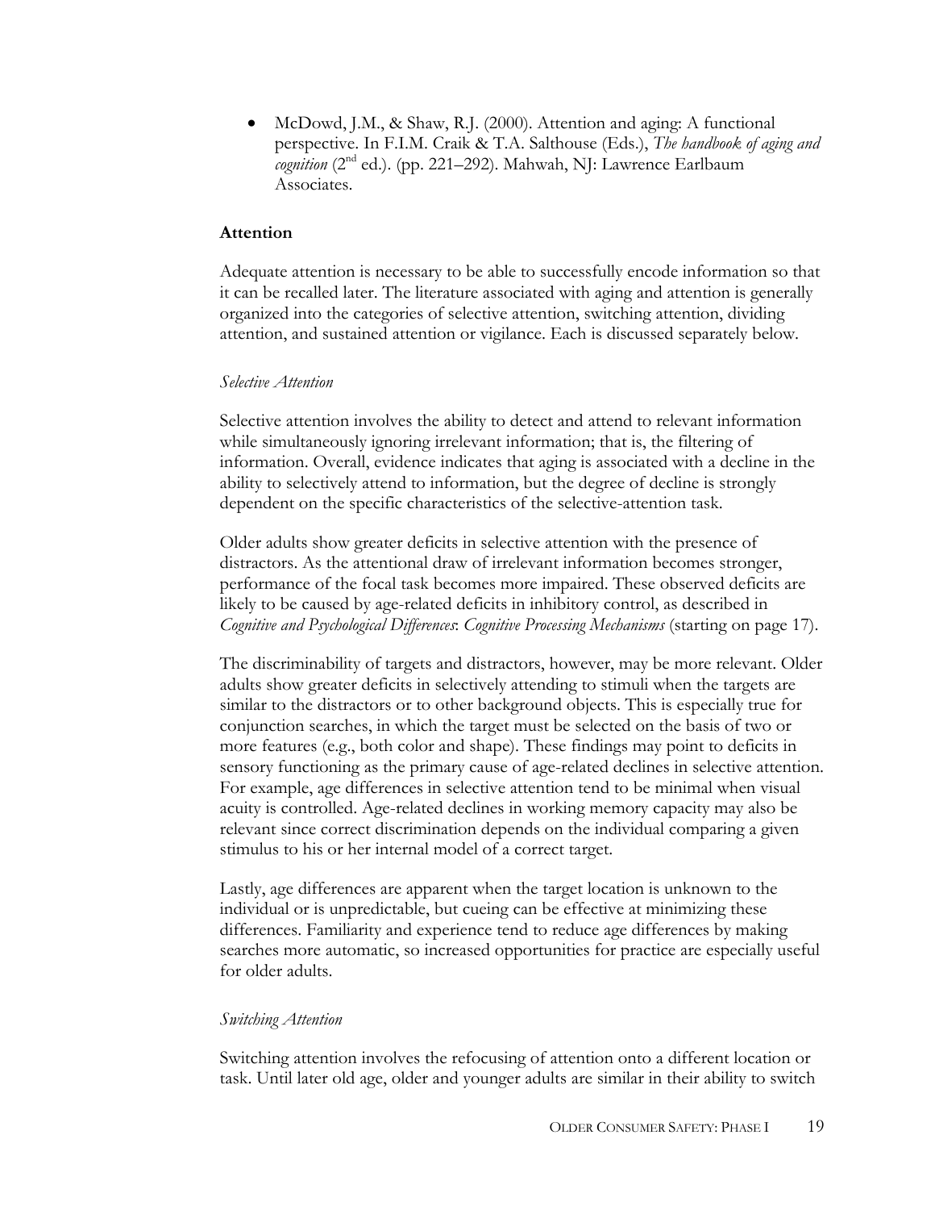- McDowd, J.M., & Shaw, R.J. (2000). Attention and aging: A functional perspective. In F.I.M. Craik & T.A. Salthouse (Eds.), *The handbook of aging and cognition* (2nd ed.). (pp. 221–292). Mahwah, NJ: Lawrence Earlbaum Associates.

**Attention**

Adequate attention is necessary to be able to successfully encode information so that it can be recalled later. The literature associated with aging and attention is generally organized into the categories of selective attention, switching attention, dividing attention, and sustained attention or vigilance. Each is discussed separately below.

*Selective Attention*

Selective attention involves the ability to detect and attend to relevant information while simultaneously ignoring irrelevant information; that is, the filtering of information. Overall, evidence indicates that aging is associated with a decline in the ability to selectively attend to information, but the degree of decline is strongly dependent on the specific characteristics of the selective-attention task.

Older adults show greater deficits in selective attention with the presence of distractors. As the attentional draw of irrelevant information becomes stronger, performance of the focal task becomes more impaired. These observed deficits are likely to be caused by age-related deficits in inhibitory control, as described in *Cognitive and Psychological Differences*: *Cognitive Processing Mechanisms* (starting on page 17).

The discriminability of targets and distractors, however, may be more relevant. Older adults show greater deficits in selectively attending to stimuli when the targets are similar to the distractors or to other background objects. This is especially true for conjunction searches, in which the target must be selected on the basis of two or more features (e.g., both color and shape). These findings may point to deficits in sensory functioning as the primary cause of age-related declines in selective attention. For example, age differences in selective attention tend to be minimal when visual acuity is controlled. Age-related declines in working memory capacity may also be relevant since correct discrimination depends on the individual comparing a given stimulus to his or her internal model of a correct target.

Lastly, age differences are apparent when the target location is unknown to the individual or is unpredictable, but cueing can be effective at minimizing these differences. Familiarity and experience tend to reduce age differences by making searches more automatic, so increased opportunities for practice are especially useful for older adults.

*Switching Attention*

Switching attention involves the refocusing of attention onto a different location or task. Until later old age, older and younger adults are similar in their ability to switch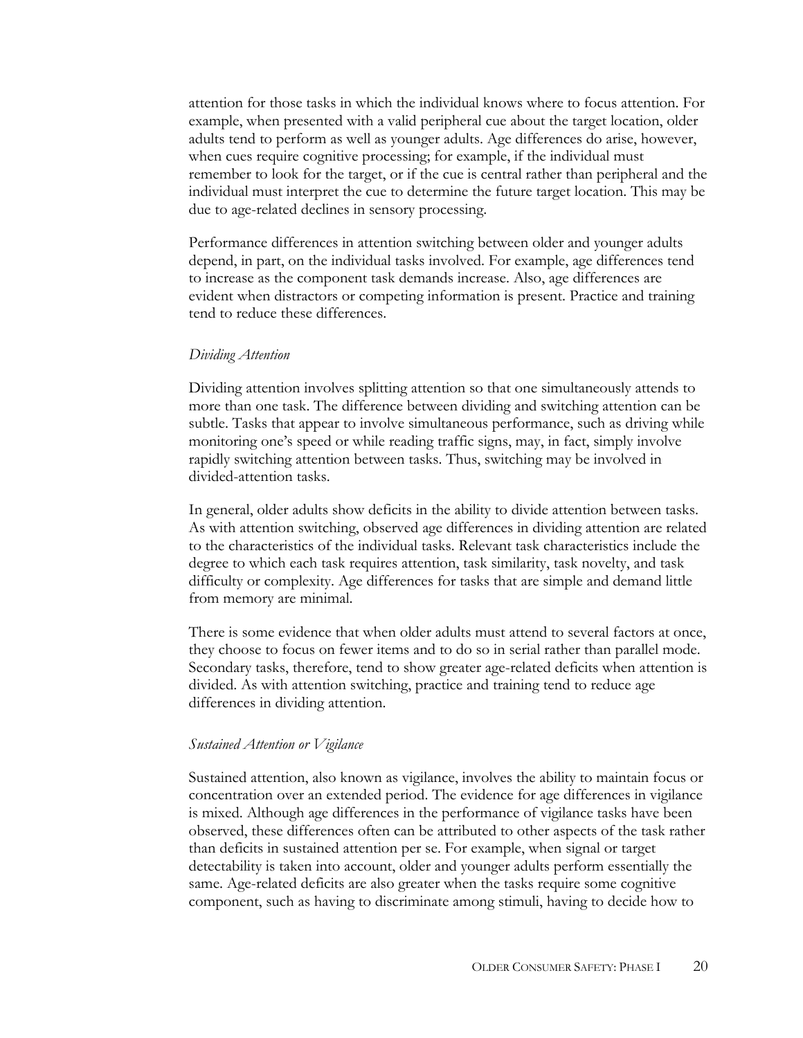attention for those tasks in which the individual knows where to focus attention. For example, when presented with a valid peripheral cue about the target location, older adults tend to perform as well as younger adults. Age differences do arise, however, when cues require cognitive processing; for example, if the individual must remember to look for the target, or if the cue is central rather than peripheral and the individual must interpret the cue to determine the future target location. This may be due to age-related declines in sensory processing.

Performance differences in attention switching between older and younger adults depend, in part, on the individual tasks involved. For example, age differences tend to increase as the component task demands increase. Also, age differences are evident when distractors or competing information is present. Practice and training tend to reduce these differences.

*Dividing Attention*

Dividing attention involves splitting attention so that one simultaneously attends to more than one task. The difference between dividing and switching attention can be subtle. Tasks that appear to involve simultaneous performance, such as driving while monitoring one's speed or while reading traffic signs, may, in fact, simply involve rapidly switching attention between tasks. Thus, switching may be involved in divided-attention tasks.

In general, older adults show deficits in the ability to divide attention between tasks. As with attention switching, observed age differences in dividing attention are related to the characteristics of the individual tasks. Relevant task characteristics include the degree to which each task requires attention, task similarity, task novelty, and task difficulty or complexity. Age differences for tasks that are simple and demand little from memory are minimal.

There is some evidence that when older adults must attend to several factors at once, they choose to focus on fewer items and to do so in serial rather than parallel mode. Secondary tasks, therefore, tend to show greater age-related deficits when attention is divided. As with attention switching, practice and training tend to reduce age differences in dividing attention.

*Sustained Attention or Vigilance*

Sustained attention, also known as vigilance, involves the ability to maintain focus or concentration over an extended period. The evidence for age differences in vigilance is mixed. Although age differences in the performance of vigilance tasks have been observed, these differences often can be attributed to other aspects of the task rather than deficits in sustained attention per se. For example, when signal or target detectability is taken into account, older and younger adults perform essentially the same. Age-related deficits are also greater when the tasks require some cognitive component, such as having to discriminate among stimuli, having to decide how to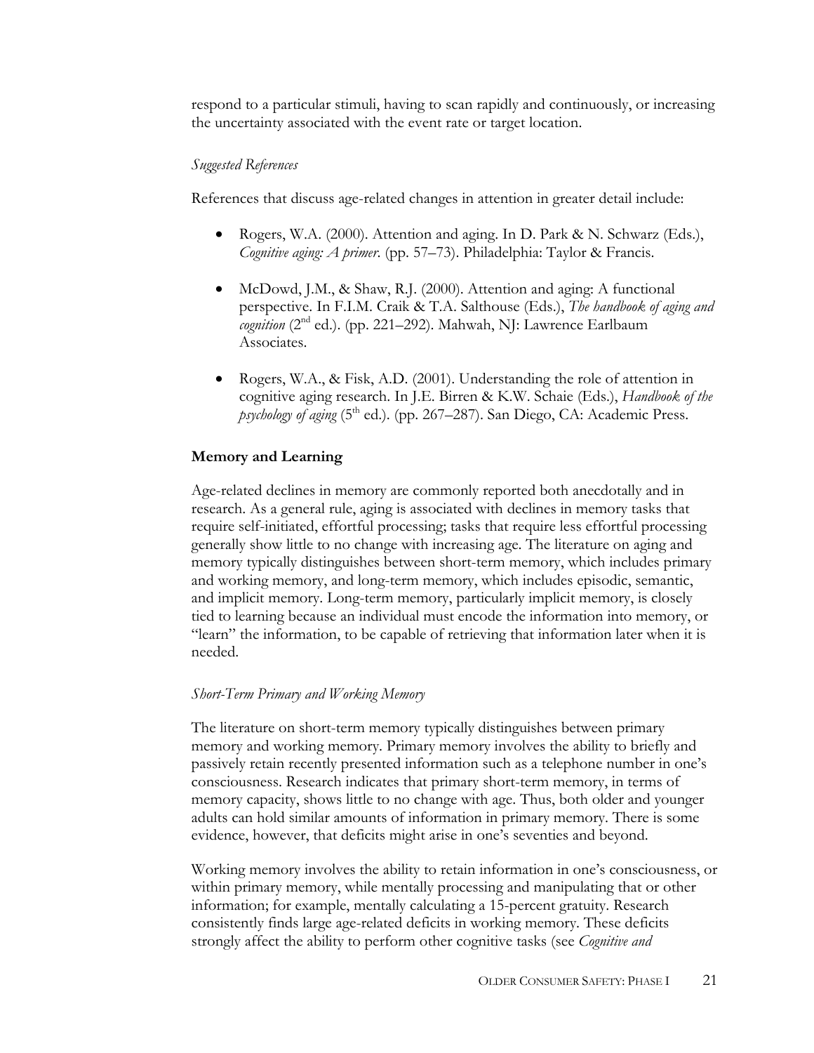respond to a particular stimuli, having to scan rapidly and continuously, or increasing the uncertainty associated with the event rate or target location.

*Suggested References*

References that discuss age-related changes in attention in greater detail include:

- Rogers, W.A. (2000). Attention and aging. In D. Park & N. Schwarz (Eds.), *Cognitive aging: A primer*. (pp. 57–73). Philadelphia: Taylor & Francis.

- McDowd, J.M., & Shaw, R.J. (2000). Attention and aging: A functional perspective. In F.I.M. Craik & T.A. Salthouse (Eds.), *The handbook of aging and cognition* (2nd ed.). (pp. 221–292). Mahwah, NJ: Lawrence Earlbaum Associates.

- Rogers, W.A., & Fisk, A.D. (2001). Understanding the role of attention in cognitive aging research. In J.E. Birren & K.W. Schaie (Eds.), *Handbook of the psychology of aging* (5th ed.). (pp. 267–287). San Diego, CA: Academic Press.

**Memory and Learning**

Age-related declines in memory are commonly reported both anecdotally and in research. As a general rule, aging is associated with declines in memory tasks that require self-initiated, effortful processing; tasks that require less effortful processing generally show little to no change with increasing age. The literature on aging and memory typically distinguishes between short-term memory, which includes primary and working memory, and long-term memory, which includes episodic, semantic, and implicit memory. Long-term memory, particularly implicit memory, is closely tied to learning because an individual must encode the information into memory, or "learn" the information, to be capable of retrieving that information later when it is needed.

*Short-Term Primary and Working Memory*

The literature on short-term memory typically distinguishes between primary memory and working memory. Primary memory involves the ability to briefly and passively retain recently presented information such as a telephone number in one's consciousness. Research indicates that primary short-term memory, in terms of memory capacity, shows little to no change with age. Thus, both older and younger adults can hold similar amounts of information in primary memory. There is some evidence, however, that deficits might arise in one's seventies and beyond.

Working memory involves the ability to retain information in one's consciousness, or within primary memory, while mentally processing and manipulating that or other information; for example, mentally calculating a 15-percent gratuity. Research consistently finds large age-related deficits in working memory. These deficits strongly affect the ability to perform other cognitive tasks (see *Cognitive and*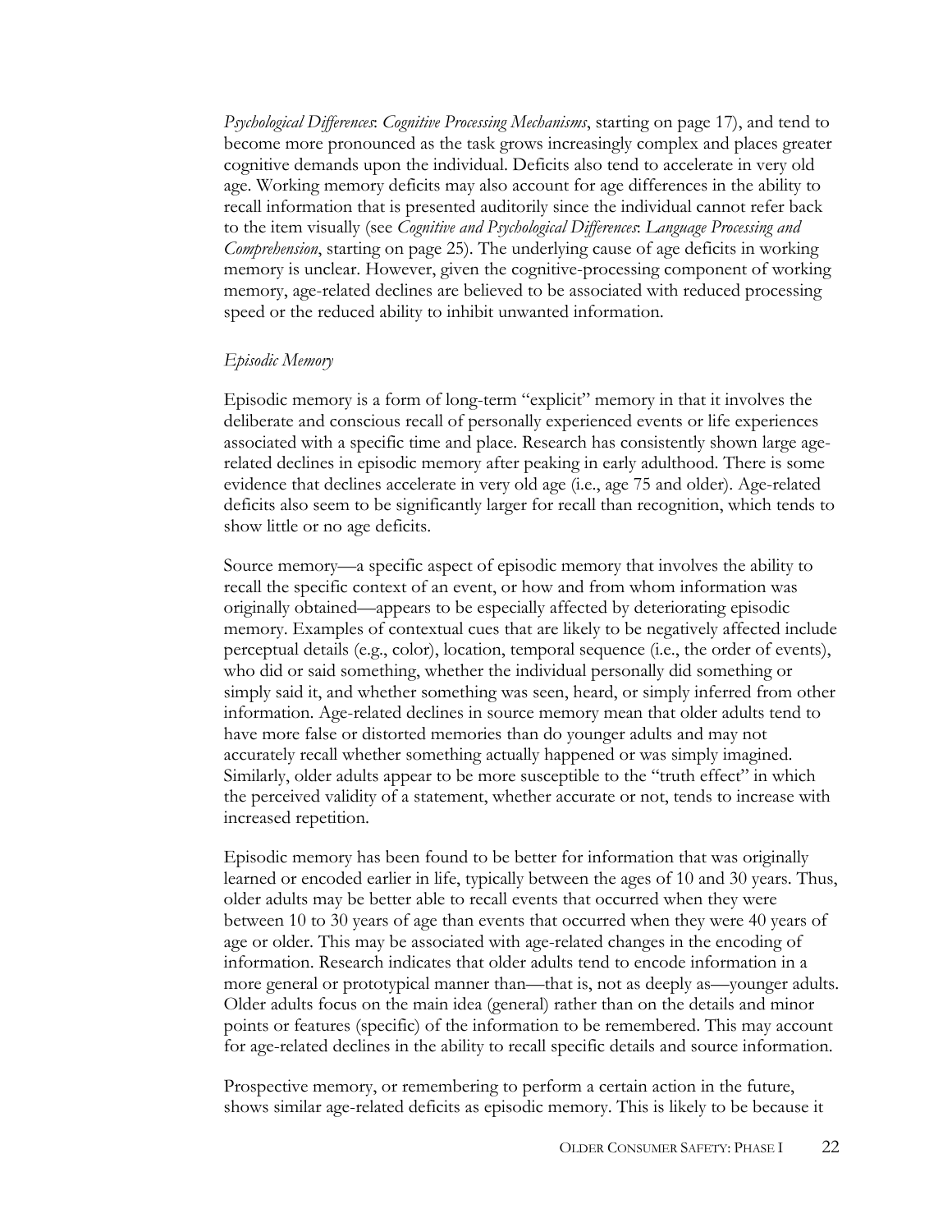*Psychological Differences*: *Cognitive Processing Mechanisms*, starting on page 17), and tend to become more pronounced as the task grows increasingly complex and places greater cognitive demands upon the individual. Deficits also tend to accelerate in very old age. Working memory deficits may also account for age differences in the ability to recall information that is presented auditorily since the individual cannot refer back to the item visually (see *Cognitive and Psychological Differences*: *Language Processing and Comprehension*, starting on page 25). The underlying cause of age deficits in working memory is unclear. However, given the cognitive-processing component of working memory, age-related declines are believed to be associated with reduced processing speed or the reduced ability to inhibit unwanted information.

*Episodic Memory*

Episodic memory is a form of long-term "explicit" memory in that it involves the deliberate and conscious recall of personally experienced events or life experiences associated with a specific time and place. Research has consistently shown large age-related declines in episodic memory after peaking in early adulthood. There is some evidence that declines accelerate in very old age (i.e., age 75 and older). Age-related deficits also seem to be significantly larger for recall than recognition, which tends to show little or no age deficits.

Source memory—a specific aspect of episodic memory that involves the ability to recall the specific context of an event, or how and from whom information was originally obtained—appears to be especially affected by deteriorating episodic memory. Examples of contextual cues that are likely to be negatively affected include perceptual details (e.g., color), location, temporal sequence (i.e., the order of events), who did or said something, whether the individual personally did something or simply said it, and whether something was seen, heard, or simply inferred from other information. Age-related declines in source memory mean that older adults tend to have more false or distorted memories than do younger adults and may not accurately recall whether something actually happened or was simply imagined. Similarly, older adults appear to be more susceptible to the "truth effect" in which the perceived validity of a statement, whether accurate or not, tends to increase with increased repetition.

Episodic memory has been found to be better for information that was originally learned or encoded earlier in life, typically between the ages of 10 and 30 years. Thus, older adults may be better able to recall events that occurred when they were between 10 to 30 years of age than events that occurred when they were 40 years of age or older. This may be associated with age-related changes in the encoding of information. Research indicates that older adults tend to encode information in a more general or prototypical manner than—that is, not as deeply as—younger adults. Older adults focus on the main idea (general) rather than on the details and minor points or features (specific) of the information to be remembered. This may account for age-related declines in the ability to recall specific details and source information.

Prospective memory, or remembering to perform a certain action in the future, shows similar age-related deficits as episodic memory. This is likely to be because it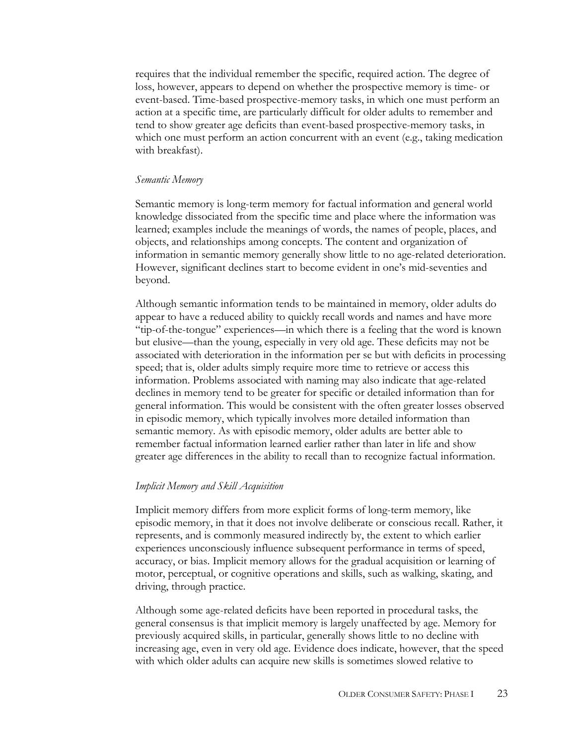requires that the individual remember the specific, required action. The degree of loss, however, appears to depend on whether the prospective memory is time- or event-based. Time-based prospective-memory tasks, in which one must perform an action at a specific time, are particularly difficult for older adults to remember and tend to show greater age deficits than event-based prospective-memory tasks, in which one must perform an action concurrent with an event (e.g., taking medication with breakfast).

*Semantic Memory*

Semantic memory is long-term memory for factual information and general world knowledge dissociated from the specific time and place where the information was learned; examples include the meanings of words, the names of people, places, and objects, and relationships among concepts. The content and organization of information in semantic memory generally show little to no age-related deterioration. However, significant declines start to become evident in one's mid-seventies and beyond.

Although semantic information tends to be maintained in memory, older adults do appear to have a reduced ability to quickly recall words and names and have more "tip-of-the-tongue" experiences—in which there is a feeling that the word is known but elusive—than the young, especially in very old age. These deficits may not be associated with deterioration in the information per se but with deficits in processing speed; that is, older adults simply require more time to retrieve or access this information. Problems associated with naming may also indicate that age-related declines in memory tend to be greater for specific or detailed information than for general information. This would be consistent with the often greater losses observed in episodic memory, which typically involves more detailed information than semantic memory. As with episodic memory, older adults are better able to remember factual information learned earlier rather than later in life and show greater age differences in the ability to recall than to recognize factual information.

*Implicit Memory and Skill Acquisition*

Implicit memory differs from more explicit forms of long-term memory, like episodic memory, in that it does not involve deliberate or conscious recall. Rather, it represents, and is commonly measured indirectly by, the extent to which earlier experiences unconsciously influence subsequent performance in terms of speed, accuracy, or bias. Implicit memory allows for the gradual acquisition or learning of motor, perceptual, or cognitive operations and skills, such as walking, skating, and driving, through practice.

Although some age-related deficits have been reported in procedural tasks, the general consensus is that implicit memory is largely unaffected by age. Memory for previously acquired skills, in particular, generally shows little to no decline with increasing age, even in very old age. Evidence does indicate, however, that the speed with which older adults can acquire new skills is sometimes slowed relative to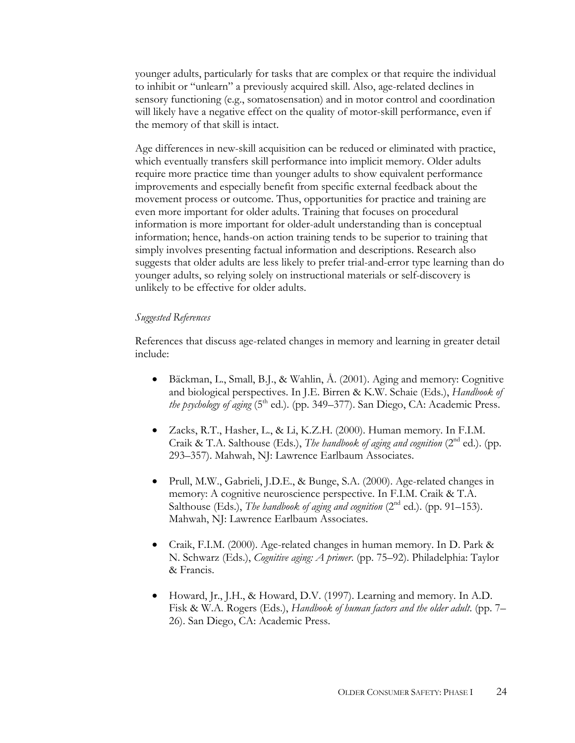younger adults, particularly for tasks that are complex or that require the individual to inhibit or "unlearn" a previously acquired skill. Also, age-related declines in sensory functioning (e.g., somatosensation) and in motor control and coordination will likely have a negative effect on the quality of motor-skill performance, even if the memory of that skill is intact.

Age differences in new-skill acquisition can be reduced or eliminated with practice, which eventually transfers skill performance into implicit memory. Older adults require more practice time than younger adults to show equivalent performance improvements and especially benefit from specific external feedback about the movement process or outcome. Thus, opportunities for practice and training are even more important for older adults. Training that focuses on procedural information is more important for older-adult understanding than is conceptual information; hence, hands-on action training tends to be superior to training that simply involves presenting factual information and descriptions. Research also suggests that older adults are less likely to prefer trial-and-error type learning than do younger adults, so relying solely on instructional materials or self-discovery is unlikely to be effective for older adults.

*Suggested References*

References that discuss age-related changes in memory and learning in greater detail include:

- Bäckman, L., Small, B.J., & Wahlin, Å. (2001). Aging and memory: Cognitive and biological perspectives. In J.E. Birren & K.W. Schaie (Eds.), *Handbook of the psychology of aging* (5th ed.). (pp. 349–377). San Diego, CA: Academic Press.

- Zacks, R.T., Hasher, L., & Li, K.Z.H. (2000). Human memory. In F.I.M. Craik & T.A. Salthouse (Eds.), *The handbook of aging and cognition* (2nd ed.). (pp. 293–357). Mahwah, NJ: Lawrence Earlbaum Associates.

- Prull, M.W., Gabrieli, J.D.E., & Bunge, S.A. (2000). Age-related changes in memory: A cognitive neuroscience perspective. In F.I.M. Craik & T.A. Salthouse (Eds.), *The handbook of aging and cognition* (2nd ed.). (pp. 91–153). Mahwah, NJ: Lawrence Earlbaum Associates.

- Craik, F.I.M. (2000). Age-related changes in human memory. In D. Park & N. Schwarz (Eds.), *Cognitive aging: A primer.* (pp. 75–92). Philadelphia: Taylor & Francis.

- Howard, Jr., J.H., & Howard, D.V. (1997). Learning and memory. In A.D. Fisk & W.A. Rogers (Eds.), *Handbook of human factors and the older adult.* (pp. 7–26). San Diego, CA: Academic Press.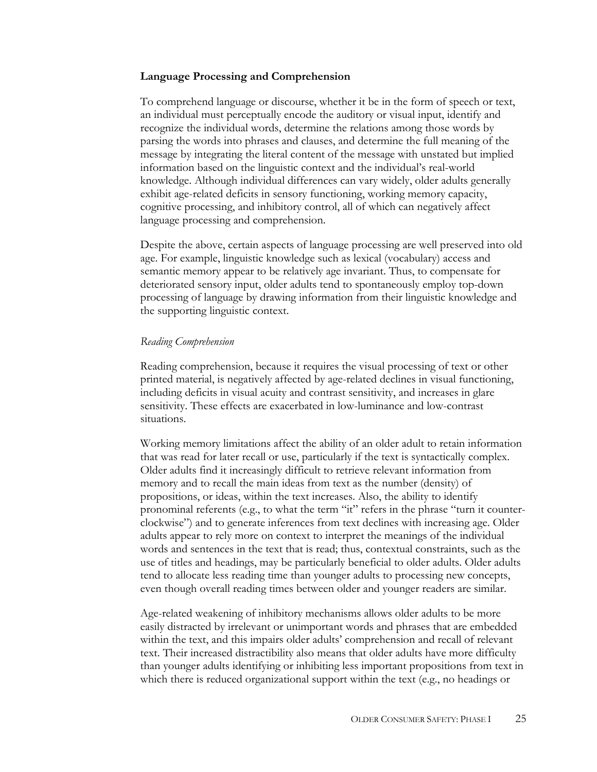## Language Processing and Comprehension

To comprehend language or discourse, whether it be in the form of speech or text, an individual must perceptually encode the auditory or visual input, identify and recognize the individual words, determine the relations among those words by parsing the words into phrases and clauses, and determine the full meaning of the message by integrating the literal content of the message with unstated but implied information based on the linguistic context and the individual's real-world knowledge. Although individual differences can vary widely, older adults generally exhibit age-related deficits in sensory functioning, working memory capacity, cognitive processing, and inhibitory control, all of which can negatively affect language processing and comprehension.

Despite the above, certain aspects of language processing are well preserved into old age. For example, linguistic knowledge such as lexical (vocabulary) access and semantic memory appear to be relatively age invariant. Thus, to compensate for deteriorated sensory input, older adults tend to spontaneously employ top-down processing of language by drawing information from their linguistic knowledge and the supporting linguistic context.

### *Reading Comprehension*

Reading comprehension, because it requires the visual processing of text or other printed material, is negatively affected by age-related declines in visual functioning, including deficits in visual acuity and contrast sensitivity, and increases in glare sensitivity. These effects are exacerbated in low-luminance and low-contrast situations.

Working memory limitations affect the ability of an older adult to retain information that was read for later recall or use, particularly if the text is syntactically complex. Older adults find it increasingly difficult to retrieve relevant information from memory and to recall the main ideas from text as the number (density) of propositions, or ideas, within the text increases. Also, the ability to identify pronominal referents (e.g., to what the term "it" refers in the phrase "turn it counter-clockwise") and to generate inferences from text declines with increasing age. Older adults appear to rely more on context to interpret the meanings of the individual words and sentences in the text that is read; thus, contextual constraints, such as the use of titles and headings, may be particularly beneficial to older adults. Older adults tend to allocate less reading time than younger adults to processing new concepts, even though overall reading times between older and younger readers are similar.

Age-related weakening of inhibitory mechanisms allows older adults to be more easily distracted by irrelevant or unimportant words and phrases that are embedded within the text, and this impairs older adults' comprehension and recall of relevant text. Their increased distractibility also means that older adults have more difficulty than younger adults identifying or inhibiting less important propositions from text in which there is reduced organizational support within the text (e.g., no headings or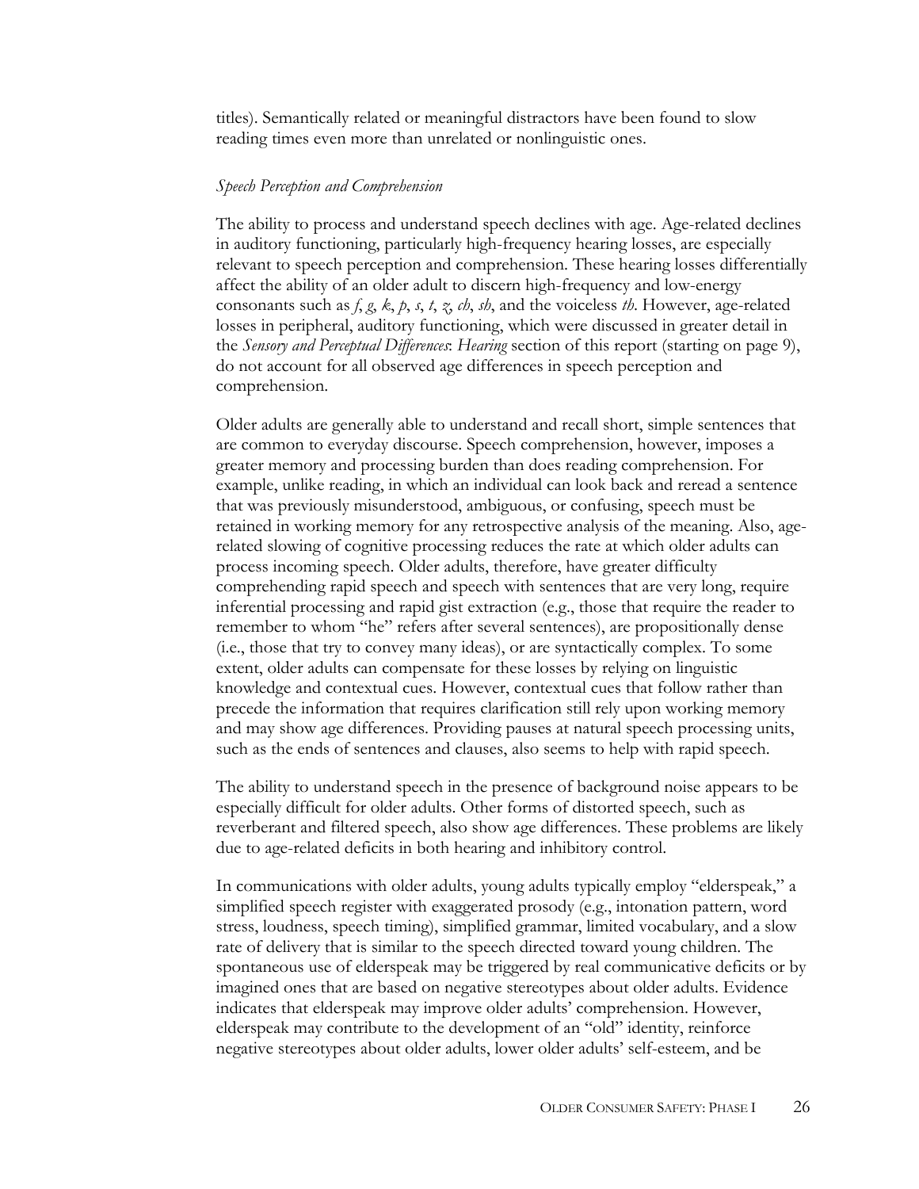titles). Semantically related or meaningful distractors have been found to slow reading times even more than unrelated or nonlinguistic ones.

*Speech Perception and Comprehension*

The ability to process and understand speech declines with age. Age-related declines in auditory functioning, particularly high-frequency hearing losses, are especially relevant to speech perception and comprehension. These hearing losses differentially affect the ability of an older adult to discern high-frequency and low-energy consonants such as *f*, *g*, *k*, *p*, *s*, *t*, *z*, *ch*, *sh*, and the voiceless *th*. However, age-related losses in peripheral, auditory functioning, which were discussed in greater detail in the *Sensory and Perceptual Differences*: *Hearing* section of this report (starting on page 9), do not account for all observed age differences in speech perception and comprehension.

Older adults are generally able to understand and recall short, simple sentences that are common to everyday discourse. Speech comprehension, however, imposes a greater memory and processing burden than does reading comprehension. For example, unlike reading, in which an individual can look back and reread a sentence that was previously misunderstood, ambiguous, or confusing, speech must be retained in working memory for any retrospective analysis of the meaning. Also, age-related slowing of cognitive processing reduces the rate at which older adults can process incoming speech. Older adults, therefore, have greater difficulty comprehending rapid speech and speech with sentences that are very long, require inferential processing and rapid gist extraction (e.g., those that require the reader to remember to whom "he" refers after several sentences), are propositionally dense (i.e., those that try to convey many ideas), or are syntactically complex. To some extent, older adults can compensate for these losses by relying on linguistic knowledge and contextual cues. However, contextual cues that follow rather than precede the information that requires clarification still rely upon working memory and may show age differences. Providing pauses at natural speech processing units, such as the ends of sentences and clauses, also seems to help with rapid speech.

The ability to understand speech in the presence of background noise appears to be especially difficult for older adults. Other forms of distorted speech, such as reverberant and filtered speech, also show age differences. These problems are likely due to age-related deficits in both hearing and inhibitory control.

In communications with older adults, young adults typically employ "elderspeak," a simplified speech register with exaggerated prosody (e.g., intonation pattern, word stress, loudness, speech timing), simplified grammar, limited vocabulary, and a slow rate of delivery that is similar to the speech directed toward young children. The spontaneous use of elderspeak may be triggered by real communicative deficits or by imagined ones that are based on negative stereotypes about older adults. Evidence indicates that elderspeak may improve older adults' comprehension. However, elderspeak may contribute to the development of an "old" identity, reinforce negative stereotypes about older adults, lower older adults' self-esteem, and be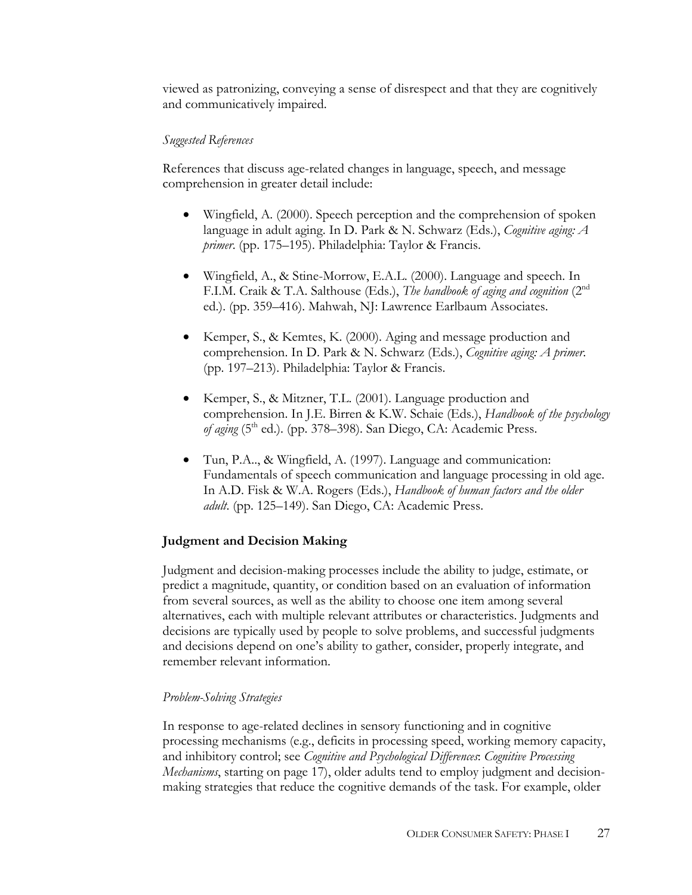viewed as patronizing, conveying a sense of disrespect and that they are cognitively and communicatively impaired.

*Suggested References*

References that discuss age-related changes in language, speech, and message comprehension in greater detail include:

- Wingfield, A. (2000). Speech perception and the comprehension of spoken language in adult aging. In D. Park & N. Schwarz (Eds.), *Cognitive aging: A primer*. (pp. 175–195). Philadelphia: Taylor & Francis.

- Wingfield, A., & Stine-Morrow, E.A.L. (2000). Language and speech. In F.I.M. Craik & T.A. Salthouse (Eds.), *The handbook of aging and cognition* (2nd ed.). (pp. 359–416). Mahwah, NJ: Lawrence Earlbaum Associates.

- Kemper, S., & Kemtes, K. (2000). Aging and message production and comprehension. In D. Park & N. Schwarz (Eds.), *Cognitive aging: A primer*. (pp. 197–213). Philadelphia: Taylor & Francis.

- Kemper, S., & Mitzner, T.L. (2001). Language production and comprehension. In J.E. Birren & K.W. Schaie (Eds.), *Handbook of the psychology of aging* (5th ed.). (pp. 378–398). San Diego, CA: Academic Press.

- Tun, P.A.., & Wingfield, A. (1997). Language and communication: Fundamentals of speech communication and language processing in old age. In A.D. Fisk & W.A. Rogers (Eds.), *Handbook of human factors and the older adult*. (pp. 125–149). San Diego, CA: Academic Press.

## Judgment and Decision Making

Judgment and decision-making processes include the ability to judge, estimate, or predict a magnitude, quantity, or condition based on an evaluation of information from several sources, as well as the ability to choose one item among several alternatives, each with multiple relevant attributes or characteristics. Judgments and decisions are typically used by people to solve problems, and successful judgments and decisions depend on one's ability to gather, consider, properly integrate, and remember relevant information.

*Problem-Solving Strategies*

In response to age-related declines in sensory functioning and in cognitive processing mechanisms (e.g., deficits in processing speed, working memory capacity, and inhibitory control; see *Cognitive and Psychological Differences*: *Cognitive Processing Mechanisms*, starting on page 17), older adults tend to employ judgment and decision-making strategies that reduce the cognitive demands of the task. For example, older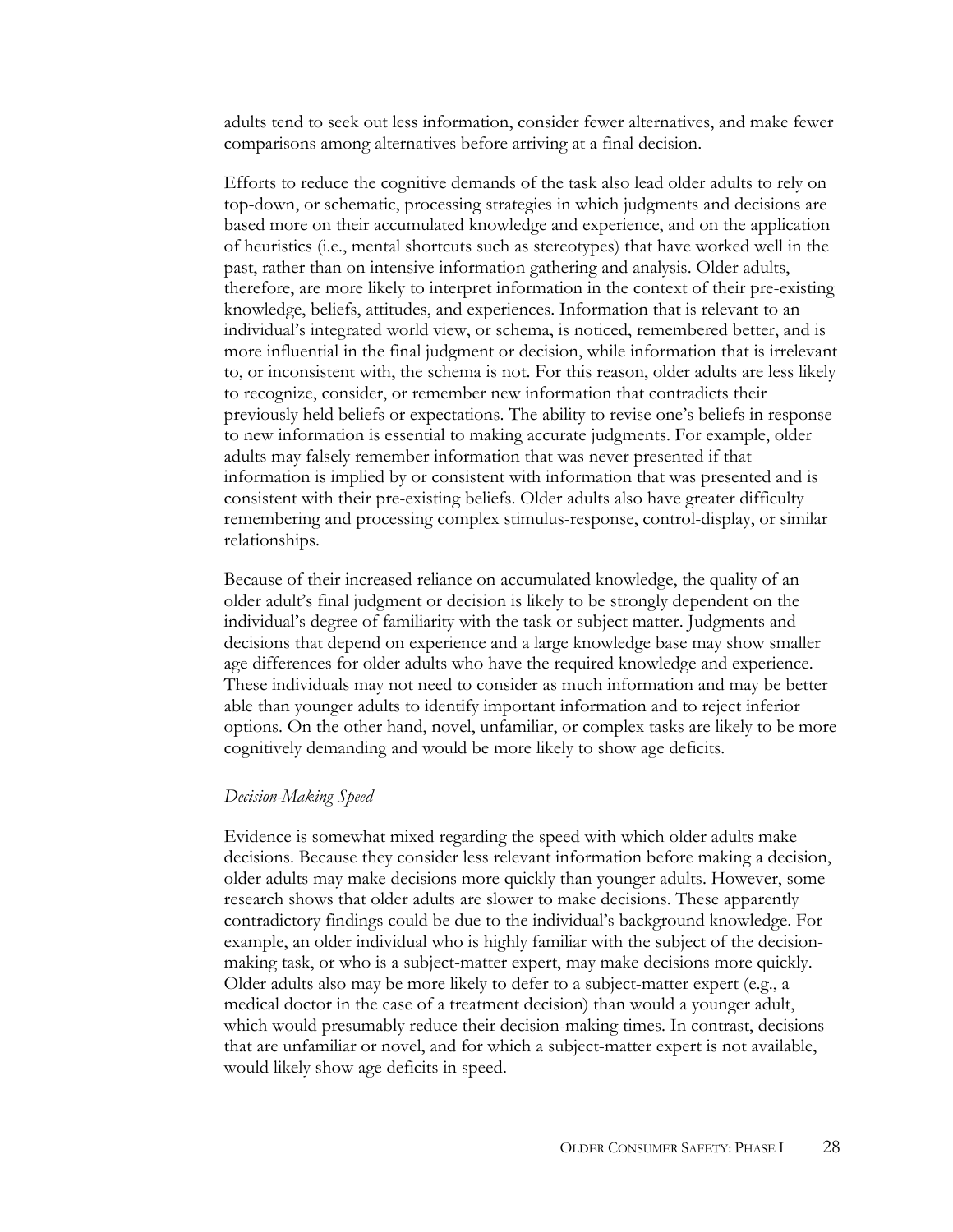adults tend to seek out less information, consider fewer alternatives, and make fewer comparisons among alternatives before arriving at a final decision.

Efforts to reduce the cognitive demands of the task also lead older adults to rely on top-down, or schematic, processing strategies in which judgments and decisions are based more on their accumulated knowledge and experience, and on the application of heuristics (i.e., mental shortcuts such as stereotypes) that have worked well in the past, rather than on intensive information gathering and analysis. Older adults, therefore, are more likely to interpret information in the context of their pre-existing knowledge, beliefs, attitudes, and experiences. Information that is relevant to an individual's integrated world view, or schema, is noticed, remembered better, and is more influential in the final judgment or decision, while information that is irrelevant to, or inconsistent with, the schema is not. For this reason, older adults are less likely to recognize, consider, or remember new information that contradicts their previously held beliefs or expectations. The ability to revise one's beliefs in response to new information is essential to making accurate judgments. For example, older adults may falsely remember information that was never presented if that information is implied by or consistent with information that was presented and is consistent with their pre-existing beliefs. Older adults also have greater difficulty remembering and processing complex stimulus-response, control-display, or similar relationships.

Because of their increased reliance on accumulated knowledge, the quality of an older adult's final judgment or decision is likely to be strongly dependent on the individual's degree of familiarity with the task or subject matter. Judgments and decisions that depend on experience and a large knowledge base may show smaller age differences for older adults who have the required knowledge and experience. These individuals may not need to consider as much information and may be better able than younger adults to identify important information and to reject inferior options. On the other hand, novel, unfamiliar, or complex tasks are likely to be more cognitively demanding and would be more likely to show age deficits.

*Decision-Making Speed*

Evidence is somewhat mixed regarding the speed with which older adults make decisions. Because they consider less relevant information before making a decision, older adults may make decisions more quickly than younger adults. However, some research shows that older adults are slower to make decisions. These apparently contradictory findings could be due to the individual's background knowledge. For example, an older individual who is highly familiar with the subject of the decision-making task, or who is a subject-matter expert, may make decisions more quickly. Older adults also may be more likely to defer to a subject-matter expert (e.g., a medical doctor in the case of a treatment decision) than would a younger adult, which would presumably reduce their decision-making times. In contrast, decisions that are unfamiliar or novel, and for which a subject-matter expert is not available, would likely show age deficits in speed.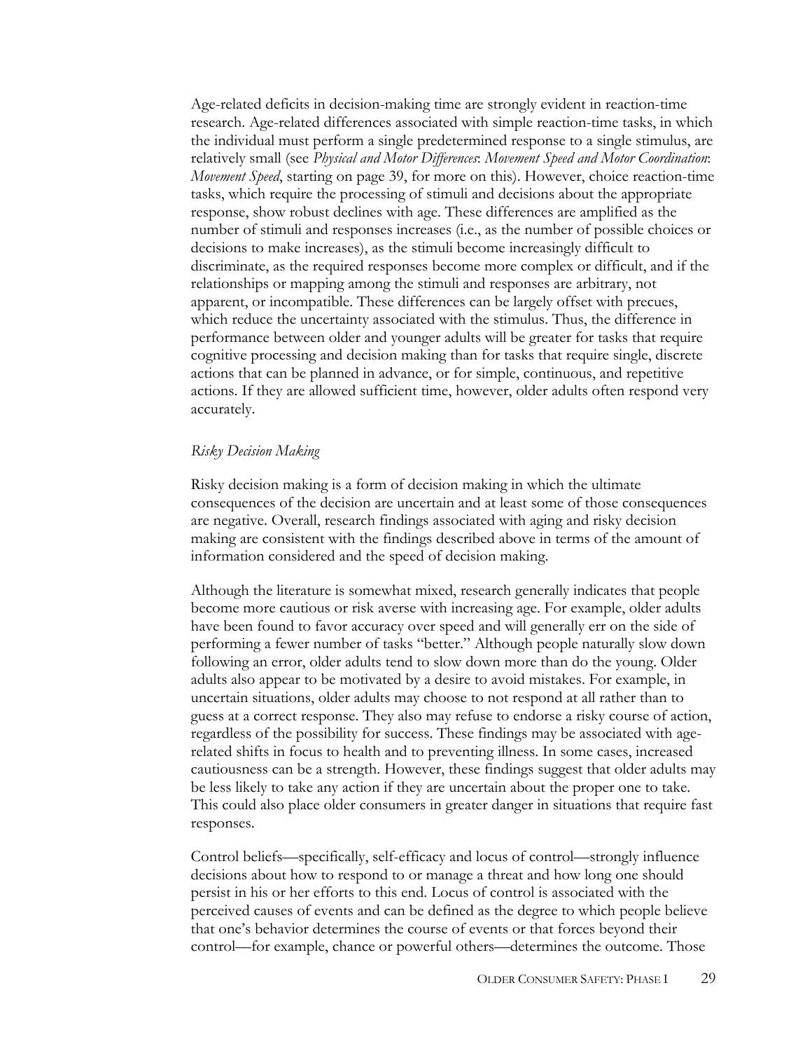Age-related deficits in decision-making time are strongly evident in reaction-time research. Age-related differences associated with simple reaction-time tasks, in which the individual must perform a single predetermined response to a single stimulus, are relatively small (see *Physical and Motor Differences*: *Movement Speed and Motor Coordination*: *Movement Speed*, starting on page 39, for more on this). However, choice reaction-time tasks, which require the processing of stimuli and decisions about the appropriate response, show robust declines with age. These differences are amplified as the number of stimuli and responses increases (i.e., as the number of possible choices or decisions to make increases), as the stimuli become increasingly difficult to discriminate, as the required responses become more complex or difficult, and if the relationships or mapping among the stimuli and responses are arbitrary, not apparent, or incompatible. These differences can be largely offset with precues, which reduce the uncertainty associated with the stimulus. Thus, the difference in performance between older and younger adults will be greater for tasks that require cognitive processing and decision making than for tasks that require single, discrete actions that can be planned in advance, or for simple, continuous, and repetitive actions. If they are allowed sufficient time, however, older adults often respond very accurately.

### *Risky Decision Making*

Risky decision making is a form of decision making in which the ultimate consequences of the decision are uncertain and at least some of those consequences are negative. Overall, research findings associated with aging and risky decision making are consistent with the findings described above in terms of the amount of information considered and the speed of decision making.

Although the literature is somewhat mixed, research generally indicates that people become more cautious or risk averse with increasing age. For example, older adults have been found to favor accuracy over speed and will generally err on the side of performing a fewer number of tasks "better." Although people naturally slow down following an error, older adults tend to slow down more than do the young. Older adults also appear to be motivated by a desire to avoid mistakes. For example, in uncertain situations, older adults may choose to not respond at all rather than to guess at a correct response. They also may refuse to endorse a risky course of action, regardless of the possibility for success. These findings may be associated with age-related shifts in focus to health and to preventing illness. In some cases, increased cautiousness can be a strength. However, these findings suggest that older adults may be less likely to take any action if they are uncertain about the proper one to take. This could also place older consumers in greater danger in situations that require fast responses.

Control beliefs—specifically, self-efficacy and locus of control—strongly influence decisions about how to respond to or manage a threat and how long one should persist in his or her efforts to this end. Locus of control is associated with the perceived causes of events and can be defined as the degree to which people believe that one's behavior determines the course of events or that forces beyond their control—for example, chance or powerful others—determines the outcome. Those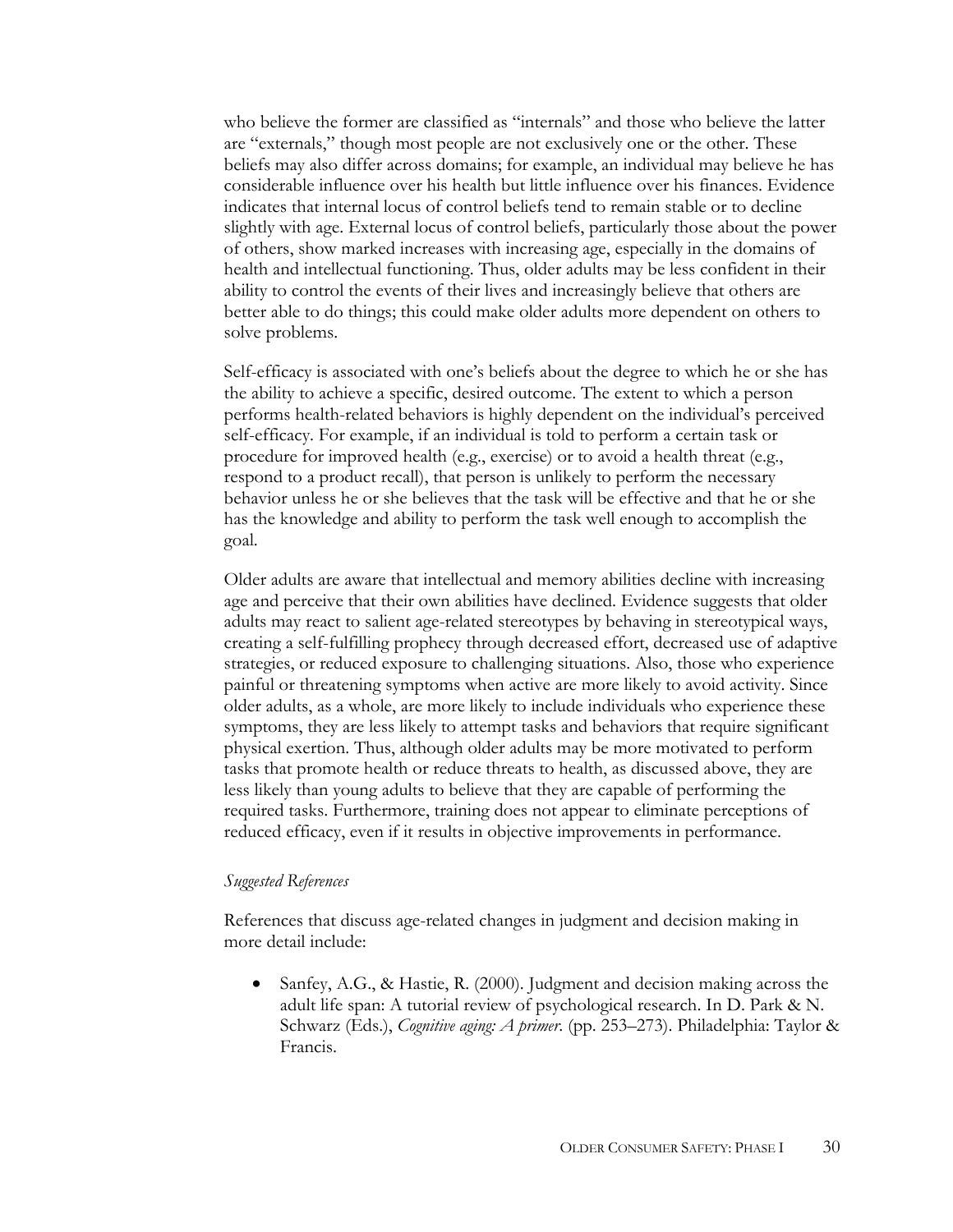who believe the former are classified as "internals" and those who believe the latter are "externals," though most people are not exclusively one or the other. These beliefs may also differ across domains; for example, an individual may believe he has considerable influence over his health but little influence over his finances. Evidence indicates that internal locus of control beliefs tend to remain stable or to decline slightly with age. External locus of control beliefs, particularly those about the power of others, show marked increases with increasing age, especially in the domains of health and intellectual functioning. Thus, older adults may be less confident in their ability to control the events of their lives and increasingly believe that others are better able to do things; this could make older adults more dependent on others to solve problems.

Self-efficacy is associated with one's beliefs about the degree to which he or she has the ability to achieve a specific, desired outcome. The extent to which a person performs health-related behaviors is highly dependent on the individual's perceived self-efficacy. For example, if an individual is told to perform a certain task or procedure for improved health (e.g., exercise) or to avoid a health threat (e.g., respond to a product recall), that person is unlikely to perform the necessary behavior unless he or she believes that the task will be effective and that he or she has the knowledge and ability to perform the task well enough to accomplish the goal.

Older adults are aware that intellectual and memory abilities decline with increasing age and perceive that their own abilities have declined. Evidence suggests that older adults may react to salient age-related stereotypes by behaving in stereotypical ways, creating a self-fulfilling prophecy through decreased effort, decreased use of adaptive strategies, or reduced exposure to challenging situations. Also, those who experience painful or threatening symptoms when active are more likely to avoid activity. Since older adults, as a whole, are more likely to include individuals who experience these symptoms, they are less likely to attempt tasks and behaviors that require significant physical exertion. Thus, although older adults may be more motivated to perform tasks that promote health or reduce threats to health, as discussed above, they are less likely than young adults to believe that they are capable of performing the required tasks. Furthermore, training does not appear to eliminate perceptions of reduced efficacy, even if it results in objective improvements in performance.

*Suggested References*

References that discuss age-related changes in judgment and decision making in more detail include:

- Sanfey, A.G., & Hastie, R. (2000). Judgment and decision making across the adult life span: A tutorial review of psychological research. In D. Park & N. Schwarz (Eds.), *Cognitive aging: A primer.* (pp. 253–273). Philadelphia: Taylor & Francis.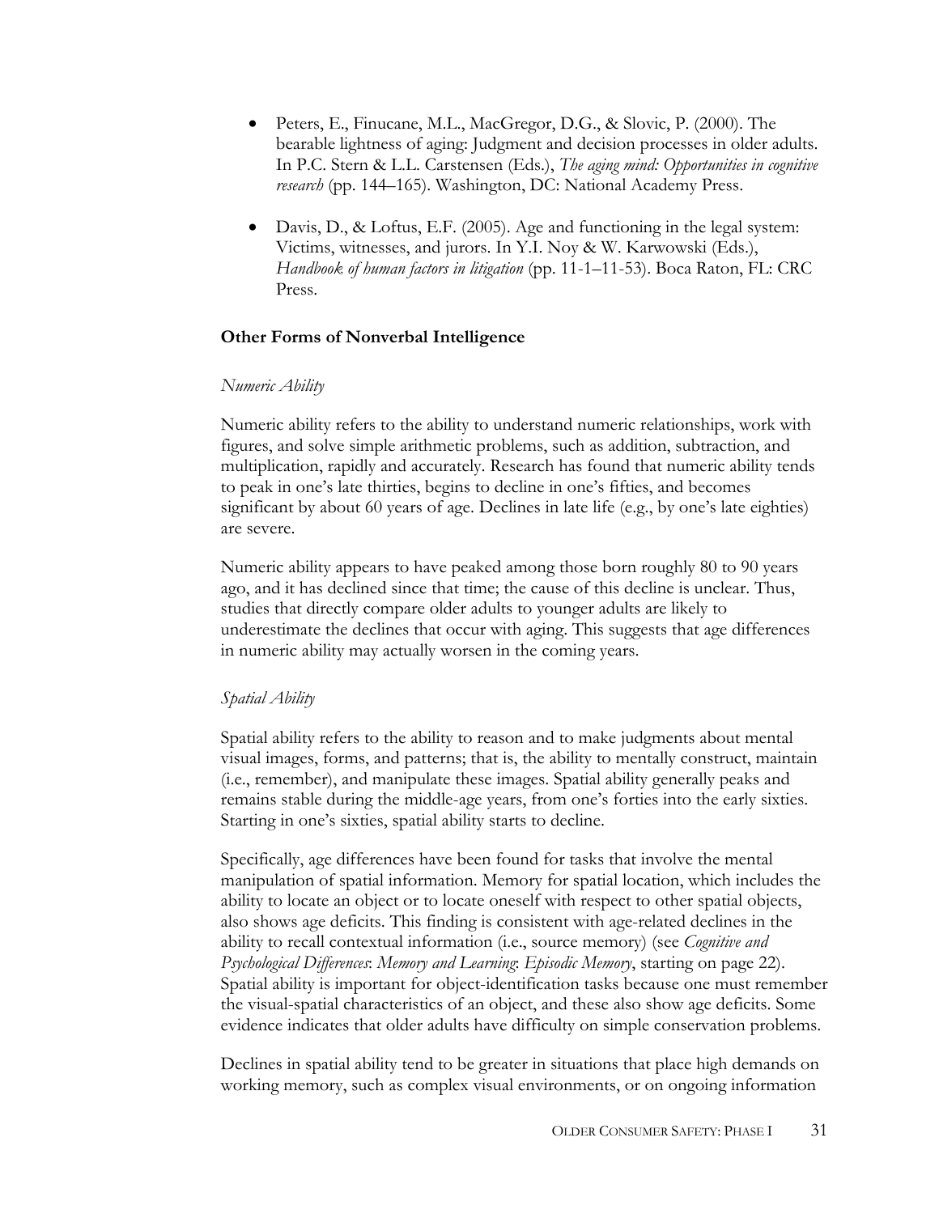- Peters, E., Finucane, M.L., MacGregor, D.G., & Slovic, P. (2000). The bearable lightness of aging: Judgment and decision processes in older adults. In P.C. Stern & L.L. Carstensen (Eds.), *The aging mind: Opportunities in cognitive research* (pp. 144–165). Washington, DC: National Academy Press.

- Davis, D., & Loftus, E.F. (2005). Age and functioning in the legal system: Victims, witnesses, and jurors. In Y.I. Noy & W. Karwowski (Eds.), *Handbook of human factors in litigation* (pp. 11-1–11-53). Boca Raton, FL: CRC Press.

### Other Forms of Nonverbal Intelligence

*Numeric Ability*

Numeric ability refers to the ability to understand numeric relationships, work with figures, and solve simple arithmetic problems, such as addition, subtraction, and multiplication, rapidly and accurately. Research has found that numeric ability tends to peak in one's late thirties, begins to decline in one's fifties, and becomes significant by about 60 years of age. Declines in late life (e.g., by one's late eighties) are severe.

Numeric ability appears to have peaked among those born roughly 80 to 90 years ago, and it has declined since that time; the cause of this decline is unclear. Thus, studies that directly compare older adults to younger adults are likely to underestimate the declines that occur with aging. This suggests that age differences in numeric ability may actually worsen in the coming years.

*Spatial Ability*

Spatial ability refers to the ability to reason and to make judgments about mental visual images, forms, and patterns; that is, the ability to mentally construct, maintain (i.e., remember), and manipulate these images. Spatial ability generally peaks and remains stable during the middle-age years, from one's forties into the early sixties. Starting in one's sixties, spatial ability starts to decline.

Specifically, age differences have been found for tasks that involve the mental manipulation of spatial information. Memory for spatial location, which includes the ability to locate an object or to locate oneself with respect to other spatial objects, also shows age deficits. This finding is consistent with age-related declines in the ability to recall contextual information (i.e., source memory) (see *Cognitive and Psychological Differences*: *Memory and Learning*: *Episodic Memory*, starting on page 22). Spatial ability is important for object-identification tasks because one must remember the visual-spatial characteristics of an object, and these also show age deficits. Some evidence indicates that older adults have difficulty on simple conservation problems.

Declines in spatial ability tend to be greater in situations that place high demands on working memory, such as complex visual environments, or on ongoing information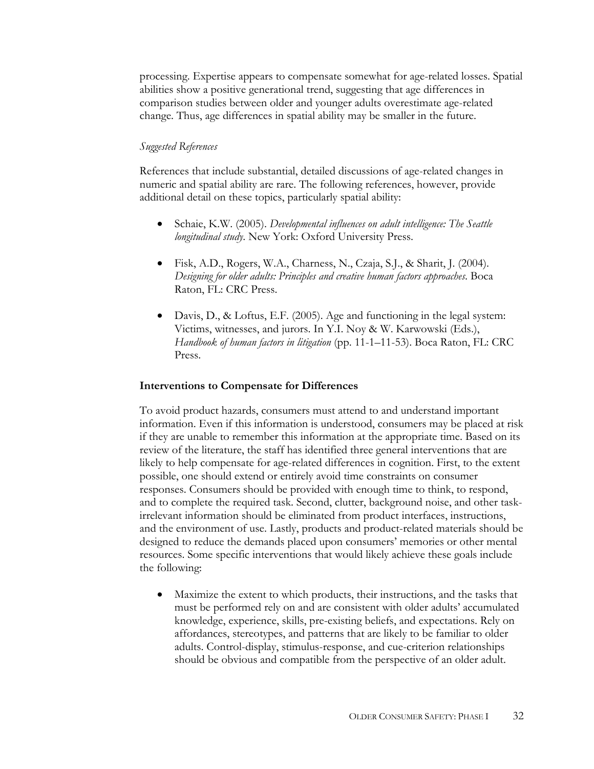processing. Expertise appears to compensate somewhat for age-related losses. Spatial abilities show a positive generational trend, suggesting that age differences in comparison studies between older and younger adults overestimate age-related change. Thus, age differences in spatial ability may be smaller in the future.

*Suggested References*

References that include substantial, detailed discussions of age-related changes in numeric and spatial ability are rare. The following references, however, provide additional detail on these topics, particularly spatial ability:

- Schaie, K.W. (2005). *Developmental influences on adult intelligence: The Seattle longitudinal study*. New York: Oxford University Press.
- Fisk, A.D., Rogers, W.A., Charness, N., Czaja, S.J., & Sharit, J. (2004). *Designing for older adults: Principles and creative human factors approaches*. Boca Raton, FL: CRC Press.
- Davis, D., & Loftus, E.F. (2005). Age and functioning in the legal system: Victims, witnesses, and jurors. In Y.I. Noy & W. Karwowski (Eds.), *Handbook of human factors in litigation* (pp. 11-1–11-53). Boca Raton, FL: CRC Press.

**Interventions to Compensate for Differences**

To avoid product hazards, consumers must attend to and understand important information. Even if this information is understood, consumers may be placed at risk if they are unable to remember this information at the appropriate time. Based on its review of the literature, the staff has identified three general interventions that are likely to help compensate for age-related differences in cognition. First, to the extent possible, one should extend or entirely avoid time constraints on consumer responses. Consumers should be provided with enough time to think, to respond, and to complete the required task. Second, clutter, background noise, and other task-irrelevant information should be eliminated from product interfaces, instructions, and the environment of use. Lastly, products and product-related materials should be designed to reduce the demands placed upon consumers' memories or other mental resources. Some specific interventions that would likely achieve these goals include the following:

- Maximize the extent to which products, their instructions, and the tasks that must be performed rely on and are consistent with older adults' accumulated knowledge, experience, skills, pre-existing beliefs, and expectations. Rely on affordances, stereotypes, and patterns that are likely to be familiar to older adults. Control-display, stimulus-response, and cue-criterion relationships should be obvious and compatible from the perspective of an older adult.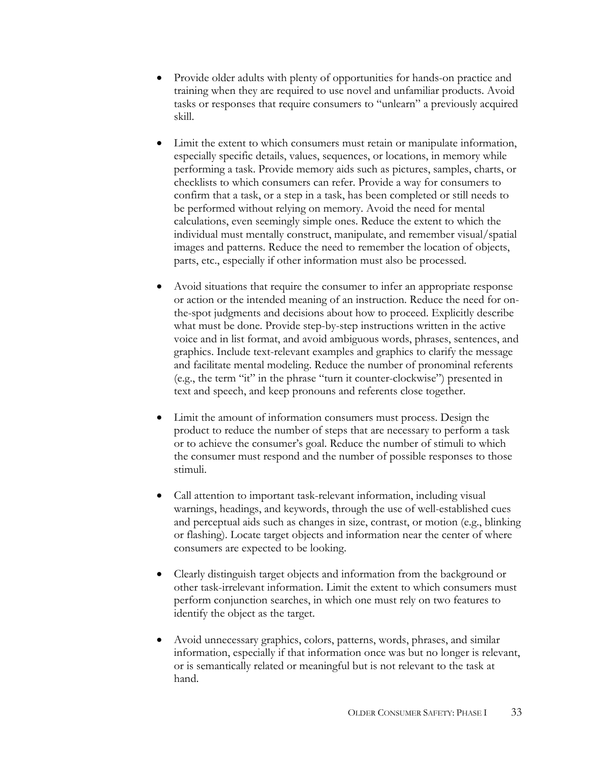- Provide older adults with plenty of opportunities for hands-on practice and training when they are required to use novel and unfamiliar products. Avoid tasks or responses that require consumers to "unlearn" a previously acquired skill.

- Limit the extent to which consumers must retain or manipulate information, especially specific details, values, sequences, or locations, in memory while performing a task. Provide memory aids such as pictures, samples, charts, or checklists to which consumers can refer. Provide a way for consumers to confirm that a task, or a step in a task, has been completed or still needs to be performed without relying on memory. Avoid the need for mental calculations, even seemingly simple ones. Reduce the extent to which the individual must mentally construct, manipulate, and remember visual/spatial images and patterns. Reduce the need to remember the location of objects, parts, etc., especially if other information must also be processed.

- Avoid situations that require the consumer to infer an appropriate response or action or the intended meaning of an instruction. Reduce the need for on-the-spot judgments and decisions about how to proceed. Explicitly describe what must be done. Provide step-by-step instructions written in the active voice and in list format, and avoid ambiguous words, phrases, sentences, and graphics. Include text-relevant examples and graphics to clarify the message and facilitate mental modeling. Reduce the number of pronominal referents (e.g., the term "it" in the phrase "turn it counter-clockwise") presented in text and speech, and keep pronouns and referents close together.

- Limit the amount of information consumers must process. Design the product to reduce the number of steps that are necessary to perform a task or to achieve the consumer's goal. Reduce the number of stimuli to which the consumer must respond and the number of possible responses to those stimuli.

- Call attention to important task-relevant information, including visual warnings, headings, and keywords, through the use of well-established cues and perceptual aids such as changes in size, contrast, or motion (e.g., blinking or flashing). Locate target objects and information near the center of where consumers are expected to be looking.

- Clearly distinguish target objects and information from the background or other task-irrelevant information. Limit the extent to which consumers must perform conjunction searches, in which one must rely on two features to identify the object as the target.

- Avoid unnecessary graphics, colors, patterns, words, phrases, and similar information, especially if that information once was but no longer is relevant, or is semantically related or meaningful but is not relevant to the task at hand.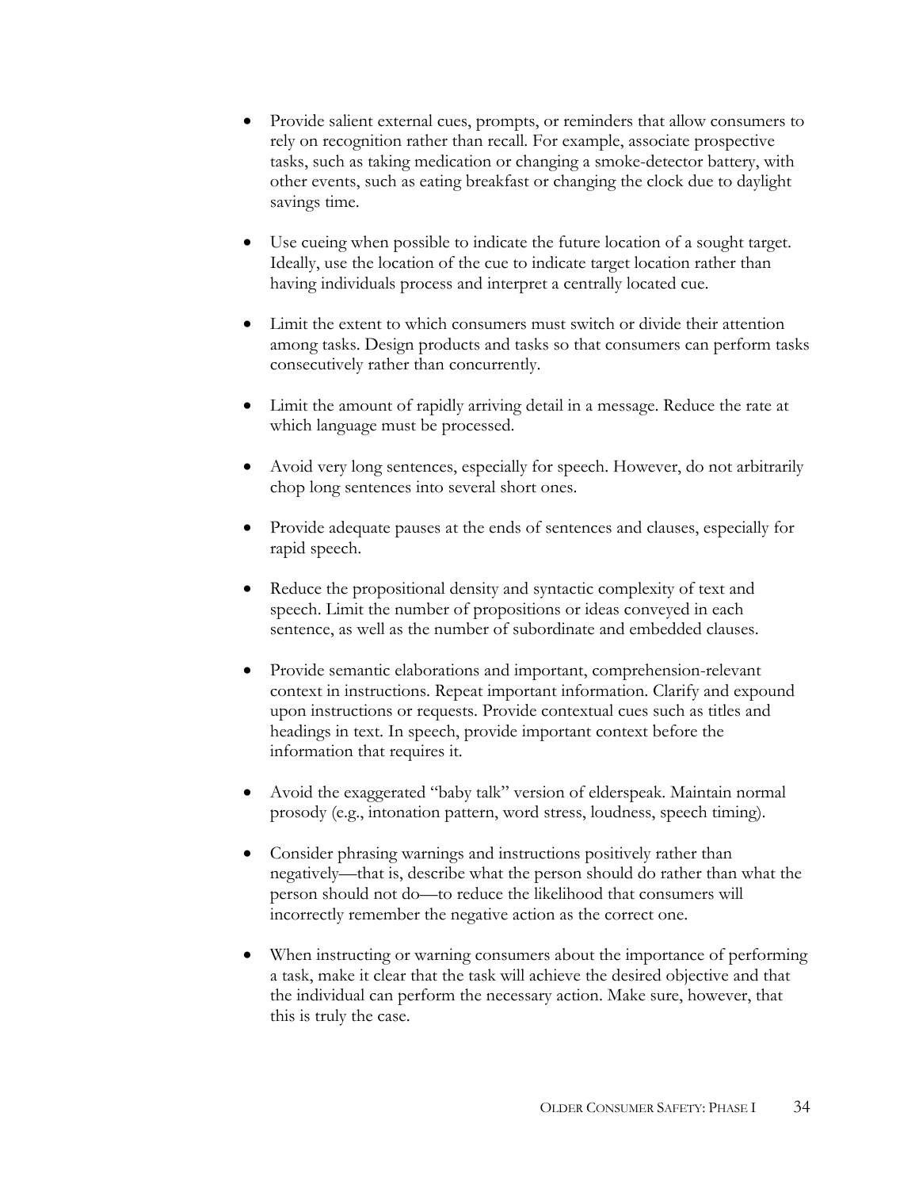- Provide salient external cues, prompts, or reminders that allow consumers to rely on recognition rather than recall. For example, associate prospective tasks, such as taking medication or changing a smoke-detector battery, with other events, such as eating breakfast or changing the clock due to daylight savings time.

- Use cueing when possible to indicate the future location of a sought target. Ideally, use the location of the cue to indicate target location rather than having individuals process and interpret a centrally located cue.

- Limit the extent to which consumers must switch or divide their attention among tasks. Design products and tasks so that consumers can perform tasks consecutively rather than concurrently.

- Limit the amount of rapidly arriving detail in a message. Reduce the rate at which language must be processed.

- Avoid very long sentences, especially for speech. However, do not arbitrarily chop long sentences into several short ones.

- Provide adequate pauses at the ends of sentences and clauses, especially for rapid speech.

- Reduce the propositional density and syntactic complexity of text and speech. Limit the number of propositions or ideas conveyed in each sentence, as well as the number of subordinate and embedded clauses.

- Provide semantic elaborations and important, comprehension-relevant context in instructions. Repeat important information. Clarify and expound upon instructions or requests. Provide contextual cues such as titles and headings in text. In speech, provide important context before the information that requires it.

- Avoid the exaggerated "baby talk" version of elderspeak. Maintain normal prosody (e.g., intonation pattern, word stress, loudness, speech timing).

- Consider phrasing warnings and instructions positively rather than negatively—that is, describe what the person should do rather than what the person should not do—to reduce the likelihood that consumers will incorrectly remember the negative action as the correct one.

- When instructing or warning consumers about the importance of performing a task, make it clear that the task will achieve the desired objective and that the individual can perform the necessary action. Make sure, however, that this is truly the case.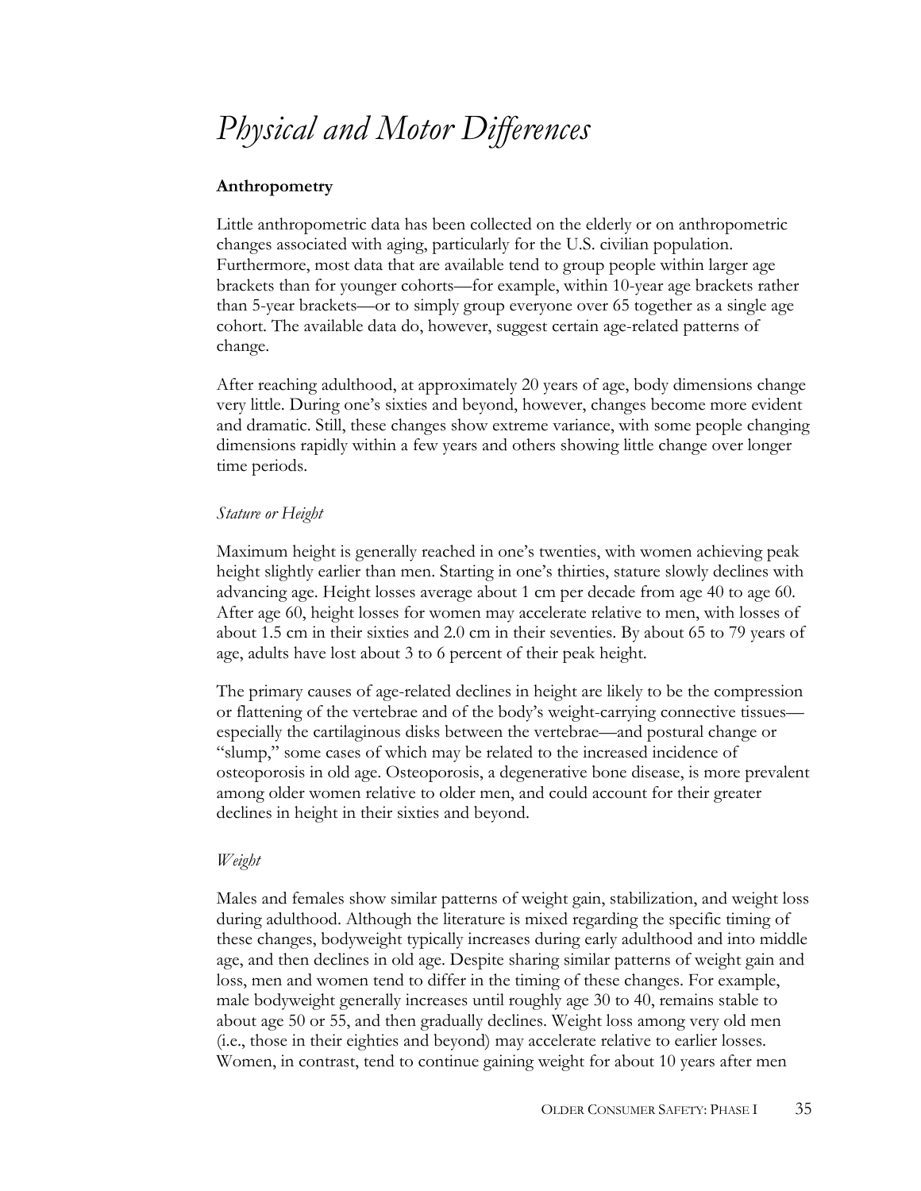# *Physical and Motor Differences*

## Anthropometry

Little anthropometric data has been collected on the elderly or on anthropometric changes associated with aging, particularly for the U.S. civilian population. Furthermore, most data that are available tend to group people within larger age brackets than for younger cohorts—for example, within 10-year age brackets rather than 5-year brackets—or to simply group everyone over 65 together as a single age cohort. The available data do, however, suggest certain age-related patterns of change.

After reaching adulthood, at approximately 20 years of age, body dimensions change very little. During one's sixties and beyond, however, changes become more evident and dramatic. Still, these changes show extreme variance, with some people changing dimensions rapidly within a few years and others showing little change over longer time periods.

### *Stature or Height*

Maximum height is generally reached in one's twenties, with women achieving peak height slightly earlier than men. Starting in one's thirties, stature slowly declines with advancing age. Height losses average about 1 cm per decade from age 40 to age 60. After age 60, height losses for women may accelerate relative to men, with losses of about 1.5 cm in their sixties and 2.0 cm in their seventies. By about 65 to 79 years of age, adults have lost about 3 to 6 percent of their peak height.

The primary causes of age-related declines in height are likely to be the compression or flattening of the vertebrae and of the body's weight-carrying connective tissues—especially the cartilaginous disks between the vertebrae—and postural change or "slump," some cases of which may be related to the increased incidence of osteoporosis in old age. Osteoporosis, a degenerative bone disease, is more prevalent among older women relative to older men, and could account for their greater declines in height in their sixties and beyond.

### *Weight*

Males and females show similar patterns of weight gain, stabilization, and weight loss during adulthood. Although the literature is mixed regarding the specific timing of these changes, bodyweight typically increases during early adulthood and into middle age, and then declines in old age. Despite sharing similar patterns of weight gain and loss, men and women tend to differ in the timing of these changes. For example, male bodyweight generally increases until roughly age 30 to 40, remains stable to about age 50 or 55, and then gradually declines. Weight loss among very old men (i.e., those in their eighties and beyond) may accelerate relative to earlier losses. Women, in contrast, tend to continue gaining weight for about 10 years after men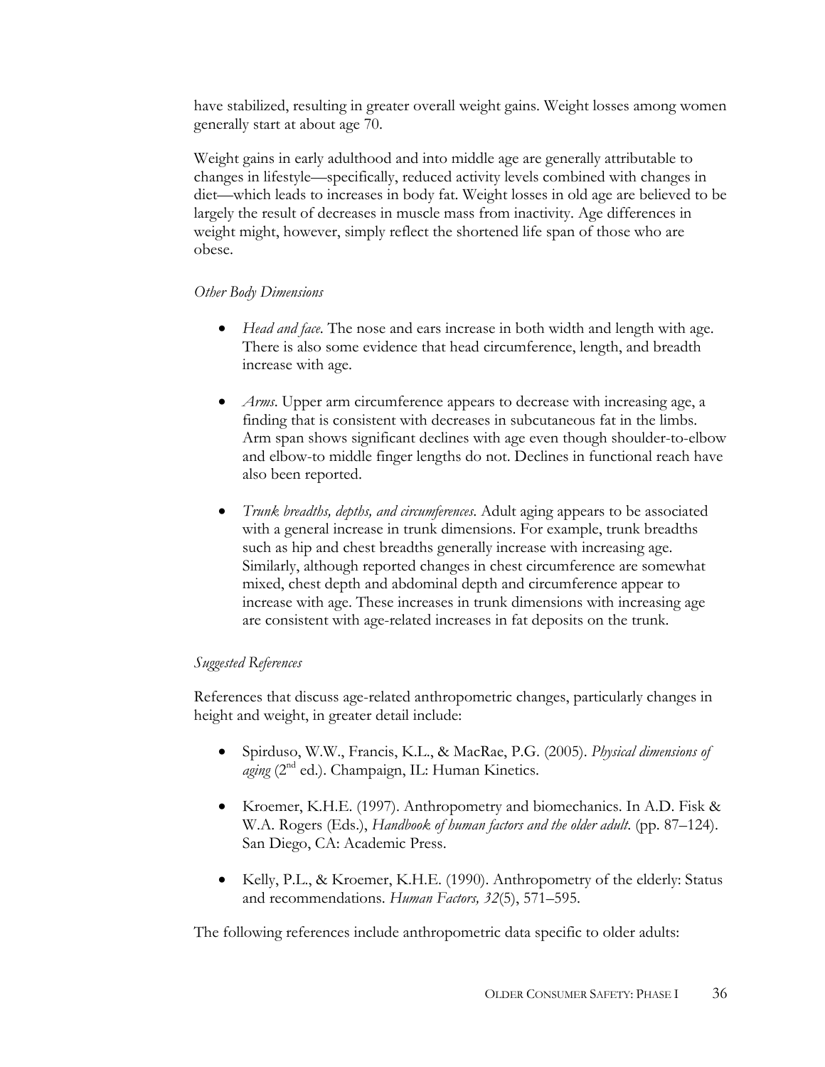have stabilized, resulting in greater overall weight gains. Weight losses among women generally start at about age 70.

Weight gains in early adulthood and into middle age are generally attributable to changes in lifestyle—specifically, reduced activity levels combined with changes in diet—which leads to increases in body fat. Weight losses in old age are believed to be largely the result of decreases in muscle mass from inactivity. Age differences in weight might, however, simply reflect the shortened life span of those who are obese.

*Other Body Dimensions*

- *Head and face*. The nose and ears increase in both width and length with age. There is also some evidence that head circumference, length, and breadth increase with age.
- *Arms*. Upper arm circumference appears to decrease with increasing age, a finding that is consistent with decreases in subcutaneous fat in the limbs. Arm span shows significant declines with age even though shoulder-to-elbow and elbow-to middle finger lengths do not. Declines in functional reach have also been reported.
- *Trunk breadths, depths, and circumferences*. Adult aging appears to be associated with a general increase in trunk dimensions. For example, trunk breadths such as hip and chest breadths generally increase with increasing age. Similarly, although reported changes in chest circumference are somewhat mixed, chest depth and abdominal depth and circumference appear to increase with age. These increases in trunk dimensions with increasing age are consistent with age-related increases in fat deposits on the trunk.

*Suggested References*

References that discuss age-related anthropometric changes, particularly changes in height and weight, in greater detail include:

- Spirduso, W.W., Francis, K.L., & MacRae, P.G. (2005). *Physical dimensions of aging* (2nd ed.). Champaign, IL: Human Kinetics.
- Kroemer, K.H.E. (1997). Anthropometry and biomechanics. In A.D. Fisk & W.A. Rogers (Eds.), *Handbook of human factors and the older adult.* (pp. 87–124). San Diego, CA: Academic Press.
- Kelly, P.L., & Kroemer, K.H.E. (1990). Anthropometry of the elderly: Status and recommendations. *Human Factors, 32*(5), 571–595.

The following references include anthropometric data specific to older adults: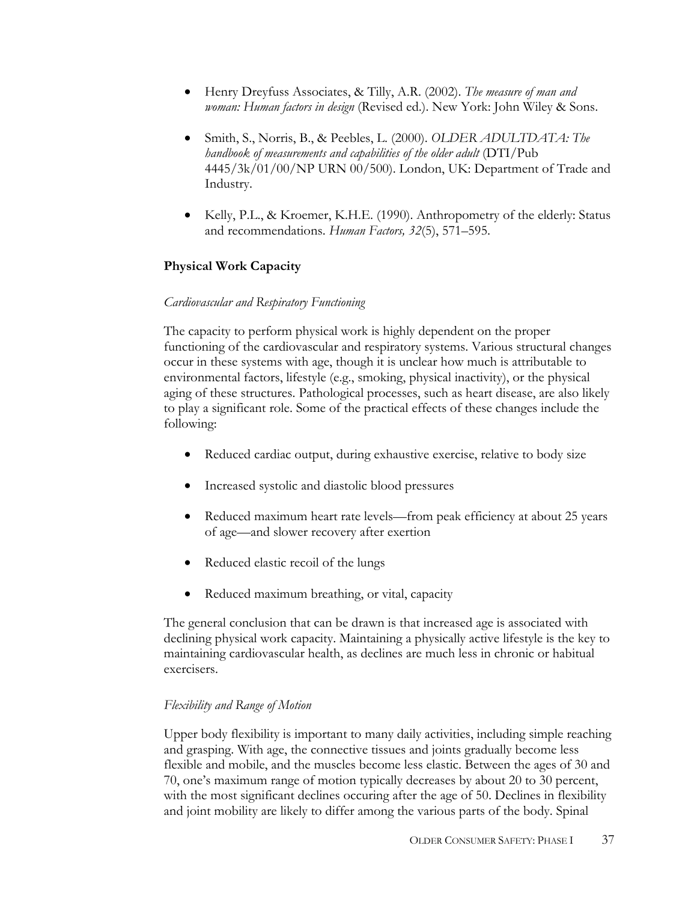- Henry Dreyfuss Associates, & Tilly, A.R. (2002). *The measure of man and woman: Human factors in design* (Revised ed.). New York: John Wiley & Sons.

- Smith, S., Norris, B., & Peebles, L. (2000). *OLDER ADULTDATA: The handbook of measurements and capabilities of the older adult* (DTI/Pub 4445/3k/01/00/NP URN 00/500). London, UK: Department of Trade and Industry.

- Kelly, P.L., & Kroemer, K.H.E. (1990). Anthropometry of the elderly: Status and recommendations. *Human Factors, 32*(5), 571–595.

## Physical Work Capacity

### *Cardiovascular and Respiratory Functioning*

The capacity to perform physical work is highly dependent on the proper functioning of the cardiovascular and respiratory systems. Various structural changes occur in these systems with age, though it is unclear how much is attributable to environmental factors, lifestyle (e.g., smoking, physical inactivity), or the physical aging of these structures. Pathological processes, such as heart disease, are also likely to play a significant role. Some of the practical effects of these changes include the following:

- Reduced cardiac output, during exhaustive exercise, relative to body size

- Increased systolic and diastolic blood pressures

- Reduced maximum heart rate levels—from peak efficiency at about 25 years of age—and slower recovery after exertion

- Reduced elastic recoil of the lungs

- Reduced maximum breathing, or vital, capacity

The general conclusion that can be drawn is that increased age is associated with declining physical work capacity. Maintaining a physically active lifestyle is the key to maintaining cardiovascular health, as declines are much less in chronic or habitual exercisers.

### *Flexibility and Range of Motion*

Upper body flexibility is important to many daily activities, including simple reaching and grasping. With age, the connective tissues and joints gradually become less flexible and mobile, and the muscles become less elastic. Between the ages of 30 and 70, one's maximum range of motion typically decreases by about 20 to 30 percent, with the most significant declines occuring after the age of 50. Declines in flexibility and joint mobility are likely to differ among the various parts of the body. Spinal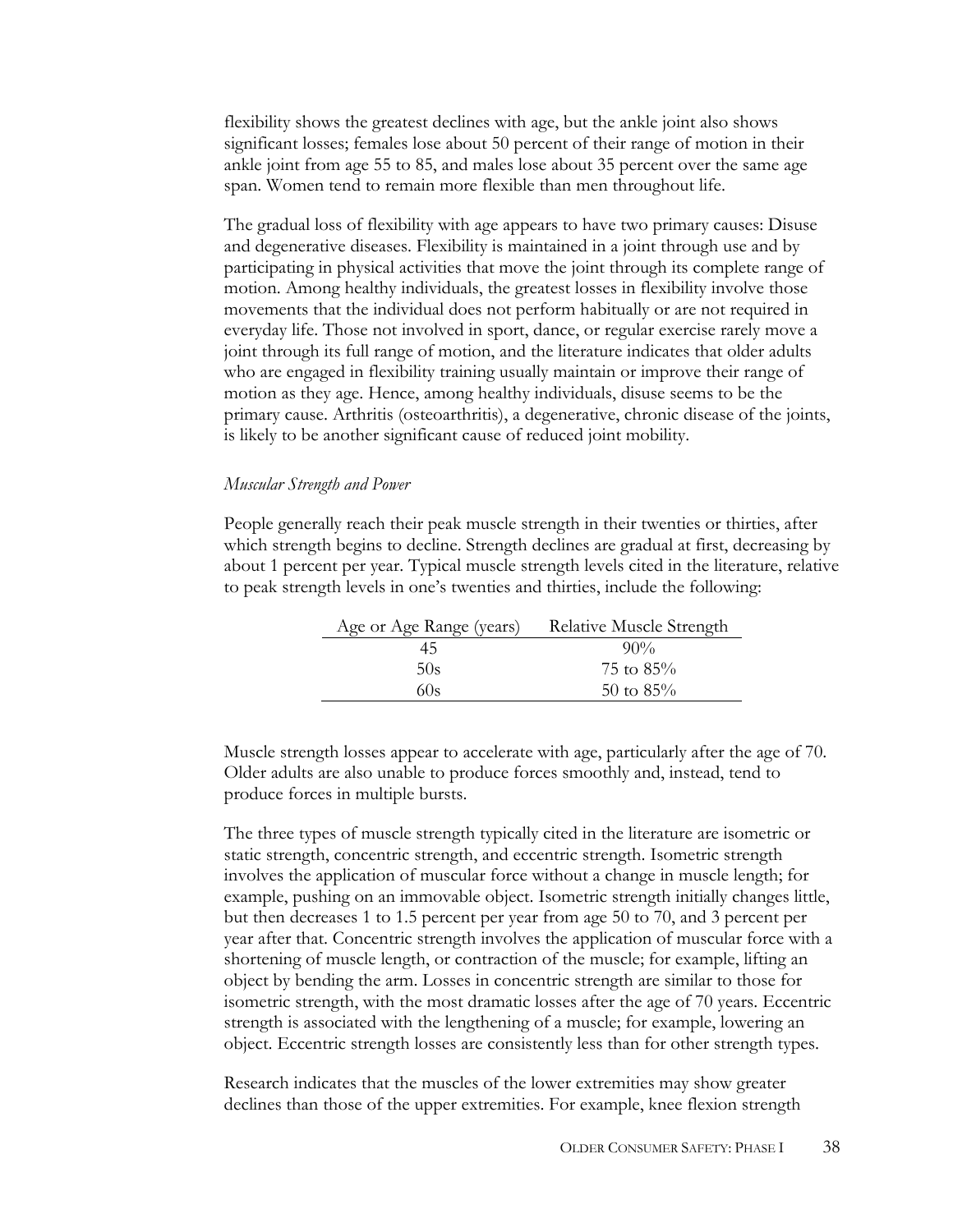flexibility shows the greatest declines with age, but the ankle joint also shows significant losses; females lose about 50 percent of their range of motion in their ankle joint from age 55 to 85, and males lose about 35 percent over the same age span. Women tend to remain more flexible than men throughout life.

The gradual loss of flexibility with age appears to have two primary causes: Disuse and degenerative diseases. Flexibility is maintained in a joint through use and by participating in physical activities that move the joint through its complete range of motion. Among healthy individuals, the greatest losses in flexibility involve those movements that the individual does not perform habitually or are not required in everyday life. Those not involved in sport, dance, or regular exercise rarely move a joint through its full range of motion, and the literature indicates that older adults who are engaged in flexibility training usually maintain or improve their range of motion as they age. Hence, among healthy individuals, disuse seems to be the primary cause. Arthritis (osteoarthritis), a degenerative, chronic disease of the joints, is likely to be another significant cause of reduced joint mobility.

*Muscular Strength and Power*

People generally reach their peak muscle strength in their twenties or thirties, after which strength begins to decline. Strength declines are gradual at first, decreasing by about 1 percent per year. Typical muscle strength levels cited in the literature, relative to peak strength levels in one's twenties and thirties, include the following:

| Age or Age Range (years) | Relative Muscle Strength |
|---|---|
| 45 | 90% |
| 50s | 75 to 85% |
| 60s | 50 to 85% |

Muscle strength losses appear to accelerate with age, particularly after the age of 70. Older adults are also unable to produce forces smoothly and, instead, tend to produce forces in multiple bursts.

The three types of muscle strength typically cited in the literature are isometric or static strength, concentric strength, and eccentric strength. Isometric strength involves the application of muscular force without a change in muscle length; for example, pushing on an immovable object. Isometric strength initially changes little, but then decreases 1 to 1.5 percent per year from age 50 to 70, and 3 percent per year after that. Concentric strength involves the application of muscular force with a shortening of muscle length, or contraction of the muscle; for example, lifting an object by bending the arm. Losses in concentric strength are similar to those for isometric strength, with the most dramatic losses after the age of 70 years. Eccentric strength is associated with the lengthening of a muscle; for example, lowering an object. Eccentric strength losses are consistently less than for other strength types.

Research indicates that the muscles of the lower extremities may show greater declines than those of the upper extremities. For example, knee flexion strength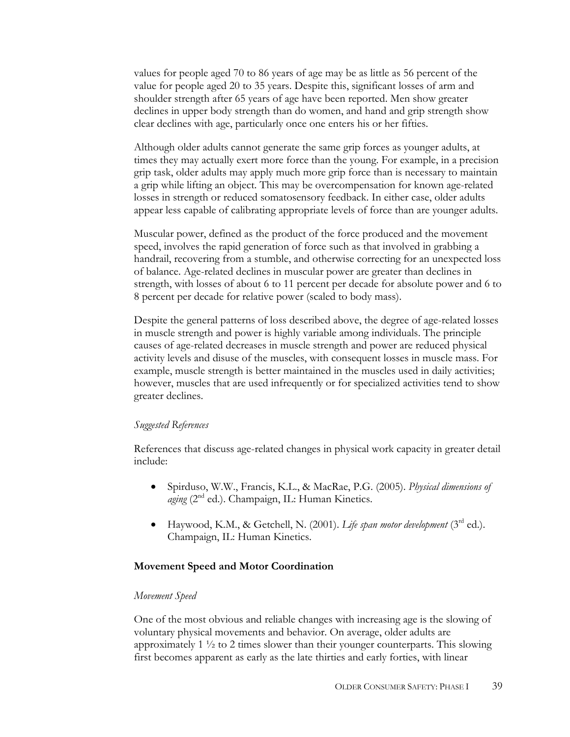values for people aged 70 to 86 years of age may be as little as 56 percent of the value for people aged 20 to 35 years. Despite this, significant losses of arm and shoulder strength after 65 years of age have been reported. Men show greater declines in upper body strength than do women, and hand and grip strength show clear declines with age, particularly once one enters his or her fifties.

Although older adults cannot generate the same grip forces as younger adults, at times they may actually exert more force than the young. For example, in a precision grip task, older adults may apply much more grip force than is necessary to maintain a grip while lifting an object. This may be overcompensation for known age-related losses in strength or reduced somatosensory feedback. In either case, older adults appear less capable of calibrating appropriate levels of force than are younger adults.

Muscular power, defined as the product of the force produced and the movement speed, involves the rapid generation of force such as that involved in grabbing a handrail, recovering from a stumble, and otherwise correcting for an unexpected loss of balance. Age-related declines in muscular power are greater than declines in strength, with losses of about 6 to 11 percent per decade for absolute power and 6 to 8 percent per decade for relative power (scaled to body mass).

Despite the general patterns of loss described above, the degree of age-related losses in muscle strength and power is highly variable among individuals. The principle causes of age-related decreases in muscle strength and power are reduced physical activity levels and disuse of the muscles, with consequent losses in muscle mass. For example, muscle strength is better maintained in the muscles used in daily activities; however, muscles that are used infrequently or for specialized activities tend to show greater declines.

*Suggested References*

References that discuss age-related changes in physical work capacity in greater detail include:

- Spirduso, W.W., Francis, K.L., & MacRae, P.G. (2005). *Physical dimensions of aging* (2nd ed.). Champaign, IL: Human Kinetics.
- Haywood, K.M., & Getchell, N. (2001). *Life span motor development* (3rd ed.). Champaign, IL: Human Kinetics.

## Movement Speed and Motor Coordination

*Movement Speed*

One of the most obvious and reliable changes with increasing age is the slowing of voluntary physical movements and behavior. On average, older adults are approximately 1 ½ to 2 times slower than their younger counterparts. This slowing first becomes apparent as early as the late thirties and early forties, with linear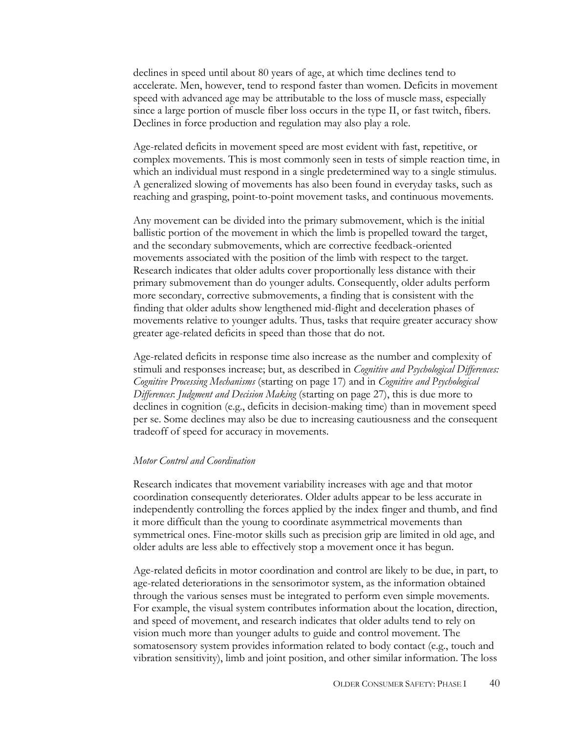declines in speed until about 80 years of age, at which time declines tend to accelerate. Men, however, tend to respond faster than women. Deficits in movement speed with advanced age may be attributable to the loss of muscle mass, especially since a large portion of muscle fiber loss occurs in the type II, or fast twitch, fibers. Declines in force production and regulation may also play a role.

Age-related deficits in movement speed are most evident with fast, repetitive, or complex movements. This is most commonly seen in tests of simple reaction time, in which an individual must respond in a single predetermined way to a single stimulus. A generalized slowing of movements has also been found in everyday tasks, such as reaching and grasping, point-to-point movement tasks, and continuous movements.

Any movement can be divided into the primary submovement, which is the initial ballistic portion of the movement in which the limb is propelled toward the target, and the secondary submovements, which are corrective feedback-oriented movements associated with the position of the limb with respect to the target. Research indicates that older adults cover proportionally less distance with their primary submovement than do younger adults. Consequently, older adults perform more secondary, corrective submovements, a finding that is consistent with the finding that older adults show lengthened mid-flight and deceleration phases of movements relative to younger adults. Thus, tasks that require greater accuracy show greater age-related deficits in speed than those that do not.

Age-related deficits in response time also increase as the number and complexity of stimuli and responses increase; but, as described in *Cognitive and Psychological Differences: Cognitive Processing Mechanisms* (starting on page 17) and in *Cognitive and Psychological Differences: Judgment and Decision Making* (starting on page 27), this is due more to declines in cognition (e.g., deficits in decision-making time) than in movement speed per se. Some declines may also be due to increasing cautiousness and the consequent tradeoff of speed for accuracy in movements.

*Motor Control and Coordination*

Research indicates that movement variability increases with age and that motor coordination consequently deteriorates. Older adults appear to be less accurate in independently controlling the forces applied by the index finger and thumb, and find it more difficult than the young to coordinate asymmetrical movements than symmetrical ones. Fine-motor skills such as precision grip are limited in old age, and older adults are less able to effectively stop a movement once it has begun.

Age-related deficits in motor coordination and control are likely to be due, in part, to age-related deteriorations in the sensorimotor system, as the information obtained through the various senses must be integrated to perform even simple movements. For example, the visual system contributes information about the location, direction, and speed of movement, and research indicates that older adults tend to rely on vision much more than younger adults to guide and control movement. The somatosensory system provides information related to body contact (e.g., touch and vibration sensitivity), limb and joint position, and other similar information. The loss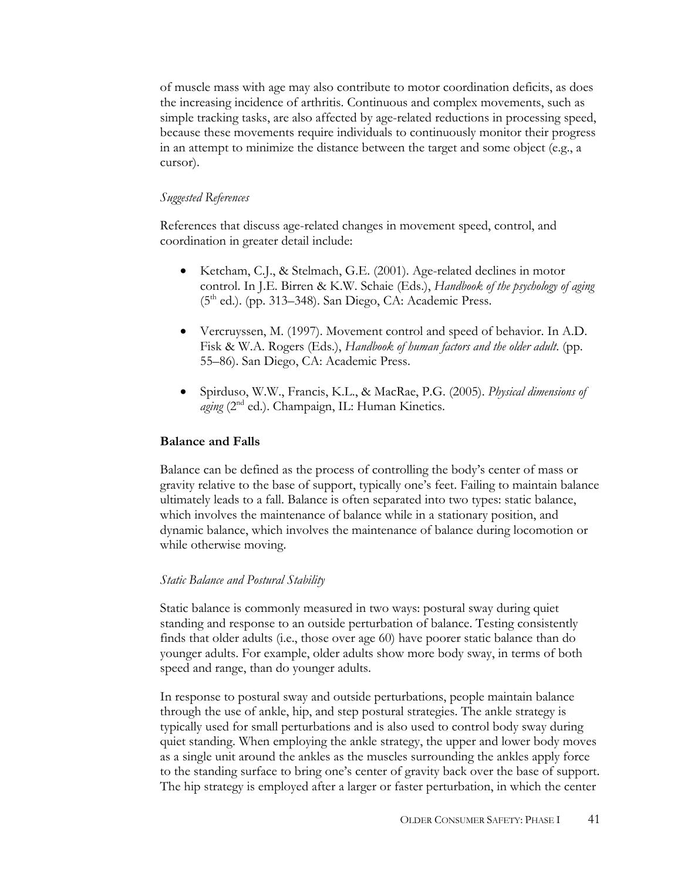of muscle mass with age may also contribute to motor coordination deficits, as does the increasing incidence of arthritis. Continuous and complex movements, such as simple tracking tasks, are also affected by age-related reductions in processing speed, because these movements require individuals to continuously monitor their progress in an attempt to minimize the distance between the target and some object (e.g., a cursor).

*Suggested References*

References that discuss age-related changes in movement speed, control, and coordination in greater detail include:

- Ketcham, C.J., & Stelmach, G.E. (2001). Age-related declines in motor control. In J.E. Birren & K.W. Schaie (Eds.), *Handbook of the psychology of aging* (5th ed.). (pp. 313–348). San Diego, CA: Academic Press.

- Vercruyssen, M. (1997). Movement control and speed of behavior. In A.D. Fisk & W.A. Rogers (Eds.), *Handbook of human factors and the older adult*. (pp. 55–86). San Diego, CA: Academic Press.

- Spirduso, W.W., Francis, K.L., & MacRae, P.G. (2005). *Physical dimensions of aging* (2nd ed.). Champaign, IL: Human Kinetics.

## Balance and Falls

Balance can be defined as the process of controlling the body's center of mass or gravity relative to the base of support, typically one's feet. Failing to maintain balance ultimately leads to a fall. Balance is often separated into two types: static balance, which involves the maintenance of balance while in a stationary position, and dynamic balance, which involves the maintenance of balance during locomotion or while otherwise moving.

*Static Balance and Postural Stability*

Static balance is commonly measured in two ways: postural sway during quiet standing and response to an outside perturbation of balance. Testing consistently finds that older adults (i.e., those over age 60) have poorer static balance than do younger adults. For example, older adults show more body sway, in terms of both speed and range, than do younger adults.

In response to postural sway and outside perturbations, people maintain balance through the use of ankle, hip, and step postural strategies. The ankle strategy is typically used for small perturbations and is also used to control body sway during quiet standing. When employing the ankle strategy, the upper and lower body moves as a single unit around the ankles as the muscles surrounding the ankles apply force to the standing surface to bring one's center of gravity back over the base of support. The hip strategy is employed after a larger or faster perturbation, in which the center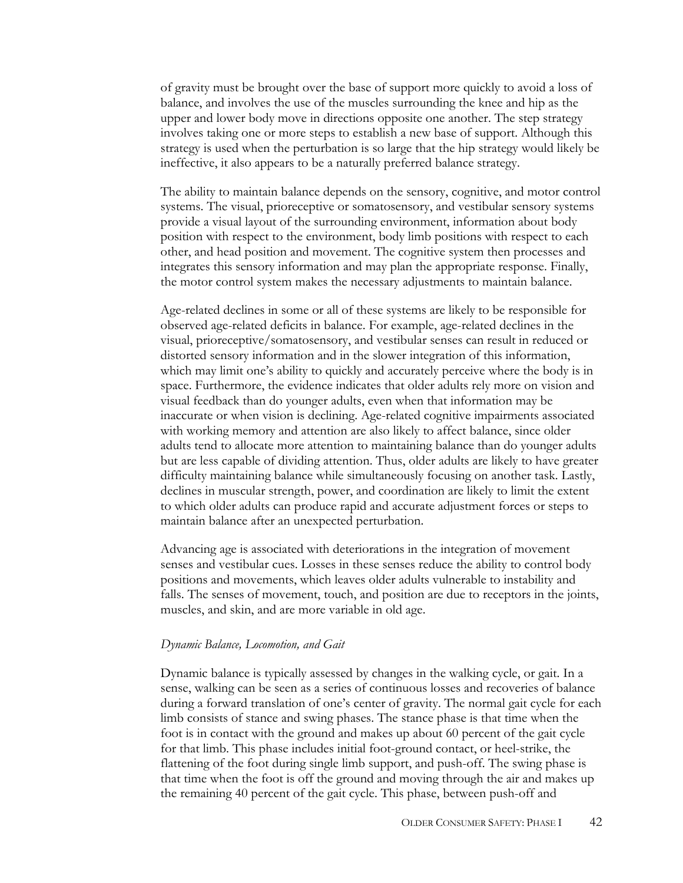of gravity must be brought over the base of support more quickly to avoid a loss of balance, and involves the use of the muscles surrounding the knee and hip as the upper and lower body move in directions opposite one another. The step strategy involves taking one or more steps to establish a new base of support. Although this strategy is used when the perturbation is so large that the hip strategy would likely be ineffective, it also appears to be a naturally preferred balance strategy.

The ability to maintain balance depends on the sensory, cognitive, and motor control systems. The visual, prioreceptive or somatosensory, and vestibular sensory systems provide a visual layout of the surrounding environment, information about body position with respect to the environment, body limb positions with respect to each other, and head position and movement. The cognitive system then processes and integrates this sensory information and may plan the appropriate response. Finally, the motor control system makes the necessary adjustments to maintain balance.

Age-related declines in some or all of these systems are likely to be responsible for observed age-related deficits in balance. For example, age-related declines in the visual, prioreceptive/somatosensory, and vestibular senses can result in reduced or distorted sensory information and in the slower integration of this information, which may limit one's ability to quickly and accurately perceive where the body is in space. Furthermore, the evidence indicates that older adults rely more on vision and visual feedback than do younger adults, even when that information may be inaccurate or when vision is declining. Age-related cognitive impairments associated with working memory and attention are also likely to affect balance, since older adults tend to allocate more attention to maintaining balance than do younger adults but are less capable of dividing attention. Thus, older adults are likely to have greater difficulty maintaining balance while simultaneously focusing on another task. Lastly, declines in muscular strength, power, and coordination are likely to limit the extent to which older adults can produce rapid and accurate adjustment forces or steps to maintain balance after an unexpected perturbation.

Advancing age is associated with deteriorations in the integration of movement senses and vestibular cues. Losses in these senses reduce the ability to control body positions and movements, which leaves older adults vulnerable to instability and falls. The senses of movement, touch, and position are due to receptors in the joints, muscles, and skin, and are more variable in old age.

*Dynamic Balance, Locomotion, and Gait*

Dynamic balance is typically assessed by changes in the walking cycle, or gait. In a sense, walking can be seen as a series of continuous losses and recoveries of balance during a forward translation of one's center of gravity. The normal gait cycle for each limb consists of stance and swing phases. The stance phase is that time when the foot is in contact with the ground and makes up about 60 percent of the gait cycle for that limb. This phase includes initial foot-ground contact, or heel-strike, the flattening of the foot during single limb support, and push-off. The swing phase is that time when the foot is off the ground and moving through the air and makes up the remaining 40 percent of the gait cycle. This phase, between push-off and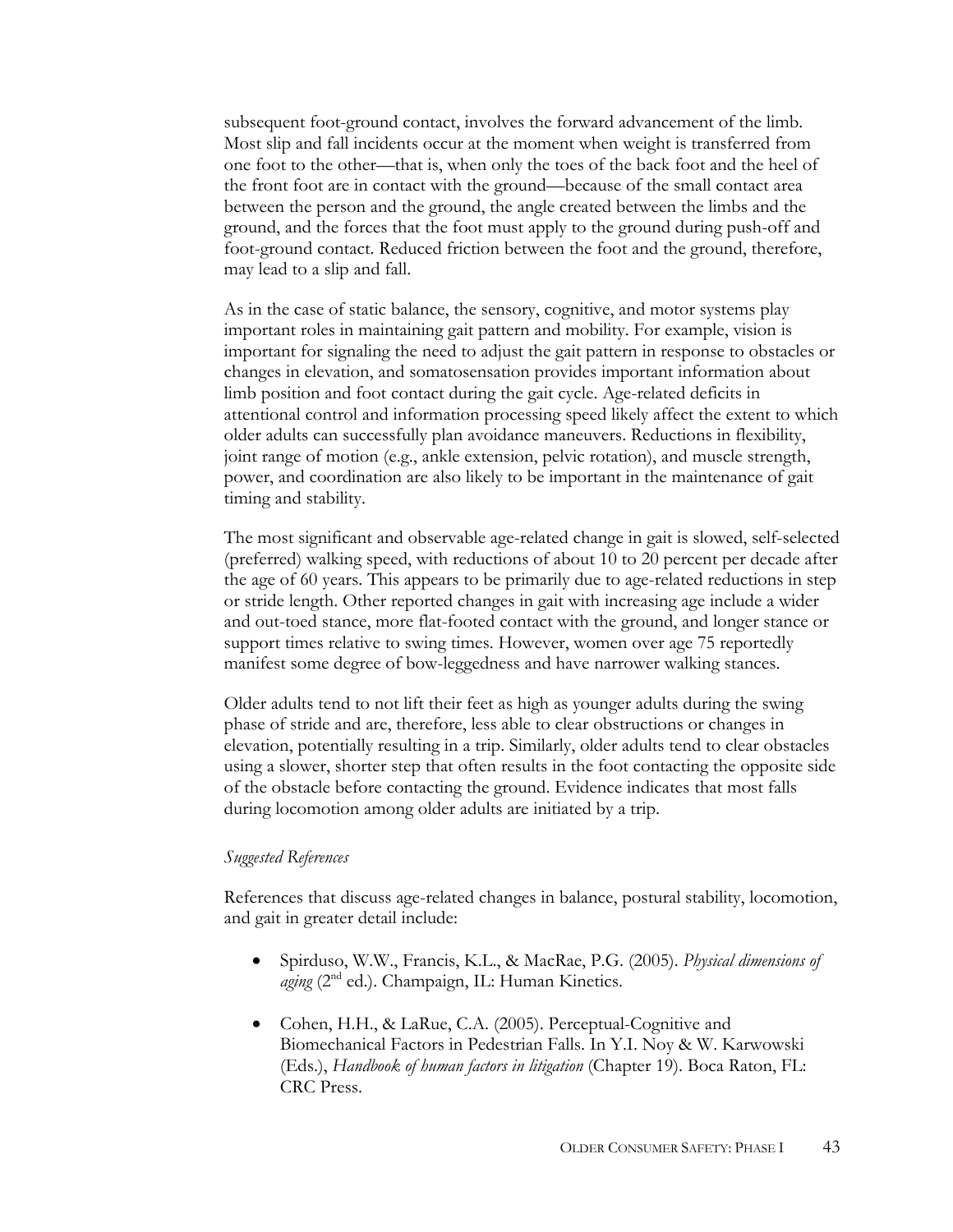subsequent foot-ground contact, involves the forward advancement of the limb. Most slip and fall incidents occur at the moment when weight is transferred from one foot to the other—that is, when only the toes of the back foot and the heel of the front foot are in contact with the ground—because of the small contact area between the person and the ground, the angle created between the limbs and the ground, and the forces that the foot must apply to the ground during push-off and foot-ground contact. Reduced friction between the foot and the ground, therefore, may lead to a slip and fall.

As in the case of static balance, the sensory, cognitive, and motor systems play important roles in maintaining gait pattern and mobility. For example, vision is important for signaling the need to adjust the gait pattern in response to obstacles or changes in elevation, and somatosensation provides important information about limb position and foot contact during the gait cycle. Age-related deficits in attentional control and information processing speed likely affect the extent to which older adults can successfully plan avoidance maneuvers. Reductions in flexibility, joint range of motion (e.g., ankle extension, pelvic rotation), and muscle strength, power, and coordination are also likely to be important in the maintenance of gait timing and stability.

The most significant and observable age-related change in gait is slowed, self-selected (preferred) walking speed, with reductions of about 10 to 20 percent per decade after the age of 60 years. This appears to be primarily due to age-related reductions in step or stride length. Other reported changes in gait with increasing age include a wider and out-toed stance, more flat-footed contact with the ground, and longer stance or support times relative to swing times. However, women over age 75 reportedly manifest some degree of bow-leggedness and have narrower walking stances.

Older adults tend to not lift their feet as high as younger adults during the swing phase of stride and are, therefore, less able to clear obstructions or changes in elevation, potentially resulting in a trip. Similarly, older adults tend to clear obstacles using a slower, shorter step that often results in the foot contacting the opposite side of the obstacle before contacting the ground. Evidence indicates that most falls during locomotion among older adults are initiated by a trip.

*Suggested References*

References that discuss age-related changes in balance, postural stability, locomotion, and gait in greater detail include:

- Spirduso, W.W., Francis, K.L., & MacRae, P.G. (2005). *Physical dimensions of aging* (2nd ed.). Champaign, IL: Human Kinetics.
- Cohen, H.H., & LaRue, C.A. (2005). Perceptual-Cognitive and Biomechanical Factors in Pedestrian Falls. In Y.I. Noy & W. Karwowski (Eds.), *Handbook of human factors in litigation* (Chapter 19). Boca Raton, FL: CRC Press.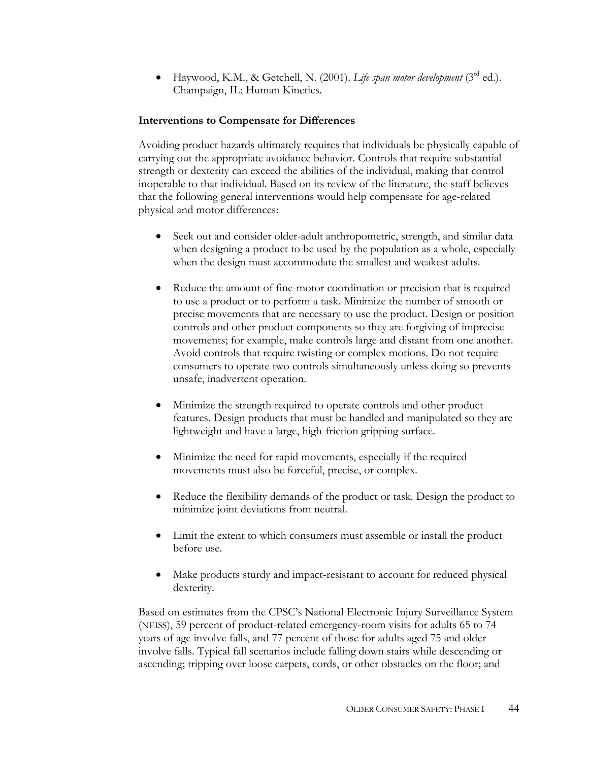- Haywood, K.M., & Getchell, N. (2001). *Life span motor development* (3rd ed.). Champaign, IL: Human Kinetics.

**Interventions to Compensate for Differences**

Avoiding product hazards ultimately requires that individuals be physically capable of carrying out the appropriate avoidance behavior. Controls that require substantial strength or dexterity can exceed the abilities of the individual, making that control inoperable to that individual. Based on its review of the literature, the staff believes that the following general interventions would help compensate for age-related physical and motor differences:

- Seek out and consider older-adult anthropometric, strength, and similar data when designing a product to be used by the population as a whole, especially when the design must accommodate the smallest and weakest adults.

- Reduce the amount of fine-motor coordination or precision that is required to use a product or to perform a task. Minimize the number of smooth or precise movements that are necessary to use the product. Design or position controls and other product components so they are forgiving of imprecise movements; for example, make controls large and distant from one another. Avoid controls that require twisting or complex motions. Do not require consumers to operate two controls simultaneously unless doing so prevents unsafe, inadvertent operation.

- Minimize the strength required to operate controls and other product features. Design products that must be handled and manipulated so they are lightweight and have a large, high-friction gripping surface.

- Minimize the need for rapid movements, especially if the required movements must also be forceful, precise, or complex.

- Reduce the flexibility demands of the product or task. Design the product to minimize joint deviations from neutral.

- Limit the extent to which consumers must assemble or install the product before use.

- Make products sturdy and impact-resistant to account for reduced physical dexterity.

Based on estimates from the CPSC's National Electronic Injury Surveillance System (NEISS), 59 percent of product-related emergency-room visits for adults 65 to 74 years of age involve falls, and 77 percent of those for adults aged 75 and older involve falls. Typical fall scenarios include falling down stairs while descending or ascending; tripping over loose carpets, cords, or other obstacles on the floor; and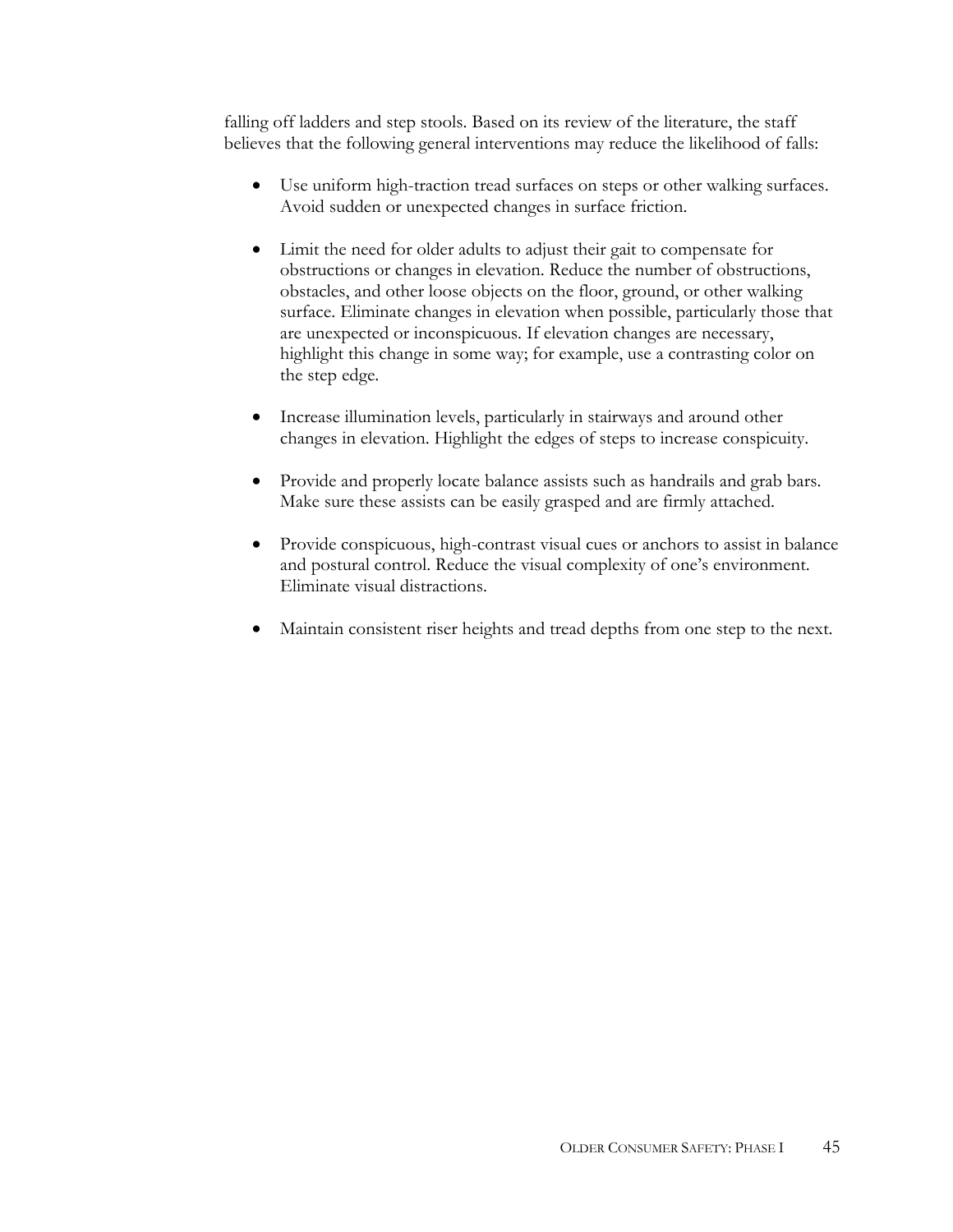falling off ladders and step stools. Based on its review of the literature, the staff believes that the following general interventions may reduce the likelihood of falls:

- Use uniform high-traction tread surfaces on steps or other walking surfaces. Avoid sudden or unexpected changes in surface friction.

- Limit the need for older adults to adjust their gait to compensate for obstructions or changes in elevation. Reduce the number of obstructions, obstacles, and other loose objects on the floor, ground, or other walking surface. Eliminate changes in elevation when possible, particularly those that are unexpected or inconspicuous. If elevation changes are necessary, highlight this change in some way; for example, use a contrasting color on the step edge.

- Increase illumination levels, particularly in stairways and around other changes in elevation. Highlight the edges of steps to increase conspicuity.

- Provide and properly locate balance assists such as handrails and grab bars. Make sure these assists can be easily grasped and are firmly attached.

- Provide conspicuous, high-contrast visual cues or anchors to assist in balance and postural control. Reduce the visual complexity of one's environment. Eliminate visual distractions.

- Maintain consistent riser heights and tread depths from one step to the next.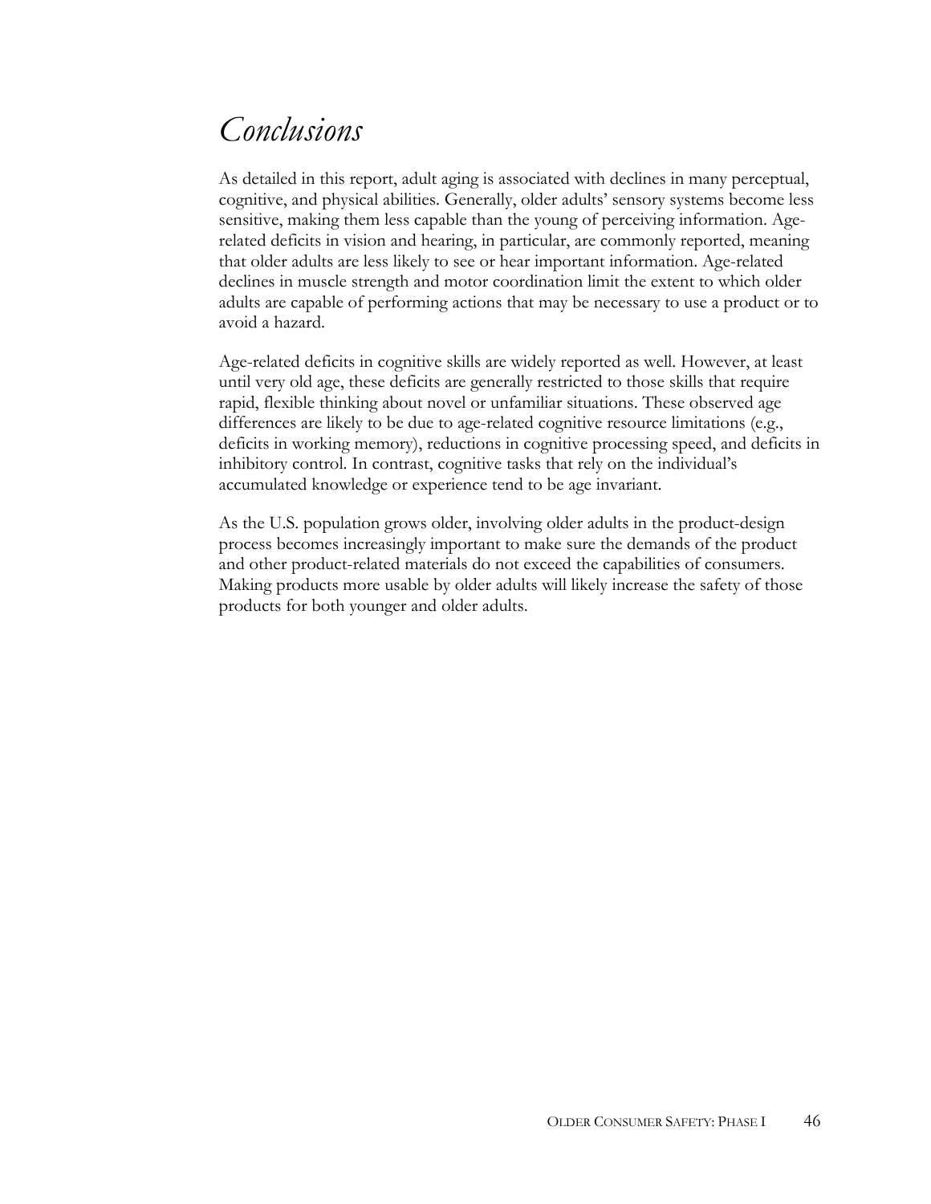# *Conclusions*

As detailed in this report, adult aging is associated with declines in many perceptual, cognitive, and physical abilities. Generally, older adults' sensory systems become less sensitive, making them less capable than the young of perceiving information. Age-related deficits in vision and hearing, in particular, are commonly reported, meaning that older adults are less likely to see or hear important information. Age-related declines in muscle strength and motor coordination limit the extent to which older adults are capable of performing actions that may be necessary to use a product or to avoid a hazard.

Age-related deficits in cognitive skills are widely reported as well. However, at least until very old age, these deficits are generally restricted to those skills that require rapid, flexible thinking about novel or unfamiliar situations. These observed age differences are likely to be due to age-related cognitive resource limitations (e.g., deficits in working memory), reductions in cognitive processing speed, and deficits in inhibitory control. In contrast, cognitive tasks that rely on the individual's accumulated knowledge or experience tend to be age invariant.

As the U.S. population grows older, involving older adults in the product-design process becomes increasingly important to make sure the demands of the product and other product-related materials do not exceed the capabilities of consumers. Making products more usable by older adults will likely increase the safety of those products for both younger and older adults.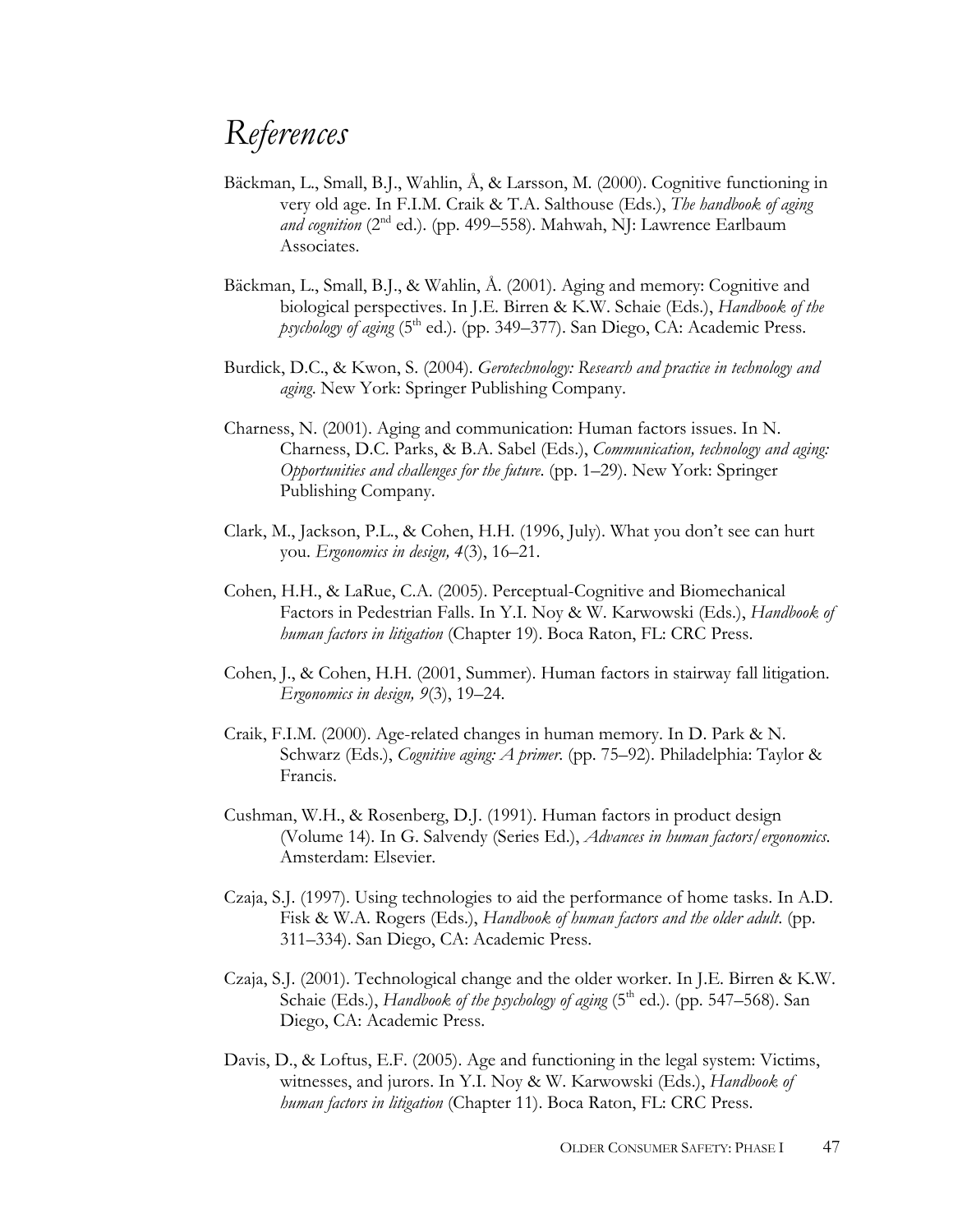# *References*

Bäckman, L., Small, B.J., Wahlin, Å., & Larsson, M. (2000). Cognitive functioning in very old age. In F.I.M. Craik & T.A. Salthouse (Eds.), *The handbook of aging and cognition* (2nd ed.). (pp. 499–558). Mahwah, NJ: Lawrence Earlbaum Associates.

Bäckman, L., Small, B.J., & Wahlin, Å. (2001). Aging and memory: Cognitive and biological perspectives. In J.E. Birren & K.W. Schaie (Eds.), *Handbook of the psychology of aging* (5th ed.). (pp. 349–377). San Diego, CA: Academic Press.

Burdick, D.C., & Kwon, S. (2004). *Gerotechnology: Research and practice in technology and aging*. New York: Springer Publishing Company.

Charness, N. (2001). Aging and communication: Human factors issues. In N. Charness, D.C. Parks, & B.A. Sabel (Eds.), *Communication, technology and aging: Opportunities and challenges for the future*. (pp. 1–29). New York: Springer Publishing Company.

Clark, M., Jackson, P.L., & Cohen, H.H. (1996, July). What you don't see can hurt you. *Ergonomics in design, 4*(3), 16–21.

Cohen, H.H., & LaRue, C.A. (2005). Perceptual-Cognitive and Biomechanical Factors in Pedestrian Falls. In Y.I. Noy & W. Karwowski (Eds.), *Handbook of human factors in litigation* (Chapter 19). Boca Raton, FL: CRC Press.

Cohen, J., & Cohen, H.H. (2001, Summer). Human factors in stairway fall litigation. *Ergonomics in design, 9*(3), 19–24.

Craik, F.I.M. (2000). Age-related changes in human memory. In D. Park & N. Schwarz (Eds.), *Cognitive aging: A primer*. (pp. 75–92). Philadelphia: Taylor & Francis.

Cushman, W.H., & Rosenberg, D.J. (1991). Human factors in product design (Volume 14). In G. Salvendy (Series Ed.), *Advances in human factors/ergonomics*. Amsterdam: Elsevier.

Czaja, S.J. (1997). Using technologies to aid the performance of home tasks. In A.D. Fisk & W.A. Rogers (Eds.), *Handbook of human factors and the older adult*. (pp. 311–334). San Diego, CA: Academic Press.

Czaja, S.J. (2001). Technological change and the older worker. In J.E. Birren & K.W. Schaie (Eds.), *Handbook of the psychology of aging* (5th ed.). (pp. 547–568). San Diego, CA: Academic Press.

Davis, D., & Loftus, E.F. (2005). Age and functioning in the legal system: Victims, witnesses, and jurors. In Y.I. Noy & W. Karwowski (Eds.), *Handbook of human factors in litigation* (Chapter 11). Boca Raton, FL: CRC Press.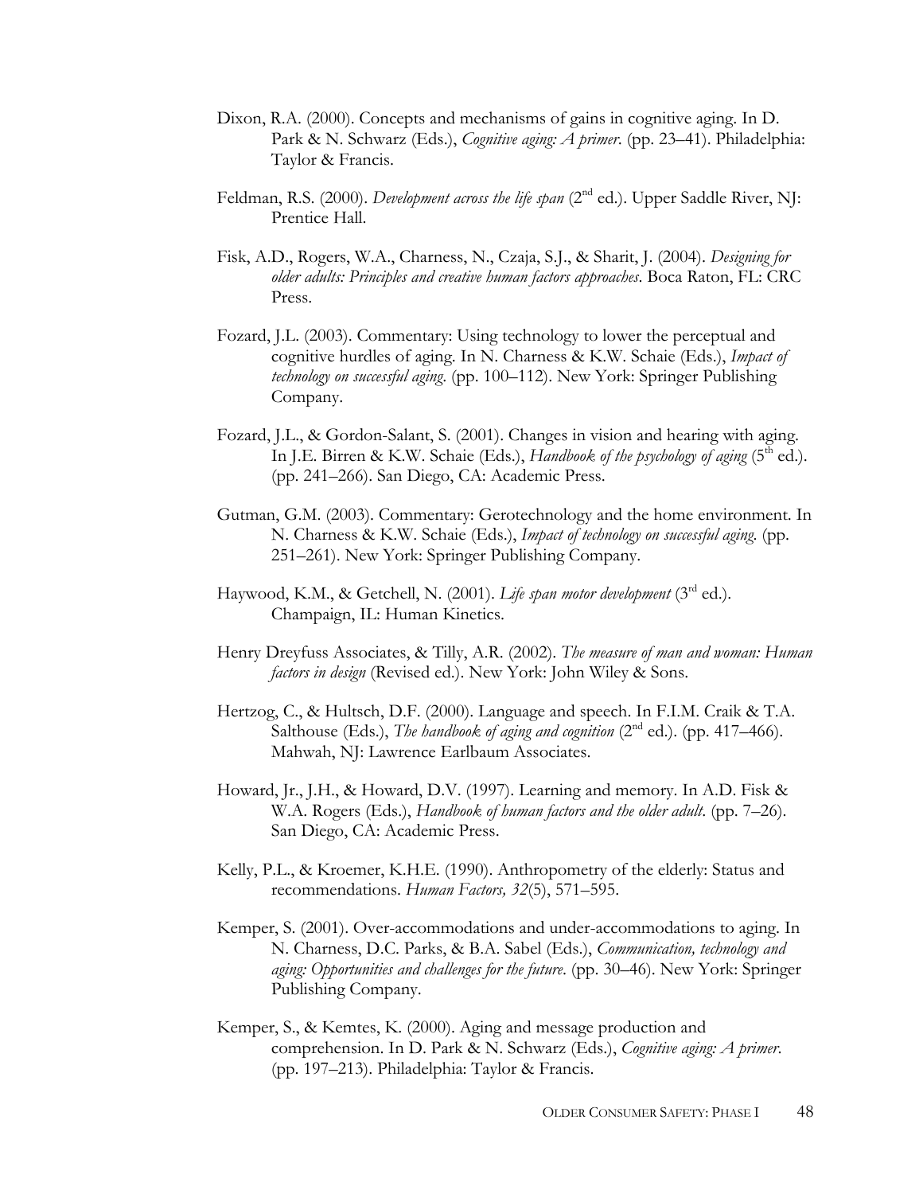Dixon, R.A. (2000). Concepts and mechanisms of gains in cognitive aging. In D. Park & N. Schwarz (Eds.), *Cognitive aging: A primer*. (pp. 23–41). Philadelphia: Taylor & Francis.

Feldman, R.S. (2000). *Development across the life span* (2nd ed.). Upper Saddle River, NJ: Prentice Hall.

Fisk, A.D., Rogers, W.A., Charness, N., Czaja, S.J., & Sharit, J. (2004). *Designing for older adults: Principles and creative human factors approaches*. Boca Raton, FL: CRC Press.

Fozard, J.L. (2003). Commentary: Using technology to lower the perceptual and cognitive hurdles of aging. In N. Charness & K.W. Schaie (Eds.), *Impact of technology on successful aging*. (pp. 100–112). New York: Springer Publishing Company.

Fozard, J.L., & Gordon-Salant, S. (2001). Changes in vision and hearing with aging. In J.E. Birren & K.W. Schaie (Eds.), *Handbook of the psychology of aging* (5th ed.). (pp. 241–266). San Diego, CA: Academic Press.

Gutman, G.M. (2003). Commentary: Gerotechnology and the home environment. In N. Charness & K.W. Schaie (Eds.), *Impact of technology on successful aging*. (pp. 251–261). New York: Springer Publishing Company.

Haywood, K.M., & Getchell, N. (2001). *Life span motor development* (3rd ed.). Champaign, IL: Human Kinetics.

Henry Dreyfuss Associates, & Tilly, A.R. (2002). *The measure of man and woman: Human factors in design* (Revised ed.). New York: John Wiley & Sons.

Hertzog, C., & Hultsch, D.F. (2000). Language and speech. In F.I.M. Craik & T.A. Salthouse (Eds.), *The handbook of aging and cognition* (2nd ed.). (pp. 417–466). Mahwah, NJ: Lawrence Earlbaum Associates.

Howard, Jr., J.H., & Howard, D.V. (1997). Learning and memory. In A.D. Fisk & W.A. Rogers (Eds.), *Handbook of human factors and the older adult*. (pp. 7–26). San Diego, CA: Academic Press.

Kelly, P.L., & Kroemer, K.H.E. (1990). Anthropometry of the elderly: Status and recommendations. *Human Factors, 32*(5), 571–595.

Kemper, S. (2001). Over-accommodations and under-accommodations to aging. In N. Charness, D.C. Parks, & B.A. Sabel (Eds.), *Communication, technology and aging: Opportunities and challenges for the future*. (pp. 30–46). New York: Springer Publishing Company.

Kemper, S., & Kemtes, K. (2000). Aging and message production and comprehension. In D. Park & N. Schwarz (Eds.), *Cognitive aging: A primer*. (pp. 197–213). Philadelphia: Taylor & Francis.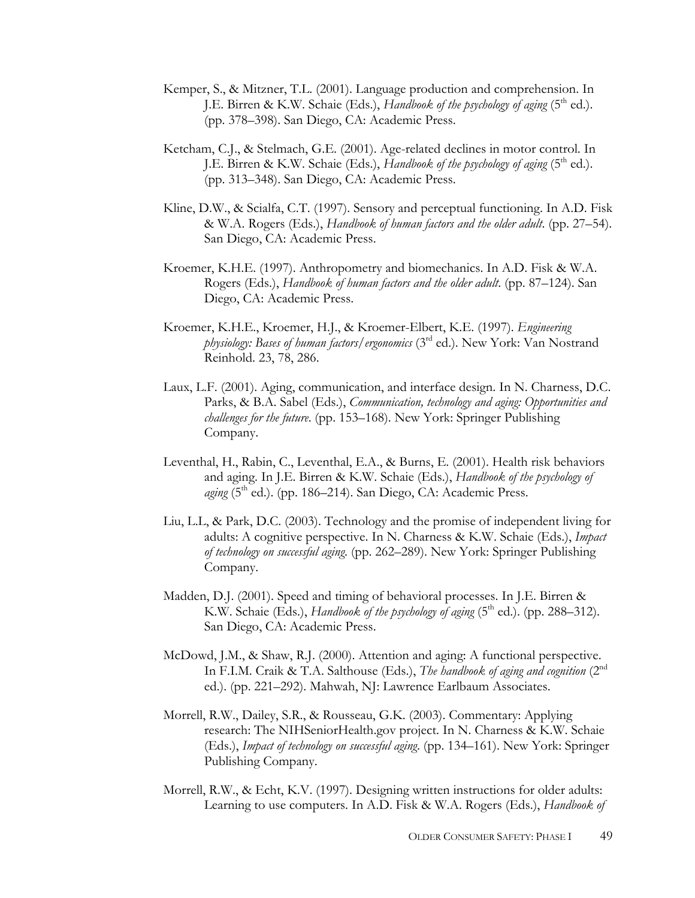Kemper, S., & Mitzner, T.L. (2001). Language production and comprehension. In J.E. Birren & K.W. Schaie (Eds.), *Handbook of the psychology of aging* (5th ed.). (pp. 378–398). San Diego, CA: Academic Press.

Ketcham, C.J., & Stelmach, G.E. (2001). Age-related declines in motor control. In J.E. Birren & K.W. Schaie (Eds.), *Handbook of the psychology of aging* (5th ed.). (pp. 313–348). San Diego, CA: Academic Press.

Kline, D.W., & Scialfa, C.T. (1997). Sensory and perceptual functioning. In A.D. Fisk & W.A. Rogers (Eds.), *Handbook of human factors and the older adult*. (pp. 27–54). San Diego, CA: Academic Press.

Kroemer, K.H.E. (1997). Anthropometry and biomechanics. In A.D. Fisk & W.A. Rogers (Eds.), *Handbook of human factors and the older adult*. (pp. 87–124). San Diego, CA: Academic Press.

Kroemer, K.H.E., Kroemer, H.J., & Kroemer-Elbert, K.E. (1997). *Engineering physiology: Bases of human factors/ergonomics* (3rd ed.). New York: Van Nostrand Reinhold. 23, 78, 286.

Laux, L.F. (2001). Aging, communication, and interface design. In N. Charness, D.C. Parks, & B.A. Sabel (Eds.), *Communication, technology and aging: Opportunities and challenges for the future*. (pp. 153–168). New York: Springer Publishing Company.

Leventhal, H., Rabin, C., Leventhal, E.A., & Burns, E. (2001). Health risk behaviors and aging. In J.E. Birren & K.W. Schaie (Eds.), *Handbook of the psychology of aging* (5th ed.). (pp. 186–214). San Diego, CA: Academic Press.

Liu, L.L, & Park, D.C. (2003). Technology and the promise of independent living for adults: A cognitive perspective. In N. Charness & K.W. Schaie (Eds.), *Impact of technology on successful aging*. (pp. 262–289). New York: Springer Publishing Company.

Madden, D.J. (2001). Speed and timing of behavioral processes. In J.E. Birren & K.W. Schaie (Eds.), *Handbook of the psychology of aging* (5th ed.). (pp. 288–312). San Diego, CA: Academic Press.

McDowd, J.M., & Shaw, R.J. (2000). Attention and aging: A functional perspective. In F.I.M. Craik & T.A. Salthouse (Eds.), *The handbook of aging and cognition* (2nd ed.). (pp. 221–292). Mahwah, NJ: Lawrence Earlbaum Associates.

Morrell, R.W., Dailey, S.R., & Rousseau, G.K. (2003). Commentary: Applying research: The NIHSeniorHealth.gov project. In N. Charness & K.W. Schaie (Eds.), *Impact of technology on successful aging*. (pp. 134–161). New York: Springer Publishing Company.

Morrell, R.W., & Echt, K.V. (1997). Designing written instructions for older adults: Learning to use computers. In A.D. Fisk & W.A. Rogers (Eds.), *Handbook of*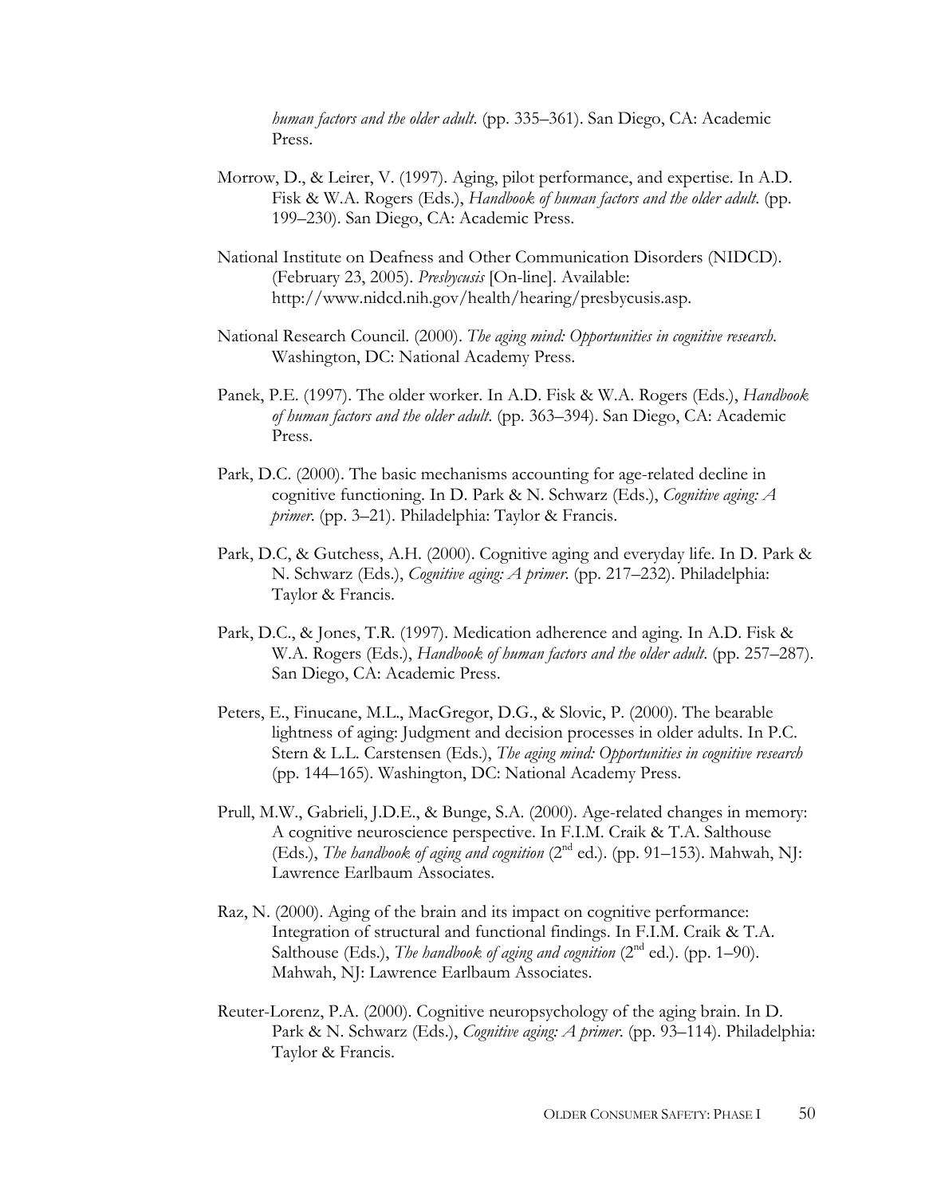*human factors and the older adult*. (pp. 335–361). San Diego, CA: Academic Press.

Morrow, D., & Leirer, V. (1997). Aging, pilot performance, and expertise. In A.D. Fisk & W.A. Rogers (Eds.), *Handbook of human factors and the older adult*. (pp. 199–230). San Diego, CA: Academic Press.

National Institute on Deafness and Other Communication Disorders (NIDCD). (February 23, 2005). *Presbycusis* [On-line]. Available: http://www.nidcd.nih.gov/health/hearing/presbycusis.asp.

National Research Council. (2000). *The aging mind: Opportunities in cognitive research*. Washington, DC: National Academy Press.

Panek, P.E. (1997). The older worker. In A.D. Fisk & W.A. Rogers (Eds.), *Handbook of human factors and the older adult*. (pp. 363–394). San Diego, CA: Academic Press.

Park, D.C. (2000). The basic mechanisms accounting for age-related decline in cognitive functioning. In D. Park & N. Schwarz (Eds.), *Cognitive aging: A primer*. (pp. 3–21). Philadelphia: Taylor & Francis.

Park, D.C, & Gutchess, A.H. (2000). Cognitive aging and everyday life. In D. Park & N. Schwarz (Eds.), *Cognitive aging: A primer*. (pp. 217–232). Philadelphia: Taylor & Francis.

Park, D.C., & Jones, T.R. (1997). Medication adherence and aging. In A.D. Fisk & W.A. Rogers (Eds.), *Handbook of human factors and the older adult*. (pp. 257–287). San Diego, CA: Academic Press.

Peters, E., Finucane, M.L., MacGregor, D.G., & Slovic, P. (2000). The bearable lightness of aging: Judgment and decision processes in older adults. In P.C. Stern & L.L. Carstensen (Eds.), *The aging mind: Opportunities in cognitive research* (pp. 144–165). Washington, DC: National Academy Press.

Prull, M.W., Gabrieli, J.D.E., & Bunge, S.A. (2000). Age-related changes in memory: A cognitive neuroscience perspective. In F.I.M. Craik & T.A. Salthouse (Eds.), *The handbook of aging and cognition* (2nd ed.). (pp. 91–153). Mahwah, NJ: Lawrence Earlbaum Associates.

Raz, N. (2000). Aging of the brain and its impact on cognitive performance: Integration of structural and functional findings. In F.I.M. Craik & T.A. Salthouse (Eds.), *The handbook of aging and cognition* (2nd ed.). (pp. 1–90). Mahwah, NJ: Lawrence Earlbaum Associates.

Reuter-Lorenz, P.A. (2000). Cognitive neuropsychology of the aging brain. In D. Park & N. Schwarz (Eds.), *Cognitive aging: A primer*. (pp. 93–114). Philadelphia: Taylor & Francis.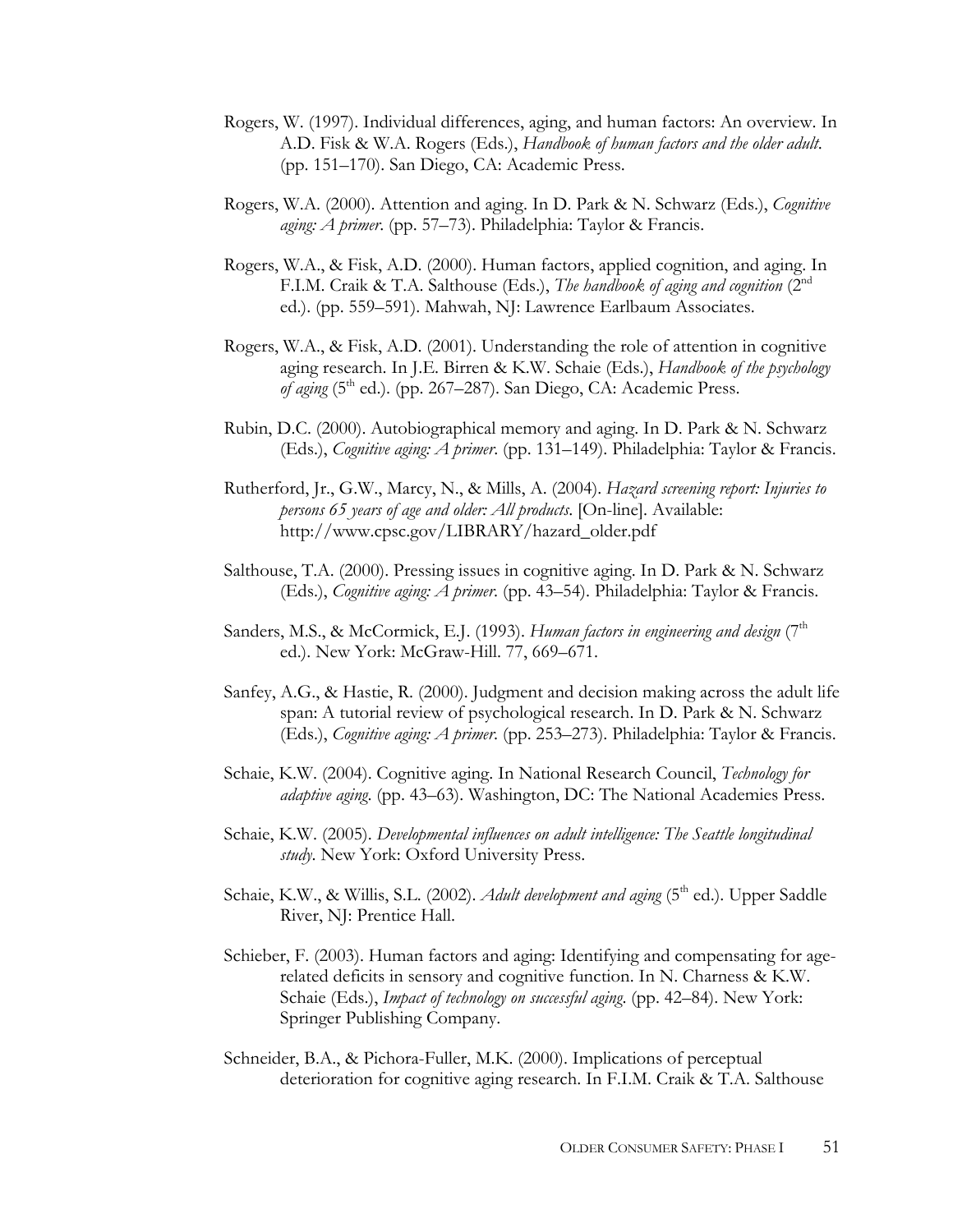Rogers, W. (1997). Individual differences, aging, and human factors: An overview. In A.D. Fisk & W.A. Rogers (Eds.), *Handbook of human factors and the older adult.* (pp. 151–170). San Diego, CA: Academic Press.

Rogers, W.A. (2000). Attention and aging. In D. Park & N. Schwarz (Eds.), *Cognitive aging: A primer.* (pp. 57–73). Philadelphia: Taylor & Francis.

Rogers, W.A., & Fisk, A.D. (2000). Human factors, applied cognition, and aging. In F.I.M. Craik & T.A. Salthouse (Eds.), *The handbook of aging and cognition* (2nd ed.). (pp. 559–591). Mahwah, NJ: Lawrence Earlbaum Associates.

Rogers, W.A., & Fisk, A.D. (2001). Understanding the role of attention in cognitive aging research. In J.E. Birren & K.W. Schaie (Eds.), *Handbook of the psychology of aging* (5th ed.). (pp. 267–287). San Diego, CA: Academic Press.

Rubin, D.C. (2000). Autobiographical memory and aging. In D. Park & N. Schwarz (Eds.), *Cognitive aging: A primer.* (pp. 131–149). Philadelphia: Taylor & Francis.

Rutherford, Jr., G.W., Marcy, N., & Mills, A. (2004). *Hazard screening report: Injuries to persons 65 years of age and older: All products.* [On-line]. Available: http://www.cpsc.gov/LIBRARY/hazard_older.pdf

Salthouse, T.A. (2000). Pressing issues in cognitive aging. In D. Park & N. Schwarz (Eds.), *Cognitive aging: A primer.* (pp. 43–54). Philadelphia: Taylor & Francis.

Sanders, M.S., & McCormick, E.J. (1993). *Human factors in engineering and design* (7th ed.). New York: McGraw-Hill. 77, 669–671.

Sanfey, A.G., & Hastie, R. (2000). Judgment and decision making across the adult life span: A tutorial review of psychological research. In D. Park & N. Schwarz (Eds.), *Cognitive aging: A primer.* (pp. 253–273). Philadelphia: Taylor & Francis.

Schaie, K.W. (2004). Cognitive aging. In National Research Council, *Technology for adaptive aging.* (pp. 43–63). Washington, DC: The National Academies Press.

Schaie, K.W. (2005). *Developmental influences on adult intelligence: The Seattle longitudinal study.* New York: Oxford University Press.

Schaie, K.W., & Willis, S.L. (2002). *Adult development and aging* (5th ed.). Upper Saddle River, NJ: Prentice Hall.

Schieber, F. (2003). Human factors and aging: Identifying and compensating for age-related deficits in sensory and cognitive function. In N. Charness & K.W. Schaie (Eds.), *Impact of technology on successful aging.* (pp. 42–84). New York: Springer Publishing Company.

Schneider, B.A., & Pichora-Fuller, M.K. (2000). Implications of perceptual deterioration for cognitive aging research. In F.I.M. Craik & T.A. Salthouse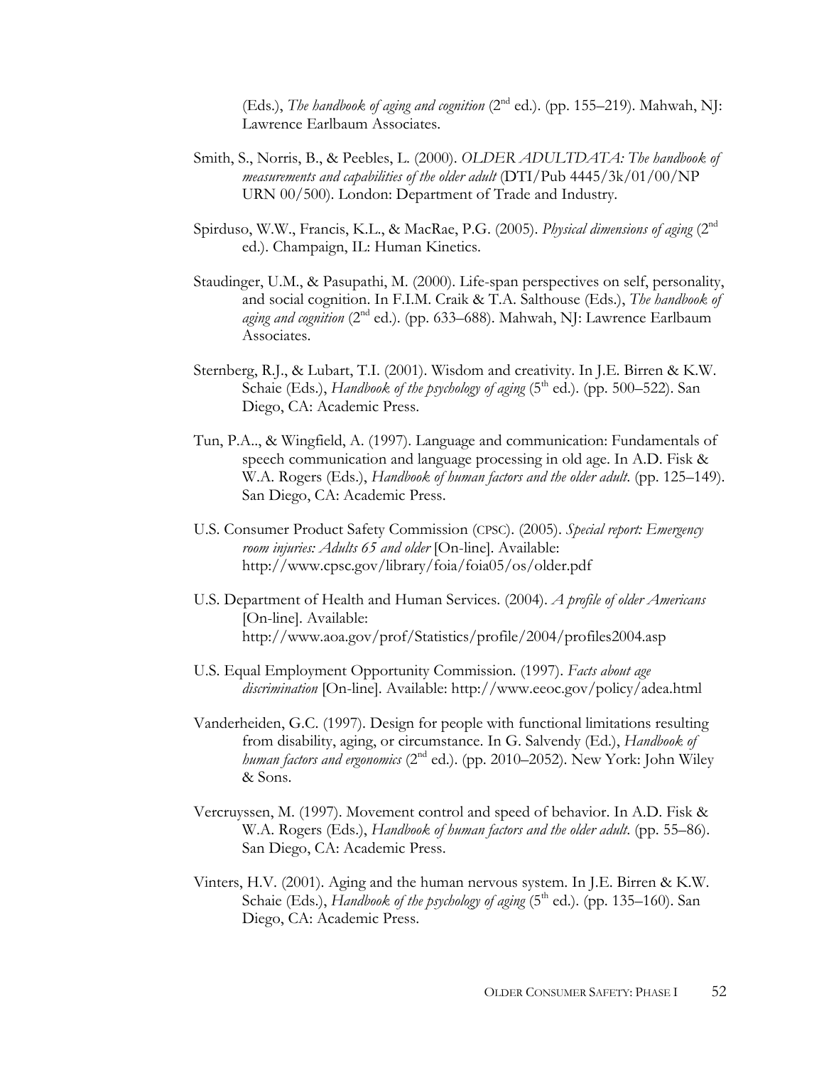(Eds.), *The handbook of aging and cognition* (2nd ed.). (pp. 155–219). Mahwah, NJ: Lawrence Earlbaum Associates.

Smith, S., Norris, B., & Peebles, L. (2000). *OLDER ADULTDATA: The handbook of measurements and capabilities of the older adult* (DTI/Pub 4445/3k/01/00/NP URN 00/500). London: Department of Trade and Industry.

Spirduso, W.W., Francis, K.L., & MacRae, P.G. (2005). *Physical dimensions of aging* (2nd ed.). Champaign, IL: Human Kinetics.

Staudinger, U.M., & Pasupathi, M. (2000). Life-span perspectives on self, personality, and social cognition. In F.I.M. Craik & T.A. Salthouse (Eds.), *The handbook of aging and cognition* (2nd ed.). (pp. 633–688). Mahwah, NJ: Lawrence Earlbaum Associates.

Sternberg, R.J., & Lubart, T.I. (2001). Wisdom and creativity. In J.E. Birren & K.W. Schaie (Eds.), *Handbook of the psychology of aging* (5th ed.). (pp. 500–522). San Diego, CA: Academic Press.

Tun, P.A.., & Wingfield, A. (1997). Language and communication: Fundamentals of speech communication and language processing in old age. In A.D. Fisk & W.A. Rogers (Eds.), *Handbook of human factors and the older adult*. (pp. 125–149). San Diego, CA: Academic Press.

U.S. Consumer Product Safety Commission (CPSC). (2005). *Special report: Emergency room injuries: Adults 65 and older* [On-line]. Available: http://www.cpsc.gov/library/foia/foia05/os/older.pdf

U.S. Department of Health and Human Services. (2004). *A profile of older Americans* [On-line]. Available: http://www.aoa.gov/prof/Statistics/profile/2004/profiles2004.asp

U.S. Equal Employment Opportunity Commission. (1997). *Facts about age discrimination* [On-line]. Available: http://www.eeoc.gov/policy/adea.html

Vanderheiden, G.C. (1997). Design for people with functional limitations resulting from disability, aging, or circumstance. In G. Salvendy (Ed.), *Handbook of human factors and ergonomics* (2nd ed.). (pp. 2010–2052). New York: John Wiley & Sons.

Vercruyssen, M. (1997). Movement control and speed of behavior. In A.D. Fisk & W.A. Rogers (Eds.), *Handbook of human factors and the older adult*. (pp. 55–86). San Diego, CA: Academic Press.

Vinters, H.V. (2001). Aging and the human nervous system. In J.E. Birren & K.W. Schaie (Eds.), *Handbook of the psychology of aging* (5th ed.). (pp. 135–160). San Diego, CA: Academic Press.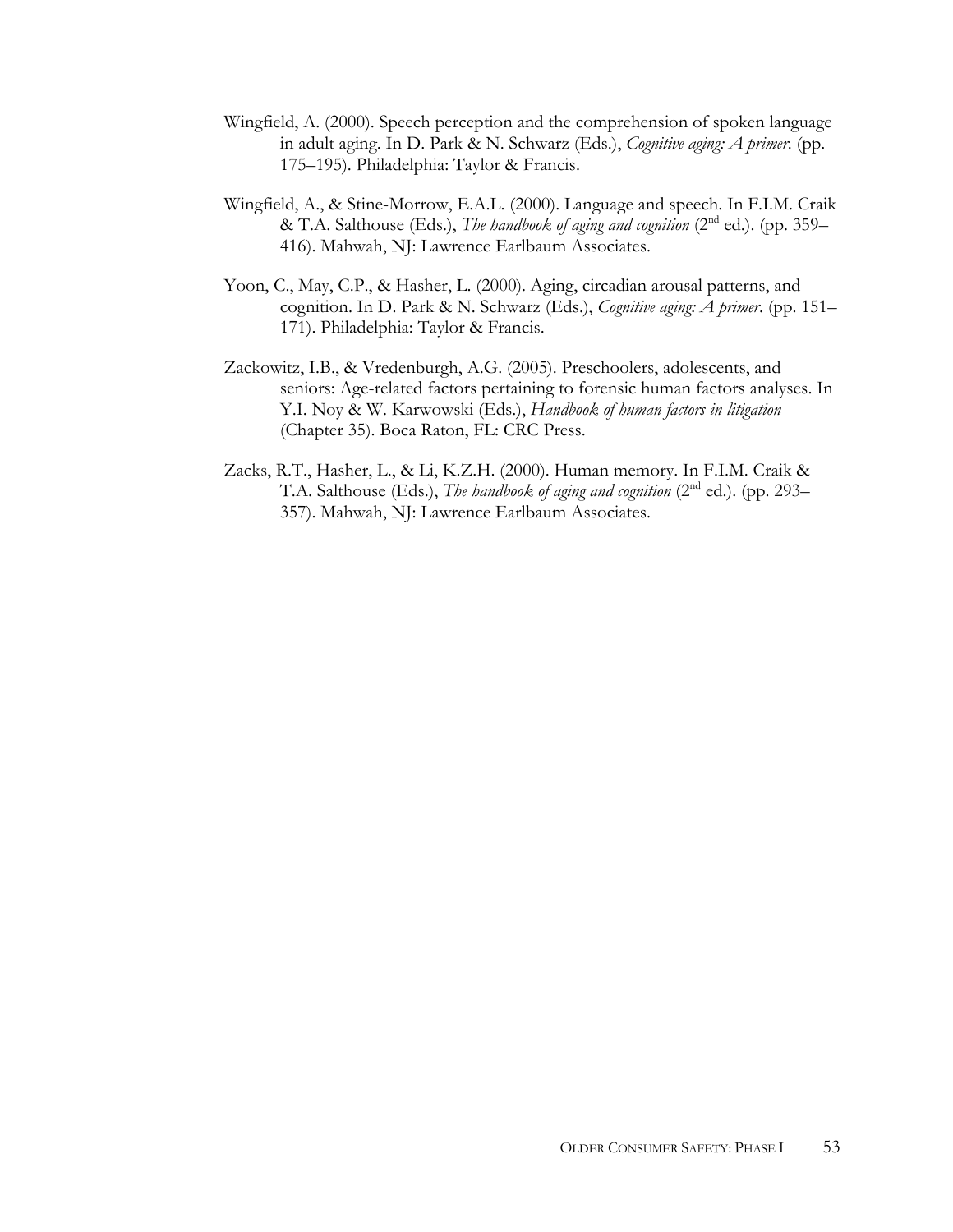Wingfield, A. (2000). Speech perception and the comprehension of spoken language in adult aging. In D. Park & N. Schwarz (Eds.), *Cognitive aging: A primer.* (pp. 175–195). Philadelphia: Taylor & Francis.

Wingfield, A., & Stine-Morrow, E.A.L. (2000). Language and speech. In F.I.M. Craik & T.A. Salthouse (Eds.), *The handbook of aging and cognition* (2nd ed.). (pp. 359–416). Mahwah, NJ: Lawrence Earlbaum Associates.

Yoon, C., May, C.P., & Hasher, L. (2000). Aging, circadian arousal patterns, and cognition. In D. Park & N. Schwarz (Eds.), *Cognitive aging: A primer.* (pp. 151–171). Philadelphia: Taylor & Francis.

Zackowitz, I.B., & Vredenburgh, A.G. (2005). Preschoolers, adolescents, and seniors: Age-related factors pertaining to forensic human factors analyses. In Y.I. Noy & W. Karwowski (Eds.), *Handbook of human factors in litigation* (Chapter 35). Boca Raton, FL: CRC Press.

Zacks, R.T., Hasher, L., & Li, K.Z.H. (2000). Human memory. In F.I.M. Craik & T.A. Salthouse (Eds.), *The handbook of aging and cognition* (2nd ed.). (pp. 293–357). Mahwah, NJ: Lawrence Earlbaum Associates.